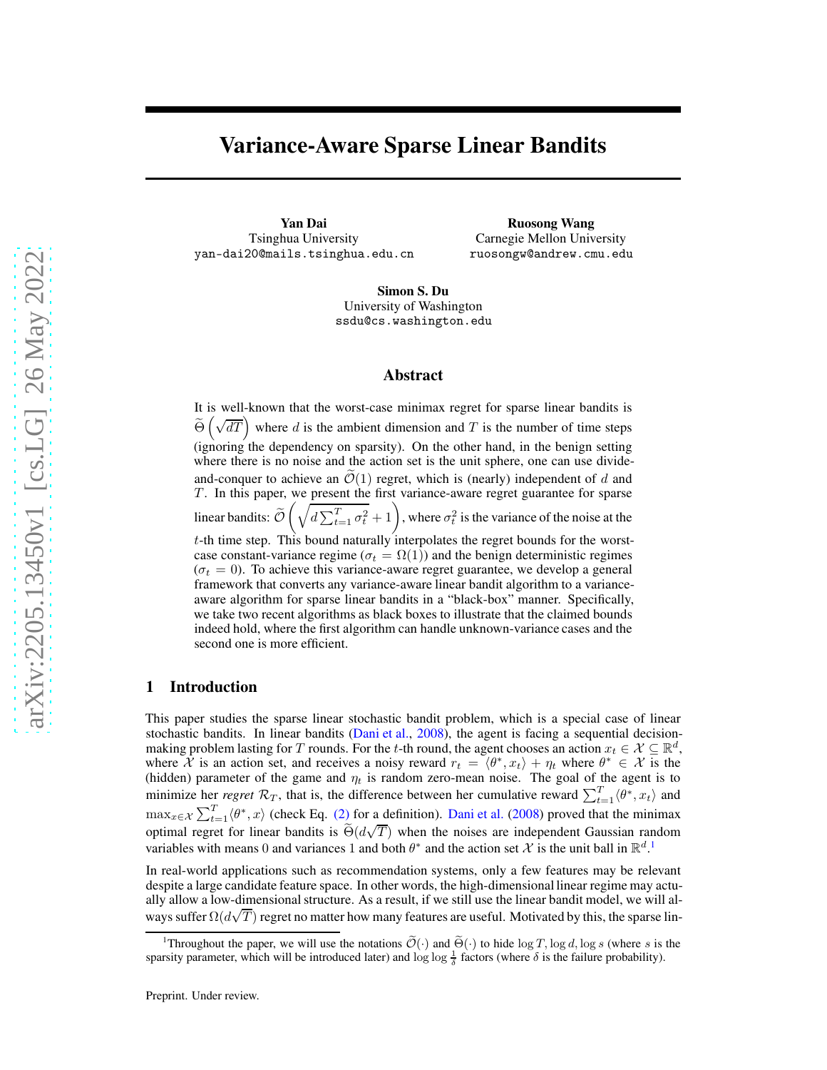# Variance-Aware Sparse Linear Bandits

**Yan Dai**  
Tsinghua University  
`yan-dai20@mails.tsinghua.edu.cn`

**Ruosong Wang**  
Carnegie Mellon University  
`ruosongw@andrew.cmu.edu`

**Simon S. Du**  
University of Washington  
`ssdu@cs.washington.edu`

## Abstract

It is well-known that the worst-case minimax regret for sparse linear bandits is $\widetilde{\Theta}\left(\sqrt{dT}\right)$ where $d$ is the ambient dimension and $T$ is the number of time steps (ignoring the dependency on sparsity). On the other hand, in the benign setting where there is no noise and the action set is the unit sphere, one can use divide-and-conquer to achieve an $\widetilde{\mathcal{O}}(1)$ regret, which is (nearly) independent of $d$ and $T$. In this paper, we present the first variance-aware regret guarantee for sparse linear bandits: $\widetilde{\mathcal{O}}\left(\sqrt{d\sum_{t=1}^T \sigma_t^2} + 1\right)$, where $\sigma_t^2$ is the variance of the noise at the $t$-th time step. This bound naturally interpolates the regret bounds for the worst-case constant-variance regime ($\sigma_t = \Omega(1)$) and the benign deterministic regimes ($\sigma_t = 0$). To achieve this variance-aware regret guarantee, we develop a general framework that converts any variance-aware linear bandit algorithm to a variance-aware algorithm for sparse linear bandits in a "black-box" manner. Specifically, we take two recent algorithms as black boxes to illustrate that the claimed bounds indeed hold, where the first algorithm can handle unknown-variance cases and the second one is more efficient.

## 1 Introduction

This paper studies the sparse linear stochastic bandit problem, which is a special case of linear stochastic bandits. In linear bandits (Dani et al., 2008), the agent is facing a sequential decision-making problem lasting for $T$ rounds. For the $t$-th round, the agent chooses an action $x_t \in \mathcal{X} \subseteq \mathbb{R}^d$, where $\mathcal{X}$ is an action set, and receives a noisy reward $r_t = \langle \theta^*, x_t \rangle + \eta_t$ where $\theta^* \in \mathcal{X}$ is the (hidden) parameter of the game and $\eta_t$ is random zero-mean noise. The goal of the agent is to minimize her *regret* $\mathcal{R}_T$, that is, the difference between her cumulative reward $\sum_{t=1}^T \langle \theta^*, x_t \rangle$ and $\max_{x \in \mathcal{X}} \sum_{t=1}^T \langle \theta^*, x \rangle$ (check Eq. (2) for a definition). Dani et al. (2008) proved that the minimax optimal regret for linear bandits is $\widetilde{\Theta}(d\sqrt{T})$ when the noises are independent Gaussian random variables with means 0 and variances 1 and both $\theta^*$ and the action set $\mathcal{X}$ is the unit ball in $\mathbb{R}^d$.[1]

In real-world applications such as recommendation systems, only a few features may be relevant despite a large candidate feature space. In other words, the high-dimensional linear regime may actually allow a low-dimensional structure. As a result, if we still use the linear bandit model, we will always suffer $\Omega(d\sqrt{T})$ regret no matter how many features are useful. Motivated by this, the sparse lin-

[1] Throughout the paper, we will use the notations $\widetilde{\mathcal{O}}(\cdot)$ and $\widetilde{\Theta}(\cdot)$ to hide $\log T, \log d, \log s$ (where $s$ is the sparsity parameter, which will be introduced later) and $\log \log \frac{1}{\delta}$ factors (where $\delta$ is the failure probability).

Preprint. Under review.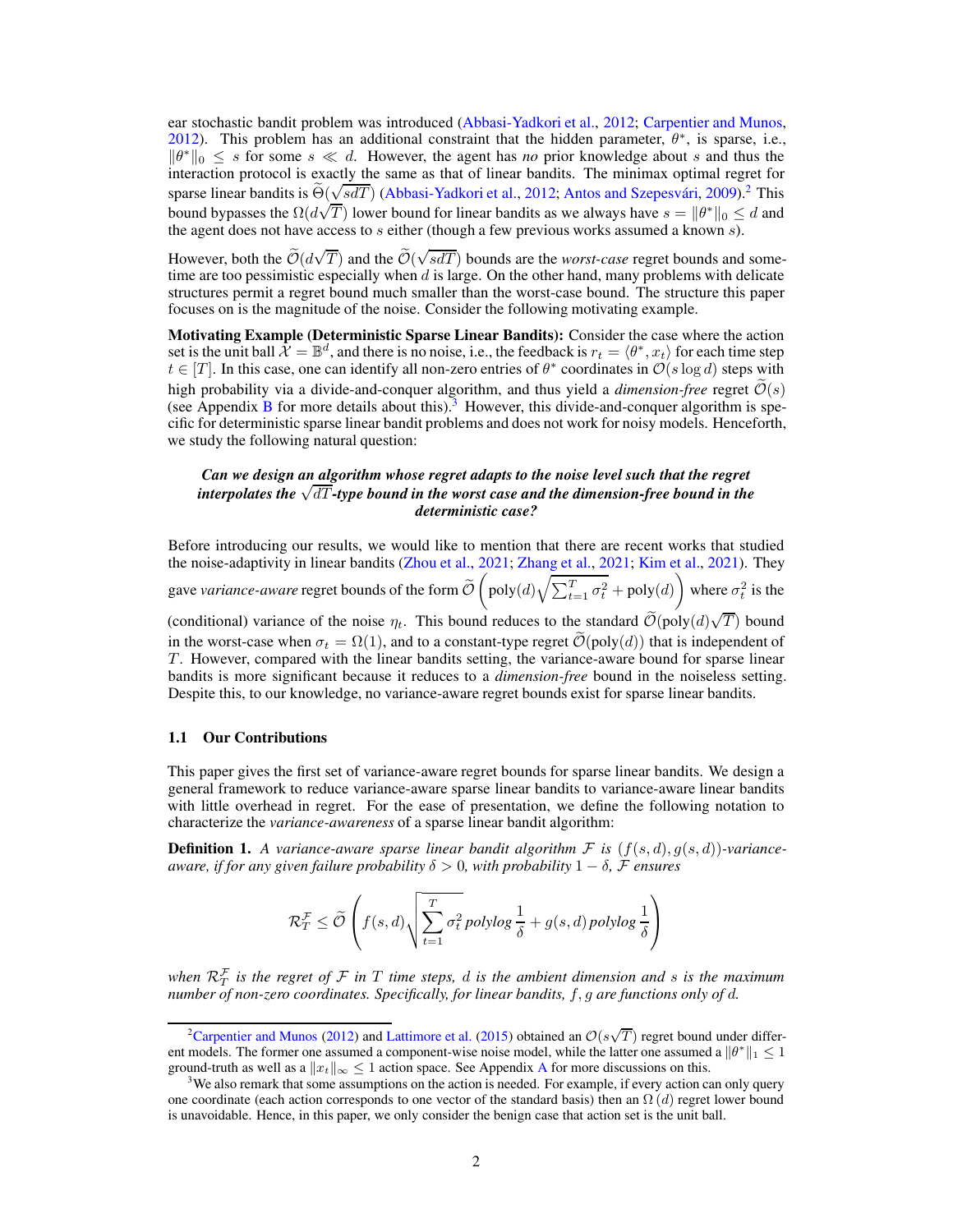ear stochastic bandit problem was introduced (Abbasi-Yadkori et al., 2012; Carpentier and Munos, 2012). This problem has an additional constraint that the hidden parameter, $\theta^*$, is sparse, i.e., $\|\theta^*\|_0 \le s$ for some $s \ll d$. However, the agent has *no* prior knowledge about $s$ and thus the interaction protocol is exactly the same as that of linear bandits. The minimax optimal regret for sparse linear bandits is $\widetilde{\Theta}(\sqrt{sdT})$ (Abbasi-Yadkori et al., 2012; Antos and Szepesvári, 2009).[2] This bound bypasses the $\Omega(d\sqrt{T})$ lower bound for linear bandits as we always have $s = \|\theta^*\|_0 \le d$ and the agent does not have access to $s$ either (though a few previous works assumed a known $s$).

However, both the $\widetilde{\mathcal{O}}(d\sqrt{T})$ and the $\widetilde{\mathcal{O}}(\sqrt{sdT})$ bounds are the *worst-case* regret bounds and sometime are too pessimistic especially when $d$ is large. On the other hand, many problems with delicate structures permit a regret bound much smaller than the worst-case bound. The structure this paper focuses on is the magnitude of the noise. Consider the following motivating example.

**Motivating Example (Deterministic Sparse Linear Bandits):** Consider the case where the action set is the unit ball $\mathcal{X} = \mathbb{B}^d$, and there is no noise, i.e., the feedback is $r_t = \langle \theta^*, x_t \rangle$ for each time step $t \in [T]$. In this case, one can identify all non-zero entries of $\theta^*$ coordinates in $\mathcal{O}(s \log d)$ steps with high probability via a divide-and-conquer algorithm, and thus yield a *dimension-free* regret $\widetilde{\mathcal{O}}(s)$ (see Appendix B for more details about this).[3] However, this divide-and-conquer algorithm is specific for deterministic sparse linear bandit problems and does not work for noisy models. Henceforth, we study the following natural question:

***Can we design an algorithm whose regret adapts to the noise level such that the regret interpolates the $\sqrt{dT}$-type bound in the worst case and the dimension-free bound in the deterministic case?***

Before introducing our results, we would like to mention that there are recent works that studied the noise-adaptivity in linear bandits (Zhou et al., 2021; Zhang et al., 2021; Kim et al., 2021). They gave *variance-aware* regret bounds of the form $\widetilde{\mathcal{O}}\left(\text{poly}(d)\sqrt{\sum_{t=1}^T \sigma_t^2} + \text{poly}(d)\right)$ where $\sigma_t^2$ is the (conditional) variance of the noise $\eta_t$. This bound reduces to the standard $\widetilde{\mathcal{O}}(\text{poly}(d)\sqrt{T})$ bound in the worst-case when $\sigma_t = \Omega(1)$, and to a constant-type regret $\widetilde{\mathcal{O}}(\text{poly}(d))$ that is independent of $T$. However, compared with the linear bandits setting, the variance-aware bound for sparse linear bandits is more significant because it reduces to a *dimension-free* bound in the noiseless setting. Despite this, to our knowledge, no variance-aware regret bounds exist for sparse linear bandits.

## 1.1 Our Contributions

This paper gives the first set of variance-aware regret bounds for sparse linear bandits. We design a general framework to reduce variance-aware sparse linear bandits to variance-aware linear bandits with little overhead in regret. For the ease of presentation, we define the following notation to characterize the *variance-awareness* of a sparse linear bandit algorithm:

**Definition 1.** *A variance-aware sparse linear bandit algorithm $\mathcal{F}$ is $(f(s,d), g(s,d))$-variance-aware, if for any given failure probability $\delta > 0$, with probability $1-\delta$, $\mathcal{F}$ ensures*

$$\mathcal{R}_T^{\mathcal{F}} \le \widetilde{\mathcal{O}}\left(f(s,d)\sqrt{\sum_{t=1}^T \sigma_t^2}\,\text{polylog}\,\frac{1}{\delta} + g(s,d)\,\text{polylog}\,\frac{1}{\delta}\right)$$

*when $\mathcal{R}_T^{\mathcal{F}}$ is the regret of $\mathcal{F}$ in $T$ time steps, $d$ is the ambient dimension and $s$ is the maximum number of non-zero coordinates. Specifically, for linear bandits, $f, g$ are functions only of $d$.*

[2] Carpentier and Munos (2012) and Lattimore et al. (2015) obtained an $\mathcal{O}(s\sqrt{T})$ regret bound under different models. The former one assumed a component-wise noise model, while the latter one assumed a $\|\theta^*\|_1 \le 1$ ground-truth as well as a $\|x_t\|_\infty \le 1$ action space. See Appendix A for more discussions on this.

[3] We also remark that some assumptions on the action is needed. For example, if every action can only query one coordinate (each action corresponds to one vector of the standard basis) then an $\Omega(d)$ regret lower bound is unavoidable. Hence, in this paper, we only consider the benign case that action set is the unit ball.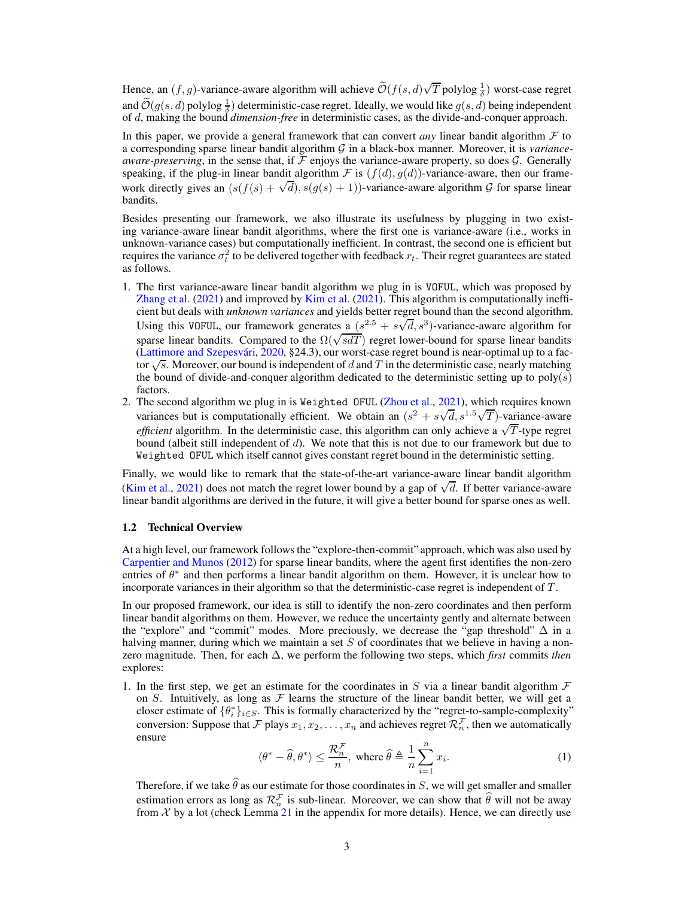Hence, an $(f, g)$-variance-aware algorithm will achieve $\widetilde{\mathcal{O}}(f(s,d)\sqrt{T} \operatorname{polylog} \frac{1}{\delta})$ worst-case regret and $\widetilde{\mathcal{O}}(g(s,d) \operatorname{polylog} \frac{1}{\delta})$ deterministic-case regret. Ideally, we would like $g(s, d)$ being independent of $d$, making the bound *dimension-free* in deterministic cases, as the divide-and-conquer approach.

In this paper, we provide a general framework that can convert *any* linear bandit algorithm $\mathcal{F}$ to a corresponding sparse linear bandit algorithm $\mathcal{G}$ in a black-box manner. Moreover, it is *variance-aware-preserving*, in the sense that, if $\mathcal{F}$ enjoys the variance-aware property, so does $\mathcal{G}$. Generally speaking, if the plug-in linear bandit algorithm $\mathcal{F}$ is $(f(d), g(d))$-variance-aware, then our framework directly gives an $(s(f(s) + \sqrt{d}), s(g(s) + 1))$-variance-aware algorithm $\mathcal{G}$ for sparse linear bandits.

Besides presenting our framework, we also illustrate its usefulness by plugging in two existing variance-aware linear bandit algorithms, where the first one is variance-aware (i.e., works in unknown-variance cases) but computationally inefficient. In contrast, the second one is efficient but requires the variance $\sigma_t^2$ to be delivered together with feedback $r_t$. Their regret guarantees are stated as follows.

1. The first variance-aware linear bandit algorithm we plug in is VOFUL, which was proposed by Zhang et al. (2021) and improved by Kim et al. (2021). This algorithm is computationally inefficient but deals with *unknown variances* and yields better regret bound than the second algorithm. Using this VOFUL, our framework generates a $(s^{2.5} + s\sqrt{d}, s^3)$-variance-aware algorithm for sparse linear bandits. Compared to the $\Omega(\sqrt{sdT})$ regret lower-bound for sparse linear bandits (Lattimore and Szepesvári, 2020, §24.3), our worst-case regret bound is near-optimal up to a factor $\sqrt{s}$. Moreover, our bound is independent of $d$ and $T$ in the deterministic case, nearly matching the bound of divide-and-conquer algorithm dedicated to the deterministic setting up to $\operatorname{poly}(s)$ factors.
2. The second algorithm we plug in is Weighted OFUL (Zhou et al., 2021), which requires known variances but is computationally efficient. We obtain an $(s^2 + s\sqrt{d}, s^{1.5}\sqrt{T})$-variance-aware *efficient* algorithm. In the deterministic case, this algorithm can only achieve a $\sqrt{T}$-type regret bound (albeit still independent of $d$). We note that this is not due to our framework but due to Weighted OFUL which itself cannot gives constant regret bound in the deterministic setting.

Finally, we would like to remark that the state-of-the-art variance-aware linear bandit algorithm (Kim et al., 2021) does not match the regret lower bound by a gap of $\sqrt{d}$. If better variance-aware linear bandit algorithms are derived in the future, it will give a better bound for sparse ones as well.

### 1.2 Technical Overview

At a high level, our framework follows the "explore-then-commit" approach, which was also used by Carpentier and Munos (2012) for sparse linear bandits, where the agent first identifies the non-zero entries of $\theta^*$ and then performs a linear bandit algorithm on them. However, it is unclear how to incorporate variances in their algorithm so that the deterministic-case regret is independent of $T$.

In our proposed framework, our idea is still to identify the non-zero coordinates and then perform linear bandit algorithms on them. However, we reduce the uncertainty gently and alternate between the "explore" and "commit" modes. More preciously, we decrease the "gap threshold" $\Delta$ in a halving manner, during which we maintain a set $S$ of coordinates that we believe in having a non-zero magnitude. Then, for each $\Delta$, we perform the following two steps, which *first* commits *then* explores:

1. In the first step, we get an estimate for the coordinates in $S$ via a linear bandit algorithm $\mathcal{F}$ on $S$. Intuitively, as long as $\mathcal{F}$ learns the structure of the linear bandit better, we will get a closer estimate of $\{\theta_i^*\}_{i \in S}$. This is formally characterized by the "regret-to-sample-complexity" conversion: Suppose that $\mathcal{F}$ plays $x_1, x_2, \ldots, x_n$ and achieves regret $\mathcal{R}_n^{\mathcal{F}}$, then we automatically ensure
$$\langle \theta^* - \widehat{\theta}, \theta^* \rangle \le \frac{\mathcal{R}_n^{\mathcal{F}}}{n}, \text{ where } \widehat{\theta} \triangleq \frac{1}{n} \sum_{i=1}^{n} x_i. \tag{1}$$
Therefore, if we take $\widehat{\theta}$ as our estimate for those coordinates in $S$, we will get smaller and smaller estimation errors as long as $\mathcal{R}_n^{\mathcal{F}}$ is sub-linear. Moreover, we can show that $\widehat{\theta}$ will not be away from $\mathcal{X}$ by a lot (check Lemma 21 in the appendix for more details). Hence, we can directly use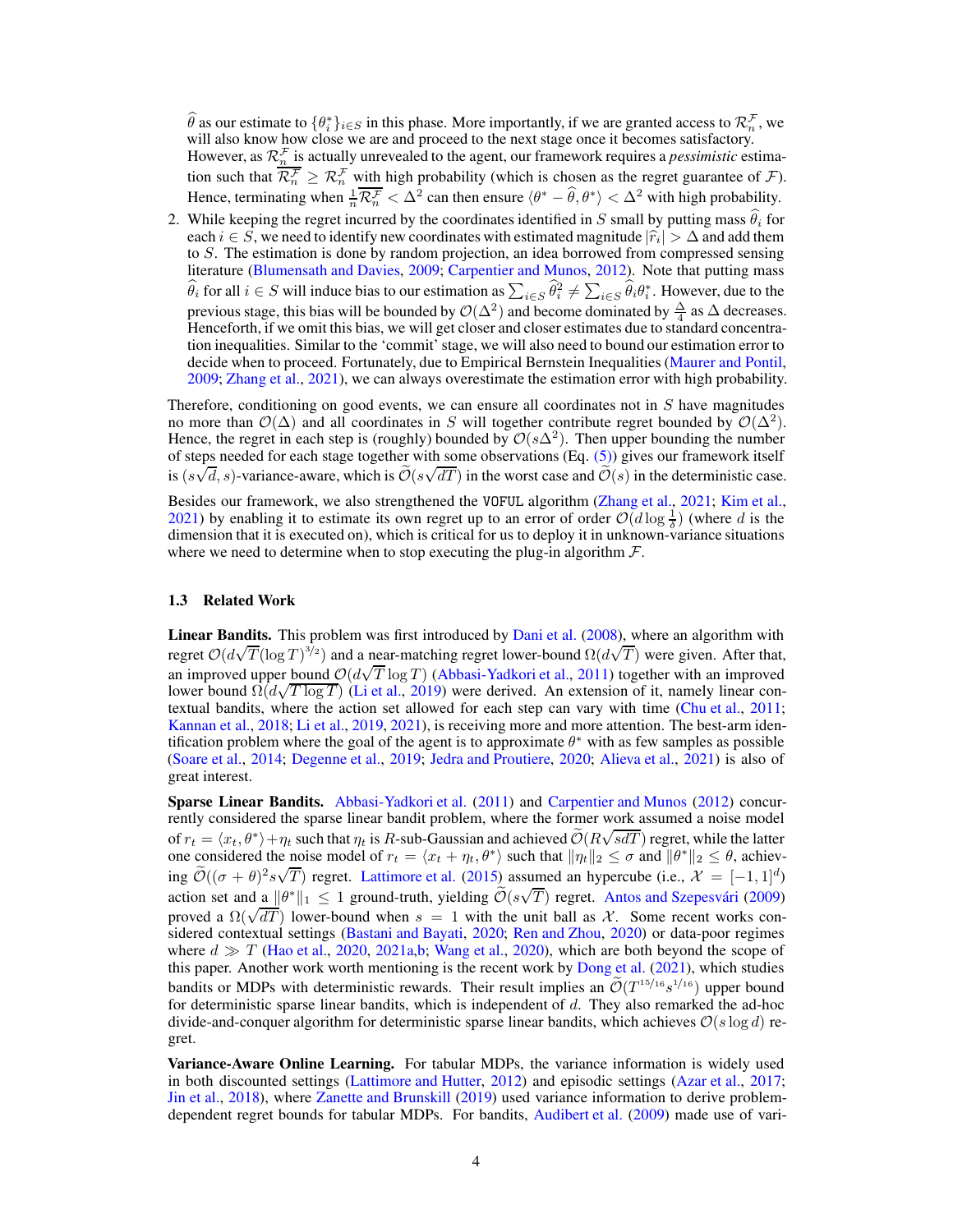$\widehat{\theta}$ as our estimate to $\{\theta_i^*\}_{i\in S}$ in this phase. More importantly, if we are granted access to $\mathcal{R}_n^{\mathcal{F}}$, we will also know how close we are and proceed to the next stage once it becomes satisfactory. However, as $\mathcal{R}_n^{\mathcal{F}}$ is actually unrevealed to the agent, our framework requires a *pessimistic* estimation such that $\overline{\mathcal{R}_n^{\mathcal{F}}} \ge \mathcal{R}_n^{\mathcal{F}}$ with high probability (which is chosen as the regret guarantee of $\mathcal{F}$). Hence, terminating when $\frac{1}{n}\overline{\mathcal{R}_n^{\mathcal{F}}} < \Delta^2$ can then ensure $\langle \theta^* - \widehat{\theta}, \theta^* \rangle < \Delta^2$ with high probability.

2. While keeping the regret incurred by the coordinates identified in $S$ small by putting mass $\widehat{\theta}_i$ for each $i \in S$, we need to identify new coordinates with estimated magnitude $|\widehat{r}_i| > \Delta$ and add them to $S$. The estimation is done by random projection, an idea borrowed from compressed sensing literature (Blumensath and Davies, 2009; Carpentier and Munos, 2012). Note that putting mass $\widehat{\theta}_i$ for all $i \in S$ will induce bias to our estimation as $\sum_{i\in S} \widehat{\theta}_i^2 \neq \sum_{i \in S} \widehat{\theta}_i \theta_i^*$. However, due to the previous stage, this bias will be bounded by $\mathcal{O}(\Delta^2)$ and become dominated by $\frac{\Delta}{4}$ as $\Delta$ decreases. Henceforth, if we omit this bias, we will get closer and closer estimates due to standard concentration inequalities. Similar to the 'commit' stage, we will also need to bound our estimation error to decide when to proceed. Fortunately, due to Empirical Bernstein Inequalities (Maurer and Pontil, 2009; Zhang et al., 2021), we can always overestimate the estimation error with high probability.

Therefore, conditioning on good events, we can ensure all coordinates not in $S$ have magnitudes no more than $\mathcal{O}(\Delta)$ and all coordinates in $S$ will together contribute regret bounded by $\mathcal{O}(\Delta^2)$. Hence, the regret in each step is (roughly) bounded by $\mathcal{O}(s\Delta^2)$. Then upper bounding the number of steps needed for each stage together with some observations (Eq. (5)) gives our framework itself is $(s\sqrt{d}, s)$-variance-aware, which is $\widetilde{\mathcal{O}}(s\sqrt{dT})$ in the worst case and $\widetilde{\mathcal{O}}(s)$ in the deterministic case.

Besides our framework, we also strengthened the `VOFUL` algorithm (Zhang et al., 2021; Kim et al., 2021) by enabling it to estimate its own regret up to an error of order $\mathcal{O}(d \log \frac{1}{\delta})$ (where $d$ is the dimension that it is executed on), which is critical for us to deploy it in unknown-variance situations where we need to determine when to stop executing the plug-in algorithm $\mathcal{F}$.

### 1.3 Related Work

**Linear Bandits.** This problem was first introduced by Dani et al. (2008), where an algorithm with regret $\mathcal{O}(d\sqrt{T}(\log T)^{3/2})$ and a near-matching regret lower-bound $\Omega(d\sqrt{T})$ were given. After that, an improved upper bound $\mathcal{O}(d\sqrt{T}\log T)$ (Abbasi-Yadkori et al., 2011) together with an improved lower bound $\Omega(d\sqrt{T \log T})$ (Li et al., 2019) were derived. An extension of it, namely linear contextual bandits, where the action set allowed for each step can vary with time (Chu et al., 2011; Kannan et al., 2018; Li et al., 2019, 2021), is receiving more and more attention. The best-arm identification problem where the goal of the agent is to approximate $\theta^*$ with as few samples as possible (Soare et al., 2014; Degenne et al., 2019; Jedra and Proutiere, 2020; Alieva et al., 2021) is also of great interest.

**Sparse Linear Bandits.** Abbasi-Yadkori et al. (2011) and Carpentier and Munos (2012) concurrently considered the sparse linear bandit problem, where the former work assumed a noise model of $r_t = \langle x_t, \theta^* \rangle + \eta_t$ such that $\eta_t$ is $R$-sub-Gaussian and achieved $\widetilde{\mathcal{O}}(R\sqrt{sdT})$ regret, while the latter one considered the noise model of $r_t = \langle x_t + \eta_t, \theta^* \rangle$ such that $\|\eta_t\|_2 \le \sigma$ and $\|\theta^*\|_2 \le \theta$, achieving $\widetilde{\mathcal{O}}((\sigma+\theta)^2 s\sqrt{T})$ regret. Lattimore et al. (2015) assumed an hypercube (i.e., $\mathcal{X} = [-1,1]^d$) action set and a $\|\theta^*\|_1 \le 1$ ground-truth, yielding $\widetilde{\mathcal{O}}(s\sqrt{T})$ regret. Antos and Szepesvári (2009) proved a $\Omega(\sqrt{dT})$ lower-bound when $s = 1$ with the unit ball as $\mathcal{X}$. Some recent works considered contextual settings (Bastani and Bayati, 2020; Ren and Zhou, 2020) or data-poor regimes where $d \gg T$ (Hao et al., 2020, 2021a,b; Wang et al., 2020), which are both beyond the scope of this paper. Another work worth mentioning is the recent work by Dong et al. (2021), which studies bandits or MDPs with deterministic rewards. Their result implies an $\widetilde{\mathcal{O}}(T^{15/16}s^{1/16})$ upper bound for deterministic sparse linear bandits, which is independent of $d$. They also remarked the ad-hoc divide-and-conquer algorithm for deterministic sparse linear bandits, which achieves $\mathcal{O}(s \log d)$ regret.

**Variance-Aware Online Learning.** For tabular MDPs, the variance information is widely used in both discounted settings (Lattimore and Hutter, 2012) and episodic settings (Azar et al., 2017; Jin et al., 2018), where Zanette and Brunskill (2019) used variance information to derive problem-dependent regret bounds for tabular MDPs. For bandits, Audibert et al. (2009) made use of vari-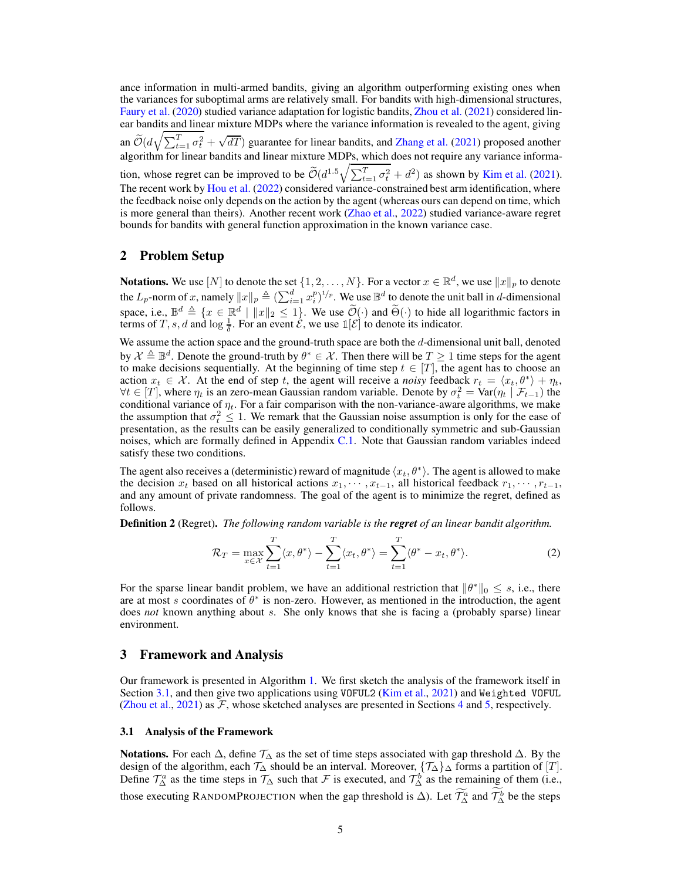ance information in multi-armed bandits, giving an algorithm outperforming existing ones when the variances for suboptimal arms are relatively small. For bandits with high-dimensional structures, Faury et al. (2020) studied variance adaptation for logistic bandits, Zhou et al. (2021) considered linear bandits and linear mixture MDPs where the variance information is revealed to the agent, giving an $\widetilde{\mathcal{O}}(d\sqrt{\sum_{t=1}^T \sigma_t^2} + \sqrt{dT})$ guarantee for linear bandits, and Zhang et al. (2021) proposed another algorithm for linear bandits and linear mixture MDPs, which does not require any variance information, whose regret can be improved to be $\widetilde{\mathcal{O}}(d^{1.5}\sqrt{\sum_{t=1}^T \sigma_t^2} + d^2)$ as shown by Kim et al. (2021). The recent work by Hou et al. (2022) considered variance-constrained best arm identification, where the feedback noise only depends on the action by the agent (whereas ours can depend on time, which is more general than theirs). Another recent work (Zhao et al., 2022) studied variance-aware regret bounds for bandits with general function approximation in the known variance case.

## 2 Problem Setup

**Notations.** We use $[N]$ to denote the set $\{1, 2, \ldots, N\}$. For a vector $x \in \mathbb{R}^d$, we use $\|x\|_p$ to denote the $L_p$-norm of $x$, namely $\|x\|_p \triangleq (\sum_{i=1}^d x_i^p)^{1/p}$. We use $\mathbb{B}^d$ to denote the unit ball in $d$-dimensional space, i.e., $\mathbb{B}^d \triangleq \{x \in \mathbb{R}^d \mid \|x\|_2 \le 1\}$. We use $\widetilde{\mathcal{O}}(\cdot)$ and $\widetilde{\Theta}(\cdot)$ to hide all logarithmic factors in terms of $T, s, d$ and $\log \frac{1}{\delta}$. For an event $\mathcal{E}$, we use $\mathbb{1}[\mathcal{E}]$ to denote its indicator.

We assume the action space and the ground-truth space are both the $d$-dimensional unit ball, denoted by $\mathcal{X} \triangleq \mathbb{B}^d$. Denote the ground-truth by $\theta^* \in \mathcal{X}$. Then there will be $T \ge 1$ time steps for the agent to make decisions sequentially. At the beginning of time step $t \in [T]$, the agent has to choose an action $x_t \in \mathcal{X}$. At the end of step $t$, the agent will receive a *noisy* feedback $r_t = \langle x_t, \theta^* \rangle + \eta_t$, $\forall t \in [T]$, where $\eta_t$ is an zero-mean Gaussian random variable. Denote by $\sigma_t^2 = \operatorname{Var}(\eta_t \mid \mathcal{F}_{t-1})$ the conditional variance of $\eta_t$. For a fair comparison with the non-variance-aware algorithms, we make the assumption that $\sigma_t^2 \le 1$. We remark that the Gaussian noise assumption is only for the ease of presentation, as the results can be easily generalized to conditionally symmetric and sub-Gaussian noises, which are formally defined in Appendix C.1. Note that Gaussian random variables indeed satisfy these two conditions.

The agent also receives a (deterministic) reward of magnitude $\langle x_t, \theta^* \rangle$. The agent is allowed to make the decision $x_t$ based on all historical actions $x_1, \cdots, x_{t-1}$, all historical feedback $r_1, \cdots, r_{t-1}$, and any amount of private randomness. The goal of the agent is to minimize the regret, defined as follows.

**Definition 2** (Regret). *The following random variable is the* ***regret*** *of an linear bandit algorithm.*

$$\mathcal{R}_T = \max_{x \in \mathcal{X}} \sum_{t=1}^T \langle x, \theta^* \rangle - \sum_{t=1}^T \langle x_t, \theta^* \rangle = \sum_{t=1}^T \langle \theta^* - x_t, \theta^* \rangle. \tag{2}$$

For the sparse linear bandit problem, we have an additional restriction that $\|\theta^*\|_0 \le s$, i.e., there are at most $s$ coordinates of $\theta^*$ is non-zero. However, as mentioned in the introduction, the agent does *not* known anything about $s$. She only knows that she is facing a (probably sparse) linear environment.

## 3 Framework and Analysis

Our framework is presented in Algorithm 1. We first sketch the analysis of the framework itself in Section 3.1, and then give two applications using `VOFUL2` (Kim et al., 2021) and `Weighted VOFUL` (Zhou et al., 2021) as $\mathcal{F}$, whose sketched analyses are presented in Sections 4 and 5, respectively.

### 3.1 Analysis of the Framework

**Notations.** For each $\Delta$, define $\mathcal{T}_\Delta$ as the set of time steps associated with gap threshold $\Delta$. By the design of the algorithm, each $\mathcal{T}_\Delta$ should be an interval. Moreover, $\{\mathcal{T}_\Delta\}_\Delta$ forms a partition of $[T]$. Define $\mathcal{T}_\Delta^a$ as the time steps in $\mathcal{T}_\Delta$ such that $\mathcal{F}$ is executed, and $\mathcal{T}_\Delta^b$ as the remaining of them (i.e., those executing RandomProjection when the gap threshold is $\Delta$). Let $\widetilde{\mathcal{T}_\Delta^a}$ and $\widetilde{\mathcal{T}_\Delta^b}$ be the steps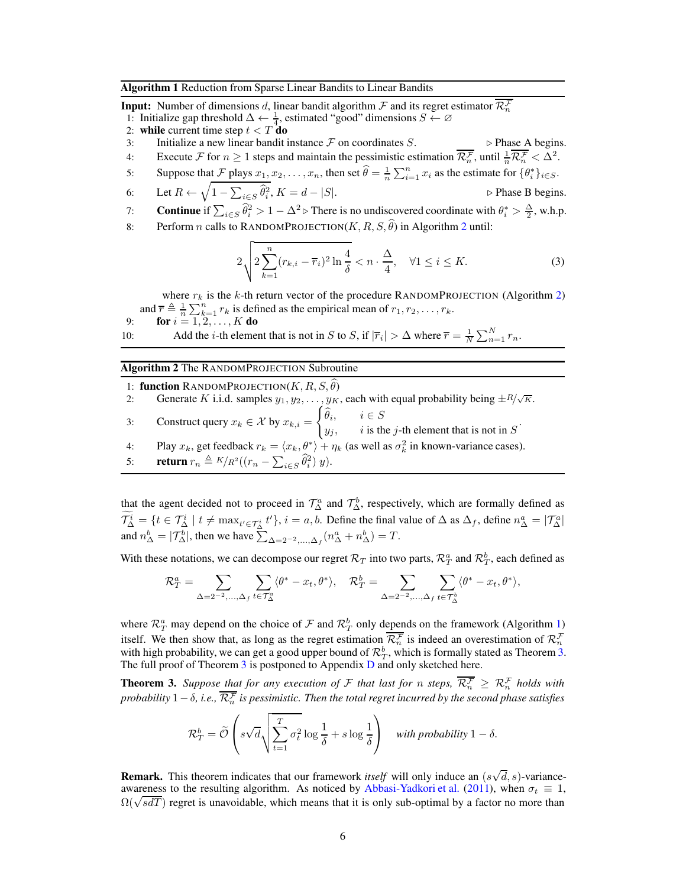**Algorithm 1** Reduction from Sparse Linear Bandits to Linear Bandits

---

**Input:** Number of dimensions $d$, linear bandit algorithm $\mathcal{F}$ and its regret estimator $\overline{\mathcal{R}_n^{\mathcal{F}}}$

1: Initialize gap threshold $\Delta \leftarrow \frac{1}{4}$, estimated "good" dimensions $S \leftarrow \varnothing$

2: **while** current time step $t < T$ **do**

3: Initialize a new linear bandit instance $\mathcal{F}$ on coordinates $S$. ▷ Phase A begins.

4: Execute $\mathcal{F}$ for $n \ge 1$ steps and maintain the pessimistic estimation $\overline{\mathcal{R}_n^{\mathcal{F}}}$, until $\frac{1}{n}\overline{\mathcal{R}_n^{\mathcal{F}}} < \Delta^2$.

5: Suppose that $\mathcal{F}$ plays $x_1, x_2, \ldots, x_n$, then set $\widehat{\theta} = \frac{1}{n}\sum_{i=1}^n x_i$ as the estimate for $\{\theta_i^*\}_{i\in S}$.

6: Let $R \leftarrow \sqrt{1 - \sum_{i\in S}\widehat{\theta}_i^2}$, $K = d - |S|$. ▷ Phase B begins.

7: **Continue** if $\sum_{i\in S}\widehat{\theta}_i^2 > 1 - \Delta^2$ ▷ There is no undiscovered coordinate with $\theta_i^* > \frac{\Delta}{2}$, w.h.p.

8: Perform $n$ calls to RANDOMPROJECTION$(K, R, S, \widehat{\theta})$ in Algorithm 2 until:

$$2\sqrt{2\sum_{k=1}^n (r_{k,i} - \overline{r}_i)^2 \ln\frac{4}{\delta}} < n \cdot \frac{\Delta}{4}, \quad \forall 1 \le i \le K. \tag{3}$$

where $r_k$ is the $k$-th return vector of the procedure RANDOMPROJECTION (Algorithm 2) and $\overline{r} \triangleq \frac{1}{n}\sum_{k=1}^n r_k$ is defined as the empirical mean of $r_1, r_2, \ldots, r_k$.

9: **for** $i = 1, 2, \ldots, K$ **do**

10: Add the $i$-th element that is not in $S$ to $S$, if $|\overline{r}_i| > \Delta$ where $\overline{r} = \frac{1}{N}\sum_{n=1}^N r_n$.

---

**Algorithm 2** The RANDOMPROJECTION Subroutine

---

1: **function** RANDOMPROJECTION$(K, R, S, \widehat{\theta})$

2: Generate $K$ i.i.d. samples $y_1, y_2, \ldots, y_K$, each with equal probability being $\pm R/\sqrt{K}$.

3: Construct query $x_k \in \mathcal{X}$ by $x_{k,i} = \begin{cases} \widehat{\theta}_i, & i \in S \\ y_j, & i \text{ is the } j\text{-th element that is not in } S \end{cases}$.

4: Play $x_k$, get feedback $r_k = \langle x_k, \theta^* \rangle + \eta_k$ (as well as $\sigma_k^2$ in known-variance cases).

5: **return** $r_n \triangleq K/R^2 ((r_n - \sum_{i\in S}\widehat{\theta}_i^2)\, y)$.

---

that the agent decided not to proceed in $\mathcal{T}_\Delta^a$ and $\mathcal{T}_\Delta^b$, respectively, which are formally defined as $\widetilde{\mathcal{T}_\Delta^i} = \{t \in \mathcal{T}_\Delta^i \mid t \ne \max_{t' \in \mathcal{T}_\Delta^i} t'\}$, $i = a, b$. Define the final value of $\Delta$ as $\Delta_f$, define $n_\Delta^a = |\mathcal{T}_\Delta^a|$ and $n_\Delta^b = |\mathcal{T}_\Delta^b|$, then we have $\sum_{\Delta = 2^{-2}, \ldots, \Delta_f}(n_\Delta^a + n_\Delta^b) = T$.

With these notations, we can decompose our regret $\mathcal{R}_T$ into two parts, $\mathcal{R}_T^a$ and $\mathcal{R}_T^b$, each defined as

$$\mathcal{R}_T^a = \sum_{\Delta = 2^{-2}, \ldots, \Delta_f} \sum_{t \in \mathcal{T}_\Delta^a} \langle \theta^* - x_t, \theta^* \rangle, \quad \mathcal{R}_T^b = \sum_{\Delta = 2^{-2}, \ldots, \Delta_f} \sum_{t \in \mathcal{T}_\Delta^b} \langle \theta^* - x_t, \theta^* \rangle,$$

where $\mathcal{R}_T^a$ may depend on the choice of $\mathcal{F}$ and $\mathcal{R}_T^b$ only depends on the framework (Algorithm 1) itself. We then show that, as long as the regret estimation $\overline{\mathcal{R}_n^{\mathcal{F}}}$ is indeed an overestimation of $\mathcal{R}_n^{\mathcal{F}}$ with high probability, we can get a good upper bound of $\mathcal{R}_T^b$, which is formally stated as Theorem 3. The full proof of Theorem 3 is postponed to Appendix D and only sketched here.

**Theorem 3.** *Suppose that for any execution of $\mathcal{F}$ that last for $n$ steps, $\overline{\mathcal{R}_n^{\mathcal{F}}} \ge \mathcal{R}_n^{\mathcal{F}}$ holds with probability $1 - \delta$, i.e., $\overline{\mathcal{R}_n^{\mathcal{F}}}$ is pessimistic. Then the total regret incurred by the second phase satisfies*

$$\mathcal{R}_T^b = \widetilde{\mathcal{O}}\left(s\sqrt{d}\sqrt{\sum_{t=1}^T \sigma_t^2 \log\frac{1}{\delta}} + s\log\frac{1}{\delta}\right) \quad \textit{with probability } 1 - \delta.$$

**Remark.** This theorem indicates that our framework *itself* will only induce an $(s\sqrt{d}, s)$-variance-awareness to the resulting algorithm. As noticed by Abbasi-Yadkori et al. (2011), when $\sigma_t \equiv 1$, $\Omega(\sqrt{sdT})$ regret is unavoidable, which means that it is only sub-optimal by a factor no more than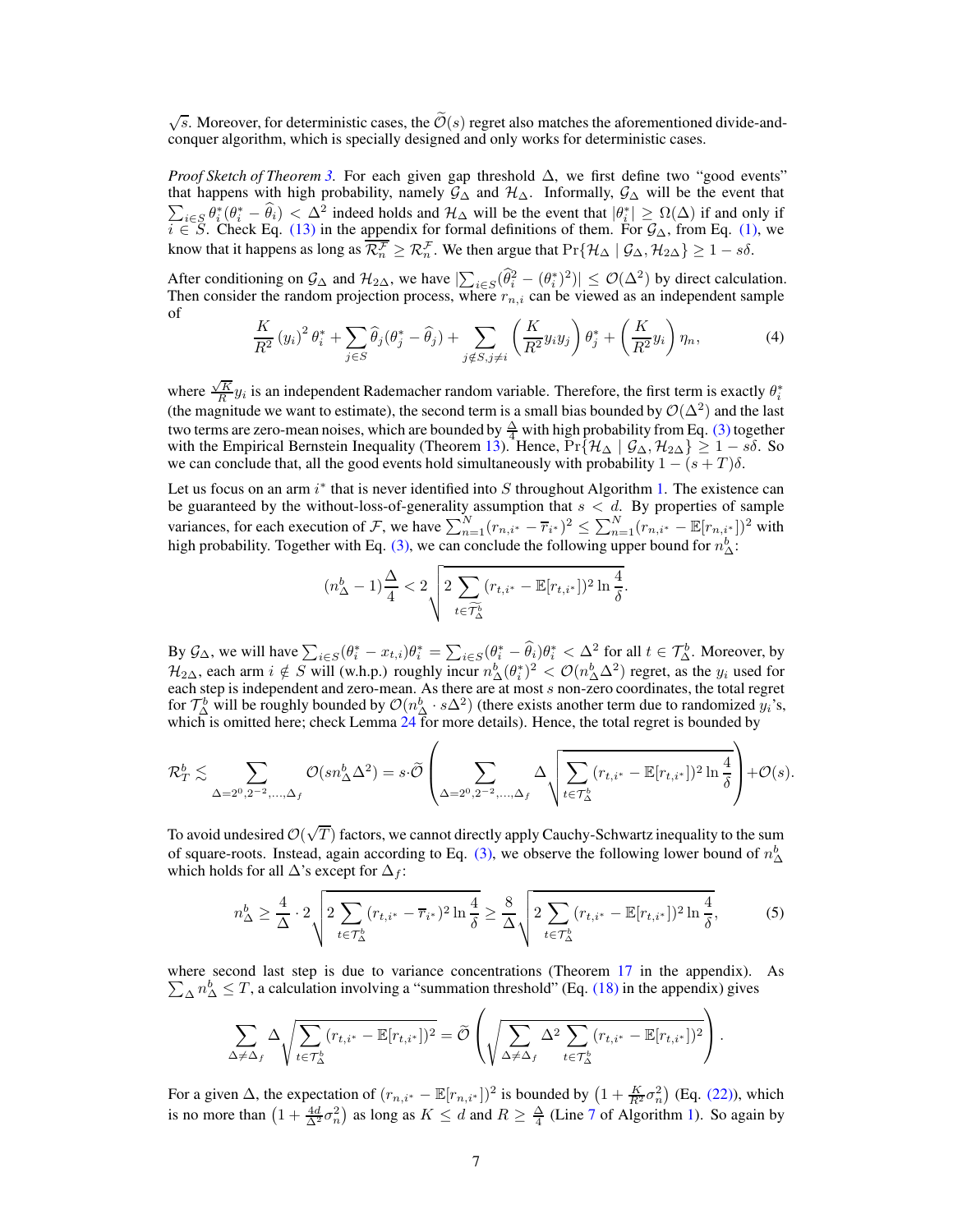$\sqrt{s}$. Moreover, for deterministic cases, the $\widetilde{\mathcal{O}}(s)$ regret also matches the aforementioned divide-and-conquer algorithm, which is specially designed and only works for deterministic cases.

*Proof Sketch of Theorem 3.* For each given gap threshold $\Delta$, we first define two "good events" that happens with high probability, namely $\mathcal{G}_\Delta$ and $\mathcal{H}_\Delta$. Informally, $\mathcal{G}_\Delta$ will be the event that $\sum_{i\in S}\theta_i^*(\theta_i^*-\widehat{\theta}_i) < \Delta^2$ indeed holds and $\mathcal{H}_\Delta$ will be the event that $|\theta_i^*| \ge \Omega(\Delta)$ if and only if $i \in S$. Check Eq. (13) in the appendix for formal definitions of them. For $\mathcal{G}_\Delta$, from Eq. (1), we know that it happens as long as $\overline{\mathcal{R}_n^{\mathcal{F}}} \ge \mathcal{R}_n^{\mathcal{F}}$. We then argue that $\Pr\{\mathcal{H}_\Delta \mid \mathcal{G}_\Delta, \mathcal{H}_{2\Delta}\} \ge 1 - s\delta$.

After conditioning on $\mathcal{G}_\Delta$ and $\mathcal{H}_{2\Delta}$, we have $|\sum_{i\in S}(\widehat{\theta}_i^2 - (\theta_i^*)^2)| \le \mathcal{O}(\Delta^2)$ by direct calculation. Then consider the random projection process, where $r_{n,i}$ can be viewed as an independent sample of

$$\frac{K}{R^2}(y_i)^2\theta_i^* + \sum_{j\in S}\widehat{\theta}_j(\theta_j^*-\widehat{\theta}_j) + \sum_{j\notin S, j\neq i}\left(\frac{K}{R^2}y_iy_j\right)\theta_j^* + \left(\frac{K}{R^2}y_i\right)\eta_n, \tag{4}$$

where $\frac{\sqrt{K}}{R}y_i$ is an independent Rademacher random variable. Therefore, the first term is exactly $\theta_i^*$ (the magnitude we want to estimate), the second term is a small bias bounded by $\mathcal{O}(\Delta^2)$ and the last two terms are zero-mean noises, which are bounded by $\frac{\Delta}{4}$ with high probability from Eq. (3) together with the Empirical Bernstein Inequality (Theorem 13). Hence, $\Pr\{\mathcal{H}_\Delta \mid \mathcal{G}_\Delta, \mathcal{H}_{2\Delta}\} \ge 1 - s\delta$. So we can conclude that, all the good events hold simultaneously with probability $1-(s+T)\delta$.

Let us focus on an arm $i^*$ that is never identified into $S$ throughout Algorithm 1. The existence can be guaranteed by the without-loss-of-generality assumption that $s < d$. By properties of sample variances, for each execution of $\mathcal{F}$, we have $\sum_{n=1}^N (r_{n,i^*} - \overline{r}_{i^*})^2 \le \sum_{n=1}^N (r_{n,i^*} - \mathbb{E}[r_{n,i^*}])^2$ with high probability. Together with Eq. (3), we can conclude the following upper bound for $n_\Delta^b$:

$$(n_\Delta^b - 1)\frac{\Delta}{4} < 2\sqrt{2\sum_{t\in\widetilde{\mathcal{T}}_\Delta^b}(r_{t,i^*} - \mathbb{E}[r_{t,i^*}])^2 \ln\frac{4}{\delta}}.$$

By $\mathcal{G}_\Delta$, we will have $\sum_{i\in S}(\theta_i^* - x_{t,i})\theta_i^* = \sum_{i\in S}(\theta_i^* - \widehat{\theta}_i)\theta_i^* < \Delta^2$ for all $t\in\mathcal{T}_\Delta^b$. Moreover, by $\mathcal{H}_{2\Delta}$, each arm $i\notin S$ will (w.h.p.) roughly incur $n_\Delta^b(\theta_i^*)^2 < \mathcal{O}(n_\Delta^b\Delta^2)$ regret, as the $y_i$ used for each step is independent and zero-mean. As there are at most $s$ non-zero coordinates, the total regret for $\mathcal{T}_\Delta^b$ will be roughly bounded by $\mathcal{O}(n_\Delta^b\cdot s\Delta^2)$ (there exists another term due to randomized $y_i$'s, which is omitted here; check Lemma 24 for more details). Hence, the total regret is bounded by

$$\mathcal{R}_T^b \lesssim \sum_{\Delta=2^0,2^{-2},\ldots,\Delta_f}\mathcal{O}(sn_\Delta^b\Delta^2) = s\cdot\widetilde{\mathcal{O}}\left(\sum_{\Delta=2^0,2^{-2},\ldots,\Delta_f}\Delta\sqrt{\sum_{t\in\mathcal{T}_\Delta^b}(r_{t,i^*}-\mathbb{E}[r_{t,i^*}])^2\ln\frac{4}{\delta}}\right) + \mathcal{O}(s).$$

To avoid undesired $\mathcal{O}(\sqrt{T})$ factors, we cannot directly apply Cauchy-Schwartz inequality to the sum of square-roots. Instead, again according to Eq. (3), we observe the following lower bound of $n_\Delta^b$ which holds for all $\Delta$'s except for $\Delta_f$:

$$n_\Delta^b \ge \frac{4}{\Delta}\cdot 2\sqrt{2\sum_{t\in\mathcal{T}_\Delta^b}(r_{t,i^*}-\overline{r}_{i^*})^2\ln\frac{4}{\delta}} \ge \frac{8}{\Delta}\sqrt{2\sum_{t\in\mathcal{T}_\Delta^b}(r_{t,i^*}-\mathbb{E}[r_{t,i^*}])^2\ln\frac{4}{\delta}}, \tag{5}$$

where second last step is due to variance concentrations (Theorem 17 in the appendix). As $\sum_\Delta n_\Delta^b \le T$, a calculation involving a "summation threshold" (Eq. (18) in the appendix) gives

$$\sum_{\Delta\ne\Delta_f}\Delta\sqrt{\sum_{t\in\mathcal{T}_\Delta^b}(r_{t,i^*}-\mathbb{E}[r_{t,i^*}])^2} = \widetilde{\mathcal{O}}\left(\sqrt{\sum_{\Delta\ne\Delta_f}\Delta^2\sum_{t\in\mathcal{T}_\Delta^b}(r_{t,i^*}-\mathbb{E}[r_{t,i^*}])^2}\right).$$

For a given $\Delta$, the expectation of $(r_{n,i^*} - \mathbb{E}[r_{n,i^*}])^2$ is bounded by $\left(1+\frac{K}{R^2}\sigma_n^2\right)$ (Eq. (22)), which is no more than $\left(1+\frac{4d}{\Delta^2}\sigma_n^2\right)$ as long as $K\le d$ and $R\ge\frac{\Delta}{4}$ (Line 7 of Algorithm 1). So again by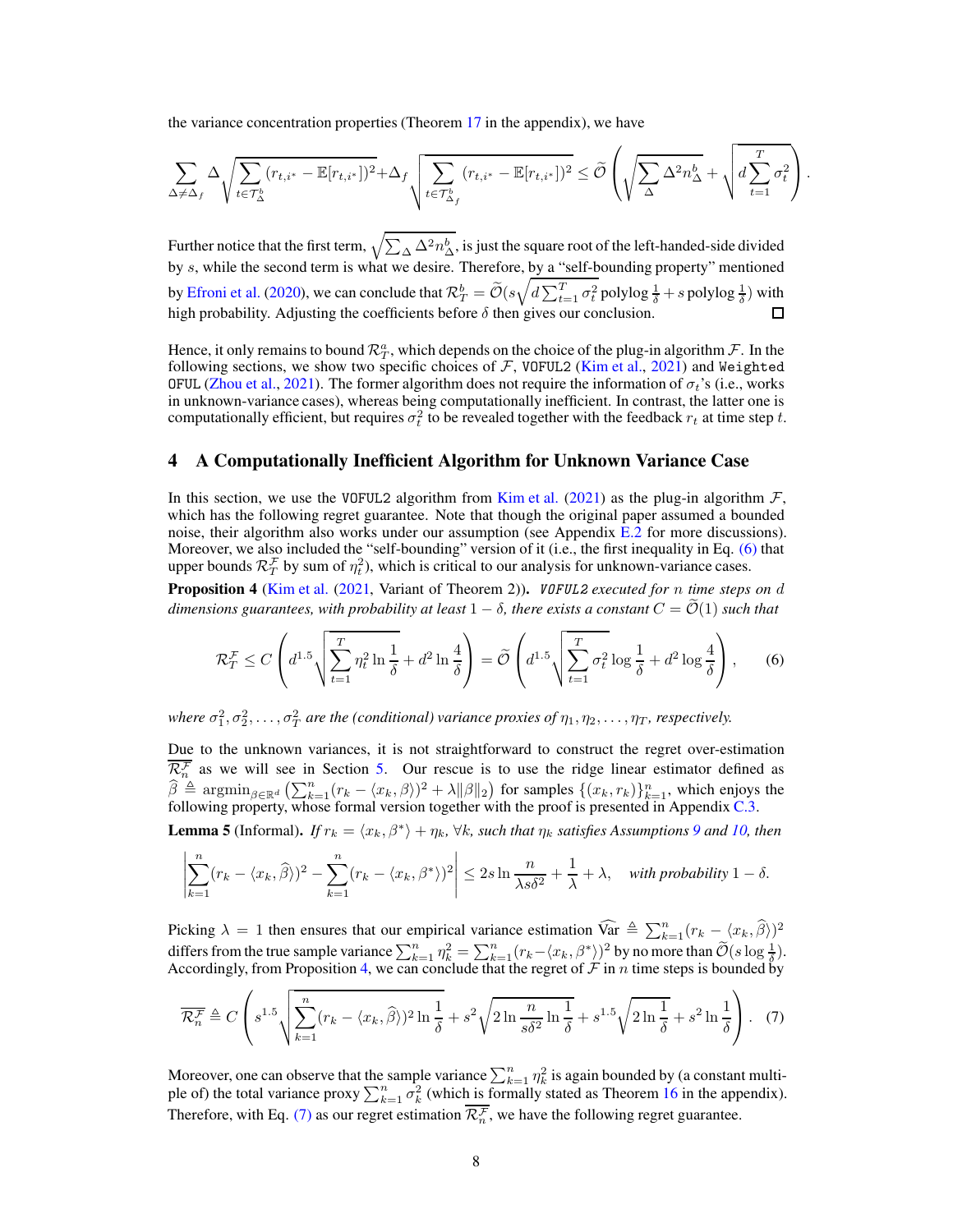the variance concentration properties (Theorem 17 in the appendix), we have

$$\sum_{\Delta\neq\Delta_f}\Delta\sqrt{\sum_{t\in\mathcal{T}_\Delta^b}(r_{t,i^*}-\mathbb{E}[r_{t,i^*}])^2}+\Delta_f\sqrt{\sum_{t\in\mathcal{T}_{\Delta_f}^b}(r_{t,i^*}-\mathbb{E}[r_{t,i^*}])^2}\le\widetilde{\mathcal{O}}\left(\sqrt{\sum_\Delta\Delta^2 n_\Delta^b}+\sqrt{d\sum_{t=1}^T\sigma_t^2}\right).$$

Further notice that the first term, $\sqrt{\sum_\Delta \Delta^2 n_\Delta^b}$, is just the square root of the left-handed-side divided by $s$, while the second term is what we desire. Therefore, by a "self-bounding property" mentioned by Efroni et al. (2020), we can conclude that $\mathcal{R}_T^b=\widetilde{\mathcal{O}}(s\sqrt{d\sum_{t=1}^T\sigma_t^2}\operatorname{polylog}\frac{1}{\delta}+s\operatorname{polylog}\frac{1}{\delta})$ with high probability. Adjusting the coefficients before $\delta$ then gives our conclusion. □

Hence, it only remains to bound $\mathcal{R}_T^a$, which depends on the choice of the plug-in algorithm $\mathcal{F}$. In the following sections, we show two specific choices of $\mathcal{F}$, `VOFUL2` (Kim et al., 2021) and `Weighted OFUL` (Zhou et al., 2021). The former algorithm does not require the information of $\sigma_t$'s (i.e., works in unknown-variance cases), whereas being computationally inefficient. In contrast, the latter one is computationally efficient, but requires $\sigma_t^2$ to be revealed together with the feedback $r_t$ at time step $t$.

## 4 A Computationally Inefficient Algorithm for Unknown Variance Case

In this section, we use the `VOFUL2` algorithm from Kim et al. (2021) as the plug-in algorithm $\mathcal{F}$, which has the following regret guarantee. Note that though the original paper assumed a bounded noise, their algorithm also works under our assumption (see Appendix E.2 for more discussions). Moreover, we also included the "self-bounding" version of it (i.e., the first inequality in Eq. (6) that upper bounds $\mathcal{R}_T^{\mathcal{F}}$ by sum of $\eta_t^2$), which is critical to our analysis for unknown-variance cases.

**Proposition 4** (Kim et al. (2021, Variant of Theorem 2)). *`VOFUL2` executed for $n$ time steps on $d$ dimensions guarantees, with probability at least $1-\delta$, there exists a constant $C=\widetilde{\mathcal{O}}(1)$ such that*

$$\mathcal{R}_T^{\mathcal{F}}\le C\left(d^{1.5}\sqrt{\sum_{t=1}^T\eta_t^2\ln\frac{1}{\delta}}+d^2\ln\frac{4}{\delta}\right)=\widetilde{\mathcal{O}}\left(d^{1.5}\sqrt{\sum_{t=1}^T\sigma_t^2\log\frac{1}{\delta}}+d^2\log\frac{4}{\delta}\right),\qquad(6)$$

*where $\sigma_1^2,\sigma_2^2,\ldots,\sigma_T^2$ are the (conditional) variance proxies of $\eta_1,\eta_2,\ldots,\eta_T$, respectively.*

Due to the unknown variances, it is not straightforward to construct the regret over-estimation $\overline{\mathcal{R}_n^{\mathcal{F}}}$ as we will see in Section 5. Our rescue is to use the ridge linear estimator defined as $\widehat{\beta}\triangleq\operatorname{argmin}_{\beta\in\mathbb{R}^d}\left(\sum_{k=1}^n(r_k-\langle x_k,\beta\rangle)^2+\lambda\|\beta\|_2\right)$ for samples $\{(x_k,r_k)\}_{k=1}^n$, which enjoys the following property, whose formal version together with the proof is presented in Appendix C.3.

**Lemma 5** (Informal). *If $r_k=\langle x_k,\beta^*\rangle+\eta_k$, $\forall k$, such that $\eta_k$ satisfies Assumptions 9 and 10, then*

$$\left|\sum_{k=1}^n(r_k-\langle x_k,\widehat{\beta}\rangle)^2-\sum_{k=1}^n(r_k-\langle x_k,\beta^*\rangle)^2\right|\le 2s\ln\frac{n}{\lambda s\delta^2}+\frac{1}{\lambda}+\lambda,\quad \textit{with probability } 1-\delta.$$

Picking $\lambda=1$ then ensures that our empirical variance estimation $\widehat{\operatorname{Var}}\triangleq\sum_{k=1}^n(r_k-\langle x_k,\widehat{\beta}\rangle)^2$ differs from the true sample variance $\sum_{k=1}^n\eta_k^2=\sum_{k=1}^n(r_k-\langle x_k,\beta^*\rangle)^2$ by no more than $\widetilde{\mathcal{O}}(s\log\frac{1}{\delta})$. Accordingly, from Proposition 4, we can conclude that the regret of $\mathcal{F}$ in $n$ time steps is bounded by

$$\overline{\mathcal{R}_n^{\mathcal{F}}}\triangleq C\left(s^{1.5}\sqrt{\sum_{k=1}^n(r_k-\langle x_k,\widehat{\beta}\rangle)^2\ln\frac{1}{\delta}}+s^2\sqrt{2\ln\frac{n}{s\delta^2}\ln\frac{1}{\delta}}+s^{1.5}\sqrt{2\ln\frac{1}{\delta}}+s^2\ln\frac{1}{\delta}\right).\quad(7)$$

Moreover, one can observe that the sample variance $\sum_{k=1}^n\eta_k^2$ is again bounded by (a constant multiple of) the total variance proxy $\sum_{k=1}^n\sigma_k^2$ (which is formally stated as Theorem 16 in the appendix). Therefore, with Eq. (7) as our regret estimation $\overline{\mathcal{R}_n^{\mathcal{F}}}$, we have the following regret guarantee.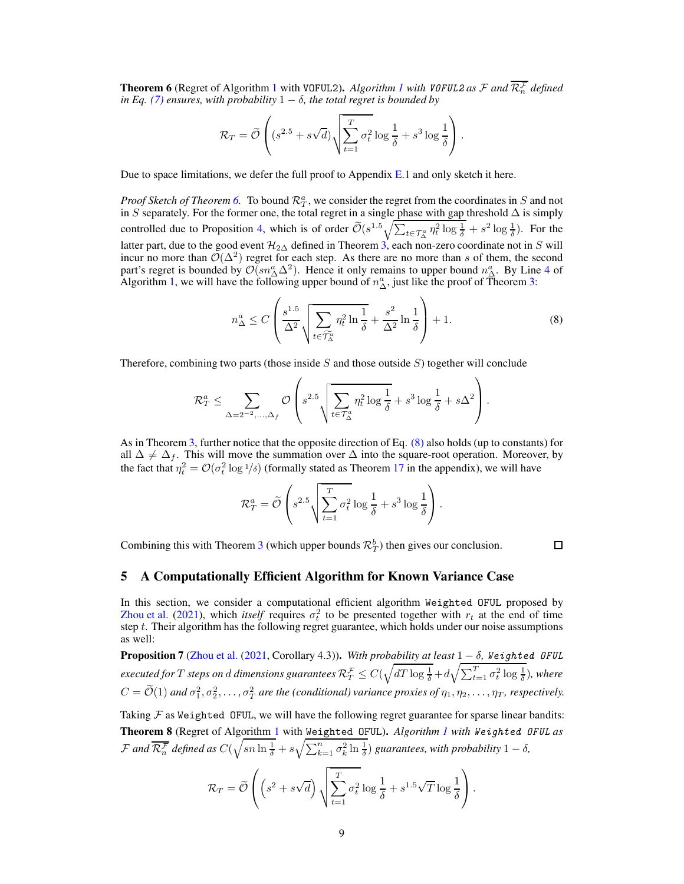**Theorem 6** (Regret of Algorithm 1 with VOFUL2). *Algorithm 1 with VOFUL2 as $\mathcal{F}$ and $\overline{\mathcal{R}_n^{\mathcal{F}}}$ defined in Eq. (7) ensures, with probability $1-\delta$, the total regret is bounded by*

$$\mathcal{R}_T = \widetilde{\mathcal{O}}\left((s^{2.5} + s\sqrt{d})\sqrt{\sum_{t=1}^{T} \sigma_t^2 \log\frac{1}{\delta}} + s^3 \log\frac{1}{\delta}\right).$$

Due to space limitations, we defer the full proof to Appendix E.1 and only sketch it here.

*Proof Sketch of Theorem 6.* To bound $\mathcal{R}_T^a$, we consider the regret from the coordinates in $S$ and not in $S$ separately. For the former one, the total regret in a single phase with gap threshold $\Delta$ is simply controlled due to Proposition 4, which is of order $\widetilde{\mathcal{O}}(s^{1.5}\sqrt{\sum_{t\in\mathcal{T}_\Delta^a} \eta_t^2 \log\frac{1}{\delta}} + s^2 \log\frac{1}{\delta})$. For the latter part, due to the good event $\mathcal{H}_{2\Delta}$ defined in Theorem 3, each non-zero coordinate not in $S$ will incur no more than $\mathcal{O}(\Delta^2)$ regret for each step. As there are no more than $s$ of them, the second part's regret is bounded by $\mathcal{O}(sn_\Delta^a\Delta^2)$. Hence it only remains to upper bound $n_\Delta^a$. By Line 4 of Algorithm 1, we will have the following upper bound of $n_\Delta^a$, just like the proof of Theorem 3:

$$n_\Delta^a \le C\left(\frac{s^{1.5}}{\Delta^2}\sqrt{\sum_{t\in\widetilde{\mathcal{T}}_\Delta^a} \eta_t^2 \ln\frac{1}{\delta}} + \frac{s^2}{\Delta^2}\ln\frac{1}{\delta}\right) + 1. \tag{8}$$

Therefore, combining two parts (those inside $S$ and those outside $S$) together will conclude

$$\mathcal{R}_T^a \le \sum_{\Delta=2^{-2},\ldots,\Delta_f} \mathcal{O}\left(s^{2.5}\sqrt{\sum_{t\in\mathcal{T}_\Delta^a} \eta_t^2 \log\frac{1}{\delta}} + s^3\log\frac{1}{\delta} + s\Delta^2\right).$$

As in Theorem 3, further notice that the opposite direction of Eq. (8) also holds (up to constants) for all $\Delta \ne \Delta_f$. This will move the summation over $\Delta$ into the square-root operation. Moreover, by the fact that $\eta_t^2 = \mathcal{O}(\sigma_t^2 \log {}^1\!/\!_\delta)$ (formally stated as Theorem 17 in the appendix), we will have

$$\mathcal{R}_T^a = \widetilde{\mathcal{O}}\left(s^{2.5}\sqrt{\sum_{t=1}^{T} \sigma_t^2 \log\frac{1}{\delta}} + s^3 \log\frac{1}{\delta}\right).$$

Combining this with Theorem 3 (which upper bounds $\mathcal{R}_T^b$) then gives our conclusion. □

## 5 A Computationally Efficient Algorithm for Known Variance Case

In this section, we consider a computational efficient algorithm Weighted OFUL proposed by Zhou et al. (2021), which *itself* requires $\sigma_t^2$ to be presented together with $r_t$ at the end of time step $t$. Their algorithm has the following regret guarantee, which holds under our noise assumptions as well:

**Proposition 7** (Zhou et al. (2021, Corollary 4.3)). *With probability at least $1-\delta$, Weighted OFUL executed for $T$ steps on $d$ dimensions guarantees $\mathcal{R}_T^{\mathcal{F}} \le C(\sqrt{dT\log\frac{1}{\delta}} + d\sqrt{\sum_{t=1}^T \sigma_t^2 \log\frac{1}{\delta}})$, where $C = \widetilde{\mathcal{O}}(1)$ and $\sigma_1^2, \sigma_2^2, \ldots, \sigma_T^2$ are the (conditional) variance proxies of $\eta_1, \eta_2, \ldots, \eta_T$, respectively.*

Taking $\mathcal{F}$ as Weighted OFUL, we will have the following regret guarantee for sparse linear bandits:

**Theorem 8** (Regret of Algorithm 1 with Weighted OFUL). *Algorithm 1 with Weighted OFUL as $\mathcal{F}$ and $\overline{\mathcal{R}_n^{\mathcal{F}}}$ defined as $C(\sqrt{sn\ln\frac{1}{\delta}} + s\sqrt{\sum_{k=1}^n \sigma_k^2 \ln\frac{1}{\delta}})$ guarantees, with probability $1-\delta$,*

$$\mathcal{R}_T = \widetilde{\mathcal{O}}\left(\left(s^2 + s\sqrt{d}\right)\sqrt{\sum_{t=1}^{T} \sigma_t^2 \log\frac{1}{\delta}} + s^{1.5}\sqrt{T}\log\frac{1}{\delta}\right).$$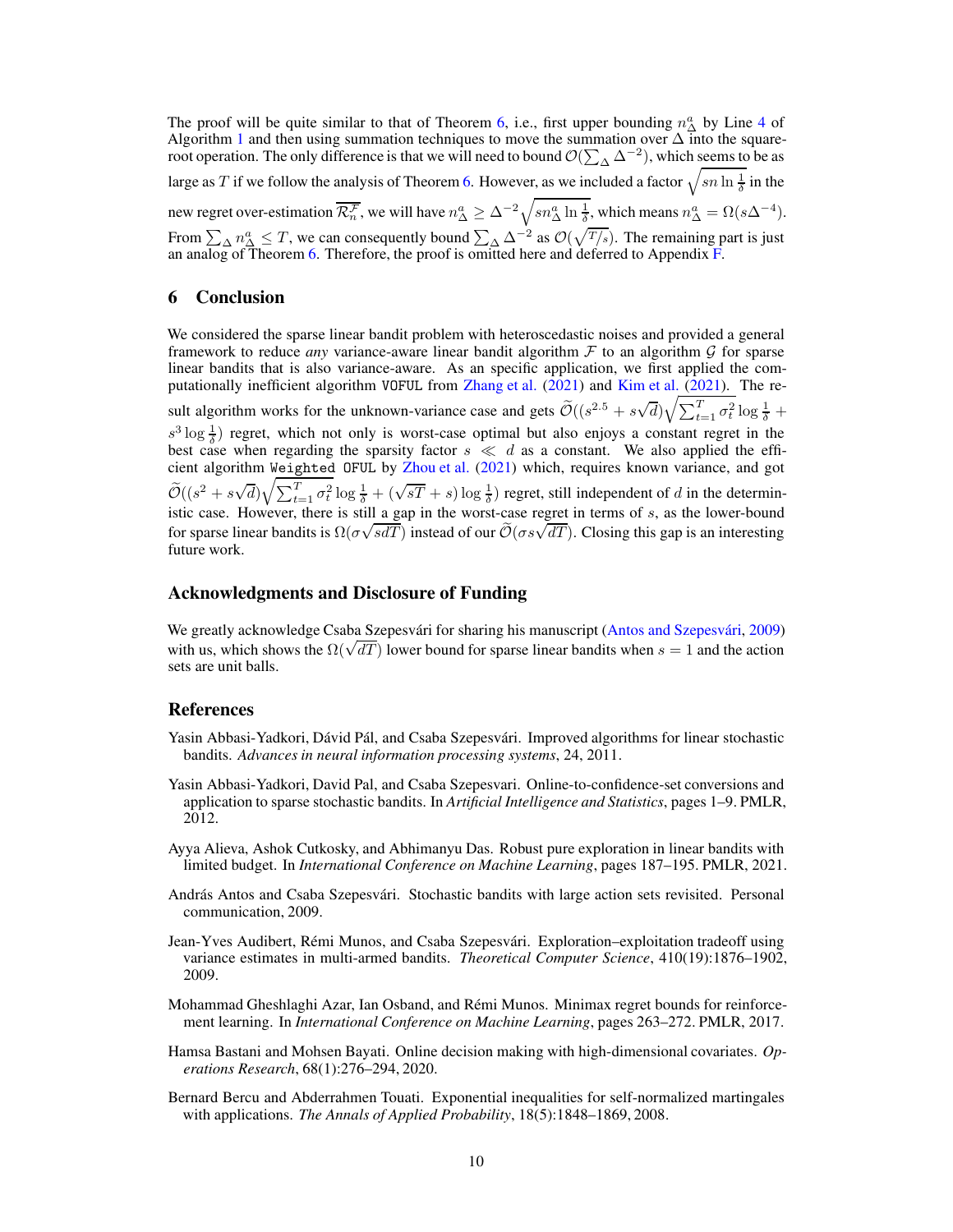The proof will be quite similar to that of Theorem 6, i.e., first upper bounding $n_\Delta^a$ by Line 4 of Algorithm 1 and then using summation techniques to move the summation over $\Delta$ into the square-root operation. The only difference is that we will need to bound $\mathcal{O}(\sum_\Delta \Delta^{-2})$, which seems to be as large as $T$ if we follow the analysis of Theorem 6. However, as we included a factor $\sqrt{sn \ln \frac{1}{\delta}}$ in the new regret over-estimation $\overline{\mathcal{R}_n^{\mathcal{F}}}$, we will have $n_\Delta^a \ge \Delta^{-2}\sqrt{sn_\Delta^a \ln \frac{1}{\delta}}$, which means $n_\Delta^a = \Omega(s\Delta^{-4})$. From $\sum_\Delta n_\Delta^a \le T$, we can consequently bound $\sum_\Delta \Delta^{-2}$ as $\mathcal{O}(\sqrt{T/s})$. The remaining part is just an analog of Theorem 6. Therefore, the proof is omitted here and deferred to Appendix F.

## 6 Conclusion

We considered the sparse linear bandit problem with heteroscedastic noises and provided a general framework to reduce *any* variance-aware linear bandit algorithm $\mathcal{F}$ to an algorithm $\mathcal{G}$ for sparse linear bandits that is also variance-aware. As an specific application, we first applied the computationally inefficient algorithm `VOFUL` from Zhang et al. (2021) and Kim et al. (2021). The result algorithm works for the unknown-variance case and gets $\widetilde{\mathcal{O}}((s^{2.5} + s\sqrt{d})\sqrt{\sum_{t=1}^T \sigma_t^2} \log \frac{1}{\delta} + s^3 \log \frac{1}{\delta})$ regret, which not only is worst-case optimal but also enjoys a constant regret in the best case when regarding the sparsity factor $s \ll d$ as a constant. We also applied the efficient algorithm `Weighted OFUL` by Zhou et al. (2021) which, requires known variance, and got $\widetilde{\mathcal{O}}((s^2 + s\sqrt{d})\sqrt{\sum_{t=1}^T \sigma_t^2} \log \frac{1}{\delta} + (\sqrt{sT} + s) \log \frac{1}{\delta})$ regret, still independent of $d$ in the deterministic case. However, there is still a gap in the worst-case regret in terms of $s$, as the lower-bound for sparse linear bandits is $\Omega(\sigma\sqrt{sdT})$ instead of our $\widetilde{\mathcal{O}}(\sigma s\sqrt{dT})$. Closing this gap is an interesting future work.

## Acknowledgments and Disclosure of Funding

We greatly acknowledge Csaba Szepesvári for sharing his manuscript (Antos and Szepesvári, 2009) with us, which shows the $\Omega(\sqrt{dT})$ lower bound for sparse linear bandits when $s = 1$ and the action sets are unit balls.

## References

Yasin Abbasi-Yadkori, Dávid Pál, and Csaba Szepesvári. Improved algorithms for linear stochastic bandits. *Advances in neural information processing systems*, 24, 2011.

Yasin Abbasi-Yadkori, David Pal, and Csaba Szepesvari. Online-to-confidence-set conversions and application to sparse stochastic bandits. In *Artificial Intelligence and Statistics*, pages 1–9. PMLR, 2012.

Ayya Alieva, Ashok Cutkosky, and Abhimanyu Das. Robust pure exploration in linear bandits with limited budget. In *International Conference on Machine Learning*, pages 187–195. PMLR, 2021.

András Antos and Csaba Szepesvári. Stochastic bandits with large action sets revisited. Personal communication, 2009.

Jean-Yves Audibert, Rémi Munos, and Csaba Szepesvári. Exploration–exploitation tradeoff using variance estimates in multi-armed bandits. *Theoretical Computer Science*, 410(19):1876–1902, 2009.

Mohammad Gheshlaghi Azar, Ian Osband, and Rémi Munos. Minimax regret bounds for reinforcement learning. In *International Conference on Machine Learning*, pages 263–272. PMLR, 2017.

Hamsa Bastani and Mohsen Bayati. Online decision making with high-dimensional covariates. *Operations Research*, 68(1):276–294, 2020.

Bernard Bercu and Abderrahmen Touati. Exponential inequalities for self-normalized martingales with applications. *The Annals of Applied Probability*, 18(5):1848–1869, 2008.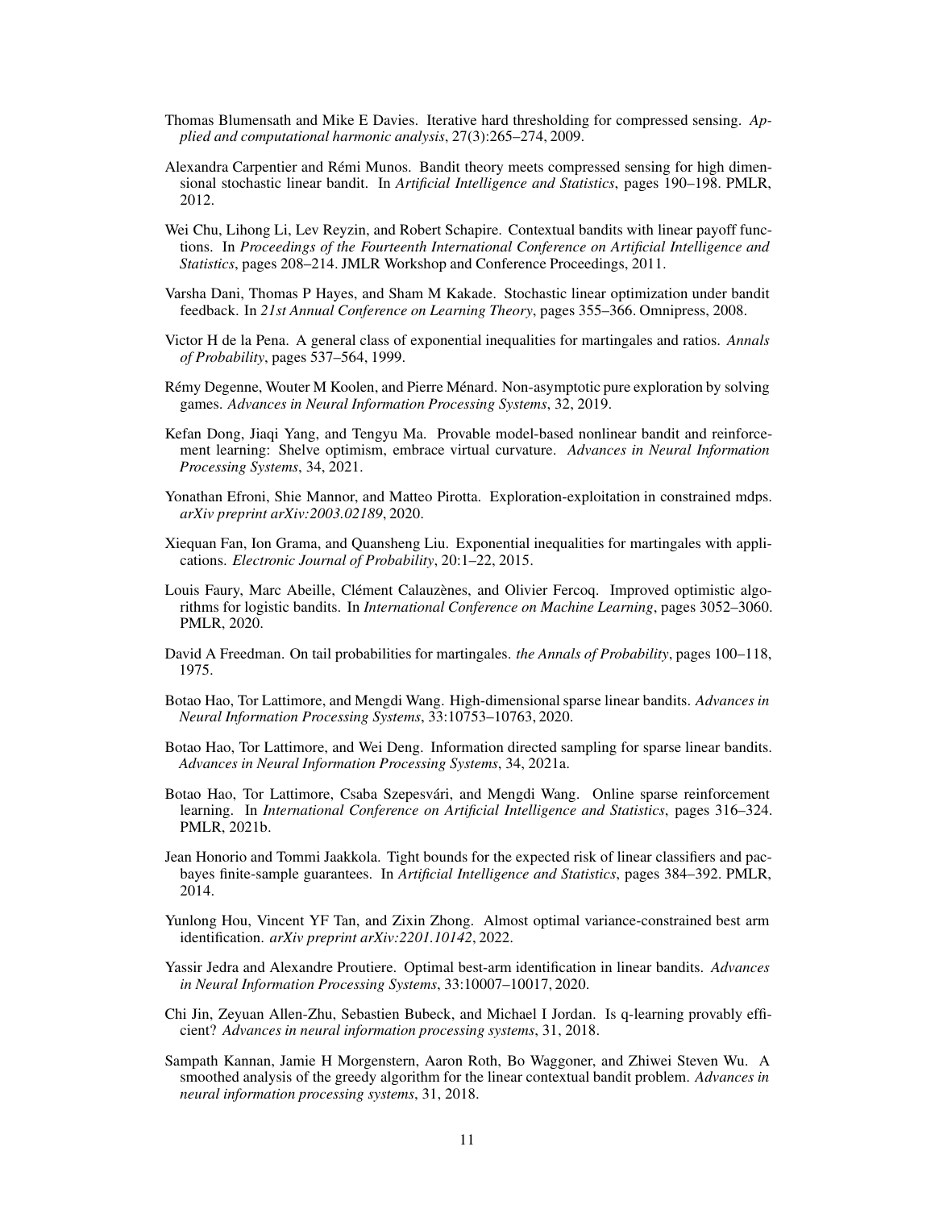Thomas Blumensath and Mike E Davies. Iterative hard thresholding for compressed sensing. *Applied and computational harmonic analysis*, 27(3):265–274, 2009.

Alexandra Carpentier and Rémi Munos. Bandit theory meets compressed sensing for high dimensional stochastic linear bandit. In *Artificial Intelligence and Statistics*, pages 190–198. PMLR, 2012.

Wei Chu, Lihong Li, Lev Reyzin, and Robert Schapire. Contextual bandits with linear payoff functions. In *Proceedings of the Fourteenth International Conference on Artificial Intelligence and Statistics*, pages 208–214. JMLR Workshop and Conference Proceedings, 2011.

Varsha Dani, Thomas P Hayes, and Sham M Kakade. Stochastic linear optimization under bandit feedback. In *21st Annual Conference on Learning Theory*, pages 355–366. Omnipress, 2008.

Victor H de la Pena. A general class of exponential inequalities for martingales and ratios. *Annals of Probability*, pages 537–564, 1999.

Rémy Degenne, Wouter M Koolen, and Pierre Ménard. Non-asymptotic pure exploration by solving games. *Advances in Neural Information Processing Systems*, 32, 2019.

Kefan Dong, Jiaqi Yang, and Tengyu Ma. Provable model-based nonlinear bandit and reinforcement learning: Shelve optimism, embrace virtual curvature. *Advances in Neural Information Processing Systems*, 34, 2021.

Yonathan Efroni, Shie Mannor, and Matteo Pirotta. Exploration-exploitation in constrained mdps. *arXiv preprint arXiv:2003.02189*, 2020.

Xiequan Fan, Ion Grama, and Quansheng Liu. Exponential inequalities for martingales with applications. *Electronic Journal of Probability*, 20:1–22, 2015.

Louis Faury, Marc Abeille, Clément Calauzènes, and Olivier Fercoq. Improved optimistic algorithms for logistic bandits. In *International Conference on Machine Learning*, pages 3052–3060. PMLR, 2020.

David A Freedman. On tail probabilities for martingales. *the Annals of Probability*, pages 100–118, 1975.

Botao Hao, Tor Lattimore, and Mengdi Wang. High-dimensional sparse linear bandits. *Advances in Neural Information Processing Systems*, 33:10753–10763, 2020.

Botao Hao, Tor Lattimore, and Wei Deng. Information directed sampling for sparse linear bandits. *Advances in Neural Information Processing Systems*, 34, 2021a.

Botao Hao, Tor Lattimore, Csaba Szepesvári, and Mengdi Wang. Online sparse reinforcement learning. In *International Conference on Artificial Intelligence and Statistics*, pages 316–324. PMLR, 2021b.

Jean Honorio and Tommi Jaakkola. Tight bounds for the expected risk of linear classifiers and pac-bayes finite-sample guarantees. In *Artificial Intelligence and Statistics*, pages 384–392. PMLR, 2014.

Yunlong Hou, Vincent YF Tan, and Zixin Zhong. Almost optimal variance-constrained best arm identification. *arXiv preprint arXiv:2201.10142*, 2022.

Yassir Jedra and Alexandre Proutiere. Optimal best-arm identification in linear bandits. *Advances in Neural Information Processing Systems*, 33:10007–10017, 2020.

Chi Jin, Zeyuan Allen-Zhu, Sebastien Bubeck, and Michael I Jordan. Is q-learning provably efficient? *Advances in neural information processing systems*, 31, 2018.

Sampath Kannan, Jamie H Morgenstern, Aaron Roth, Bo Waggoner, and Zhiwei Steven Wu. A smoothed analysis of the greedy algorithm for the linear contextual bandit problem. *Advances in neural information processing systems*, 31, 2018.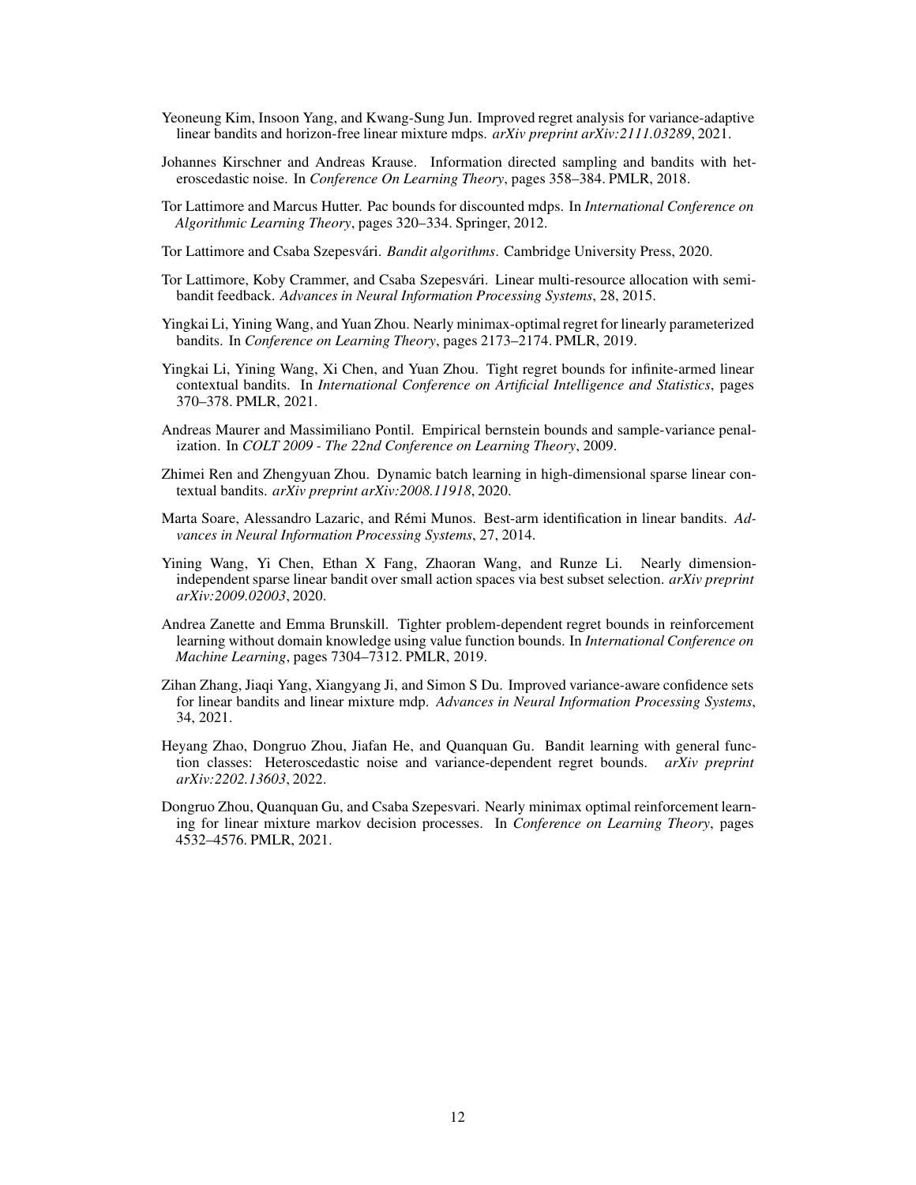Yeoneung Kim, Insoon Yang, and Kwang-Sung Jun. Improved regret analysis for variance-adaptive linear bandits and horizon-free linear mixture mdps. *arXiv preprint arXiv:2111.03289*, 2021.

Johannes Kirschner and Andreas Krause. Information directed sampling and bandits with heteroscedastic noise. In *Conference On Learning Theory*, pages 358–384. PMLR, 2018.

Tor Lattimore and Marcus Hutter. Pac bounds for discounted mdps. In *International Conference on Algorithmic Learning Theory*, pages 320–334. Springer, 2012.

Tor Lattimore and Csaba Szepesvári. *Bandit algorithms*. Cambridge University Press, 2020.

Tor Lattimore, Koby Crammer, and Csaba Szepesvári. Linear multi-resource allocation with semi-bandit feedback. *Advances in Neural Information Processing Systems*, 28, 2015.

Yingkai Li, Yining Wang, and Yuan Zhou. Nearly minimax-optimal regret for linearly parameterized bandits. In *Conference on Learning Theory*, pages 2173–2174. PMLR, 2019.

Yingkai Li, Yining Wang, Xi Chen, and Yuan Zhou. Tight regret bounds for infinite-armed linear contextual bandits. In *International Conference on Artificial Intelligence and Statistics*, pages 370–378. PMLR, 2021.

Andreas Maurer and Massimiliano Pontil. Empirical bernstein bounds and sample-variance penalization. In *COLT 2009 - The 22nd Conference on Learning Theory*, 2009.

Zhimei Ren and Zhengyuan Zhou. Dynamic batch learning in high-dimensional sparse linear contextual bandits. *arXiv preprint arXiv:2008.11918*, 2020.

Marta Soare, Alessandro Lazaric, and Rémi Munos. Best-arm identification in linear bandits. *Advances in Neural Information Processing Systems*, 27, 2014.

Yining Wang, Yi Chen, Ethan X Fang, Zhaoran Wang, and Runze Li. Nearly dimension-independent sparse linear bandit over small action spaces via best subset selection. *arXiv preprint arXiv:2009.02003*, 2020.

Andrea Zanette and Emma Brunskill. Tighter problem-dependent regret bounds in reinforcement learning without domain knowledge using value function bounds. In *International Conference on Machine Learning*, pages 7304–7312. PMLR, 2019.

Zihan Zhang, Jiaqi Yang, Xiangyang Ji, and Simon S Du. Improved variance-aware confidence sets for linear bandits and linear mixture mdp. *Advances in Neural Information Processing Systems*, 34, 2021.

Heyang Zhao, Dongruo Zhou, Jiafan He, and Quanquan Gu. Bandit learning with general function classes: Heteroscedastic noise and variance-dependent regret bounds. *arXiv preprint arXiv:2202.13603*, 2022.

Dongruo Zhou, Quanquan Gu, and Csaba Szepesvari. Nearly minimax optimal reinforcement learning for linear mixture markov decision processes. In *Conference on Learning Theory*, pages 4532–4576. PMLR, 2021.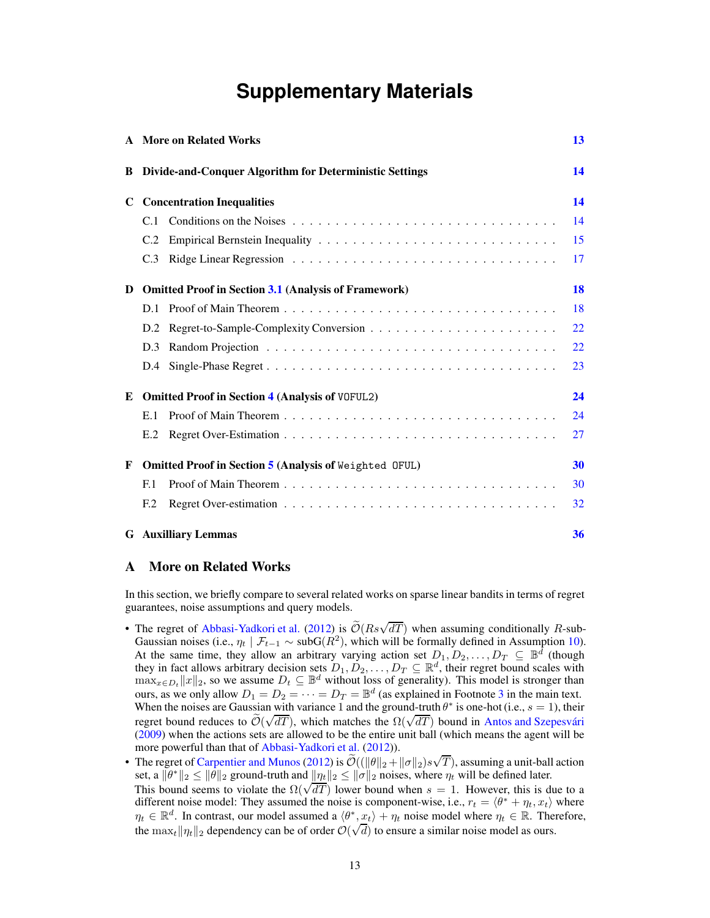# Supplementary Materials

| | | |
|---|---|---|
| **A** | **More on Related Works** | **13** |
| **B** | **Divide-and-Conquer Algorithm for Deterministic Settings** | **14** |
| **C** | **Concentration Inequalities** | **14** |
| | C.1 Conditions on the Noises | 14 |
| | C.2 Empirical Bernstein Inequality | 15 |
| | C.3 Ridge Linear Regression | 17 |
| **D** | **Omitted Proof in Section 3.1 (Analysis of Framework)** | **18** |
| | D.1 Proof of Main Theorem | 18 |
| | D.2 Regret-to-Sample-Complexity Conversion | 22 |
| | D.3 Random Projection | 22 |
| | D.4 Single-Phase Regret | 23 |
| **E** | **Omitted Proof in Section 4 (Analysis of `VOFUL2`)** | **24** |
| | E.1 Proof of Main Theorem | 24 |
| | E.2 Regret Over-Estimation | 27 |
| **F** | **Omitted Proof in Section 5 (Analysis of `Weighted OFUL`)** | **30** |
| | F.1 Proof of Main Theorem | 30 |
| | F.2 Regret Over-estimation | 32 |
| **G** | **Auxilliary Lemmas** | **36** |

## A More on Related Works

In this section, we briefly compare to several related works on sparse linear bandits in terms of regret guarantees, noise assumptions and query models.

- The regret of Abbasi-Yadkori et al. (2012) is $\widetilde{\mathcal{O}}(Rs\sqrt{dT})$ when assuming conditionally $R$-sub-Gaussian noises (i.e., $\eta_t \mid \mathcal{F}_{t-1} \sim \text{subG}(R^2)$, which will be formally defined in Assumption 10). At the same time, they allow an arbitrary varying action set $D_1, D_2, \ldots, D_T \subseteq \mathbb{B}^d$ (though they in fact allows arbitrary decision sets $D_1, D_2, \ldots, D_T \subseteq \mathbb{R}^d$, their regret bound scales with $\max_{x \in D_t} \|x\|_2$, so we assume $D_t \subseteq \mathbb{B}^d$ without loss of generality). This model is stronger than ours, as we only allow $D_1 = D_2 = \cdots = D_T = \mathbb{B}^d$ (as explained in Footnote 3 in the main text. When the noises are Gaussian with variance 1 and the ground-truth $\theta^*$ is one-hot (i.e., $s = 1$), their regret bound reduces to $\widetilde{\mathcal{O}}(\sqrt{dT})$, which matches the $\Omega(\sqrt{dT})$ bound in Antos and Szepesvári (2009) when the actions sets are allowed to be the entire unit ball (which means the agent will be more powerful than that of Abbasi-Yadkori et al. (2012)).
- The regret of Carpentier and Munos (2012) is $\widetilde{\mathcal{O}}((\|\theta\|_2 + \|\sigma\|_2)s\sqrt{T})$, assuming a unit-ball action set, a $\|\theta^*\|_2 \le \|\theta\|_2$ ground-truth and $\|\eta_t\|_2 \le \|\sigma\|_2$ noises, where $\eta_t$ will be defined later. This bound seems to violate the $\Omega(\sqrt{dT})$ lower bound when $s = 1$. However, this is due to a different noise model: They assumed the noise is component-wise, i.e., $r_t = \langle \theta^* + \eta_t, x_t \rangle$ where $\eta_t \in \mathbb{R}^d$. In contrast, our model assumed a $\langle \theta^*, x_t \rangle + \eta_t$ noise model where $\eta_t \in \mathbb{R}$. Therefore, the $\max_t \|\eta_t\|_2$ dependency can be of order $\mathcal{O}(\sqrt{d})$ to ensure a similar noise model as ours.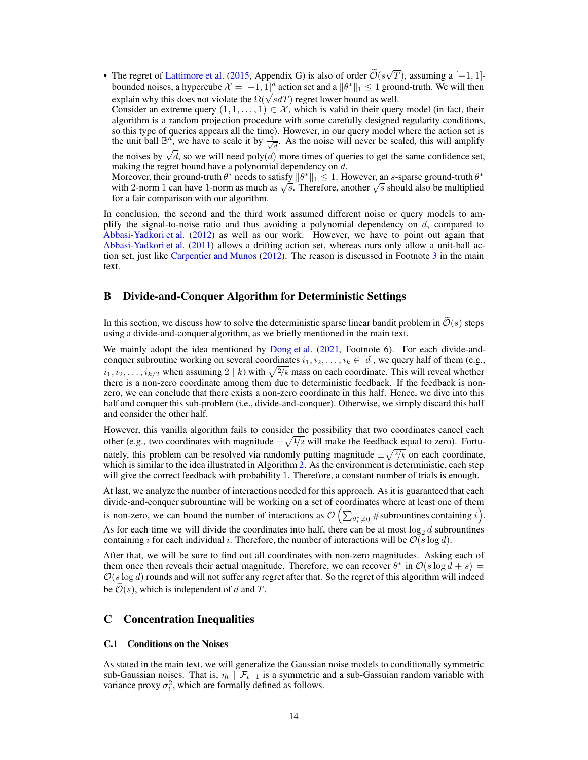- The regret of Lattimore et al. (2015, Appendix G) is also of order $\widetilde{\mathcal{O}}(s\sqrt{T})$, assuming a $[-1,1]$-bounded noises, a hypercube $\mathcal{X}=[-1,1]^d$ action set and a $\lVert\theta^*\rVert_1\le 1$ ground-truth. We will then explain why this does not violate the $\Omega(\sqrt{sdT})$ regret lower bound as well.
  Consider an extreme query $(1,1,\ldots,1)\in\mathcal{X}$, which is valid in their query model (in fact, their algorithm is a random projection procedure with some carefully designed regularity conditions, so this type of queries appears all the time). However, in our query model where the action set is the unit ball $\mathbb{B}^d$, we have to scale it by $\frac{1}{\sqrt{d}}$. As the noise will never be scaled, this will amplify the noises by $\sqrt{d}$, so we will need $\operatorname{poly}(d)$ more times of queries to get the same confidence set, making the regret bound have a polynomial dependency on $d$.
  Moreover, their ground-truth $\theta^*$ needs to satisfy $\lVert\theta^*\rVert_1\le 1$. However, an $s$-sparse ground-truth $\theta^*$ with 2-norm 1 can have 1-norm as much as $\sqrt{s}$. Therefore, another $\sqrt{s}$ should also be multiplied for a fair comparison with our algorithm.

In conclusion, the second and the third work assumed different noise or query models to amplify the signal-to-noise ratio and thus avoiding a polynomial dependency on $d$, compared to Abbasi-Yadkori et al. (2012) as well as our work. However, we have to point out again that Abbasi-Yadkori et al. (2011) allows a drifting action set, whereas ours only allow a unit-ball action set, just like Carpentier and Munos (2012). The reason is discussed in Footnote 3 in the main text.

# B Divide-and-Conquer Algorithm for Deterministic Settings

In this section, we discuss how to solve the deterministic sparse linear bandit problem in $\widetilde{\mathcal{O}}(s)$ steps using a divide-and-conquer algorithm, as we briefly mentioned in the main text.

We mainly adopt the idea mentioned by Dong et al. (2021, Footnote 6). For each divide-and-conquer subroutine working on several coordinates $i_1,i_2,\ldots,i_k\in[d]$, we query half of them (e.g., $i_1,i_2,\ldots,i_{k/2}$ when assuming $2\mid k$) with $\sqrt{2/k}$ mass on each coordinate. This will reveal whether there is a non-zero coordinate among them due to deterministic feedback. If the feedback is non-zero, we can conclude that there exists a non-zero coordinate in this half. Hence, we dive into this half and conquer this sub-problem (i.e., divide-and-conquer). Otherwise, we simply discard this half and consider the other half.

However, this vanilla algorithm fails to consider the possibility that two coordinates cancel each other (e.g., two coordinates with magnitude $\pm\sqrt{1/2}$ will make the feedback equal to zero). Fortunately, this problem can be resolved via randomly putting magnitude $\pm\sqrt{2/k}$ on each coordinate, which is similar to the idea illustrated in Algorithm 2. As the environment is deterministic, each step will give the correct feedback with probability 1. Therefore, a constant number of trials is enough.

At last, we analyze the number of interactions needed for this approach. As it is guaranteed that each divide-and-conquer subrountine will be working on a set of coordinates where at least one of them is non-zero, we can bound the number of interactions as $\mathcal{O}\left(\sum_{\theta_i^*\ne 0}\#\text{subrountines containing } i\right)$. As for each time we will divide the coordinates into half, there can be at most $\log_2 d$ subrountines containing $i$ for each individual $i$. Therefore, the number of interactions will be $\mathcal{O}(s\log d)$.

After that, we will be sure to find out all coordinates with non-zero magnitudes. Asking each of them once then reveals their actual magnitude. Therefore, we can recover $\theta^*$ in $\mathcal{O}(s\log d+s)=\mathcal{O}(s\log d)$ rounds and will not suffer any regret after that. So the regret of this algorithm will indeed be $\widetilde{\mathcal{O}}(s)$, which is independent of $d$ and $T$.

# C Concentration Inequalities

## C.1 Conditions on the Noises

As stated in the main text, we will generalize the Gaussian noise models to conditionally symmetric sub-Gaussian noises. That is, $\eta_t\mid\mathcal{F}_{t-1}$ is a symmetric and a sub-Gassuian random variable with variance proxy $\sigma_t^2$, which are formally defined as follows.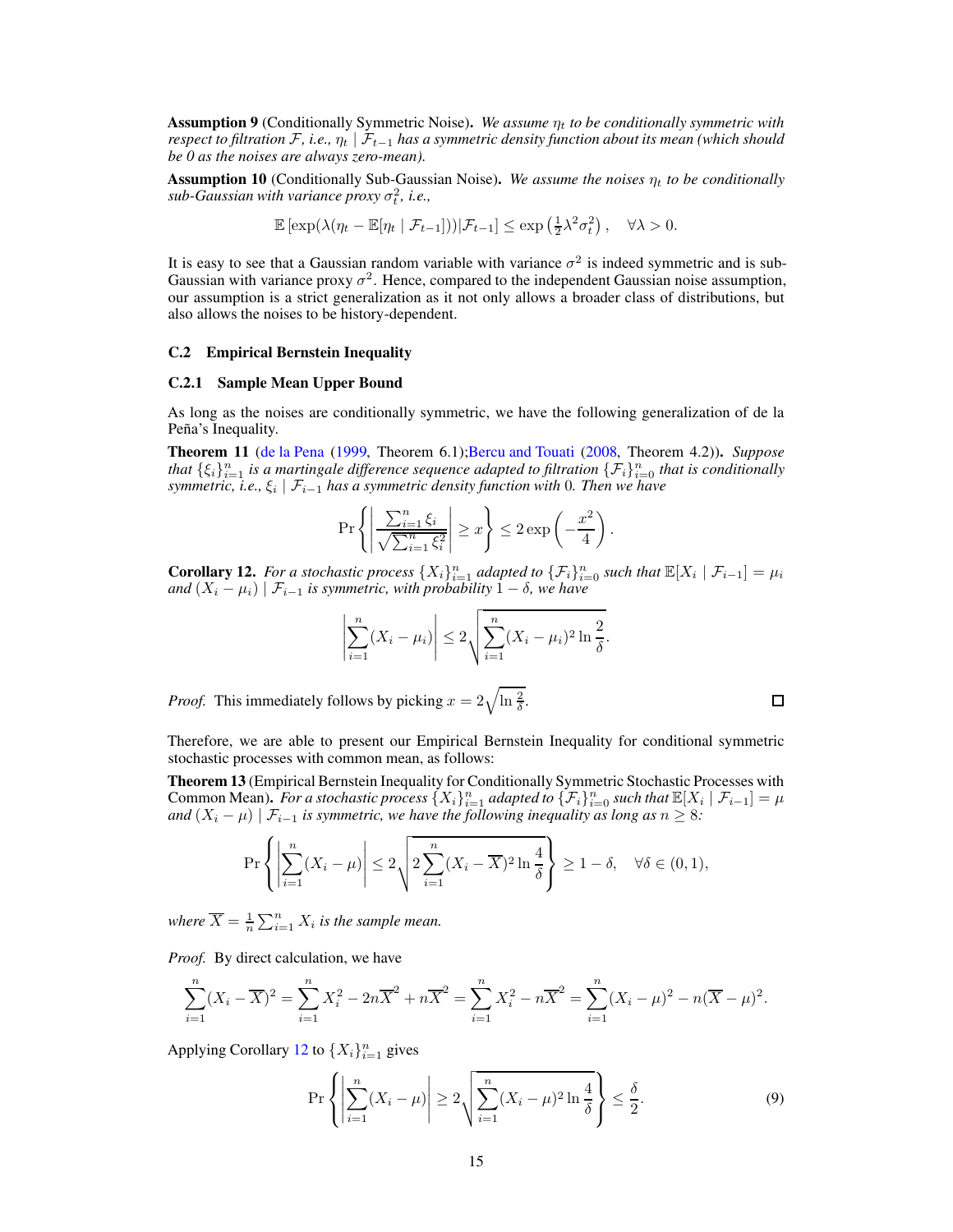**Assumption 9** (Conditionally Symmetric Noise). *We assume $\eta_t$ to be conditionally symmetric with respect to filtration $\mathcal{F}$, i.e., $\eta_t \mid \mathcal{F}_{t-1}$ has a symmetric density function about its mean (which should be 0 as the noises are always zero-mean).*

**Assumption 10** (Conditionally Sub-Gaussian Noise). *We assume the noises $\eta_t$ to be conditionally sub-Gaussian with variance proxy $\sigma_t^2$, i.e.,*

$$\mathbb{E}\left[\exp(\lambda(\eta_t - \mathbb{E}[\eta_t \mid \mathcal{F}_{t-1}]))|\mathcal{F}_{t-1}\right] \le \exp\left(\tfrac{1}{2}\lambda^2\sigma_t^2\right), \quad \forall \lambda > 0.$$

It is easy to see that a Gaussian random variable with variance $\sigma^2$ is indeed symmetric and is sub-Gaussian with variance proxy $\sigma^2$. Hence, compared to the independent Gaussian noise assumption, our assumption is a strict generalization as it not only allows a broader class of distributions, but also allows the noises to be history-dependent.

### C.2 Empirical Bernstein Inequality

#### C.2.1 Sample Mean Upper Bound

As long as the noises are conditionally symmetric, we have the following generalization of de la Peña's Inequality.

**Theorem 11** (de la Pena (1999, Theorem 6.1);Bercu and Touati (2008, Theorem 4.2)). *Suppose that $\{\xi_i\}_{i=1}^n$ is a martingale difference sequence adapted to filtration $\{\mathcal{F}_i\}_{i=0}^n$ that is conditionally symmetric, i.e., $\xi_i \mid \mathcal{F}_{i-1}$ has a symmetric density function with 0. Then we have*

$$\Pr\left\{\left|\frac{\sum_{i=1}^n \xi_i}{\sqrt{\sum_{i=1}^n \xi_i^2}}\right| \ge x\right\} \le 2\exp\left(-\frac{x^2}{4}\right).$$

**Corollary 12.** *For a stochastic process $\{X_i\}_{i=1}^n$ adapted to $\{\mathcal{F}_i\}_{i=0}^n$ such that $\mathbb{E}[X_i \mid \mathcal{F}_{i-1}] = \mu_i$ and $(X_i - \mu_i) \mid \mathcal{F}_{i-1}$ is symmetric, with probability $1-\delta$, we have*

$$\left|\sum_{i=1}^n (X_i - \mu_i)\right| \le 2\sqrt{\sum_{i=1}^n (X_i - \mu_i)^2 \ln\frac{2}{\delta}}.$$

*Proof.* This immediately follows by picking $x = 2\sqrt{\ln\frac{2}{\delta}}$. □

Therefore, we are able to present our Empirical Bernstein Inequality for conditional symmetric stochastic processes with common mean, as follows:

**Theorem 13** (Empirical Bernstein Inequality for Conditionally Symmetric Stochastic Processes with Common Mean). *For a stochastic process $\{X_i\}_{i=1}^n$ adapted to $\{\mathcal{F}_i\}_{i=0}^n$ such that $\mathbb{E}[X_i \mid \mathcal{F}_{i-1}] = \mu$ and $(X_i - \mu) \mid \mathcal{F}_{i-1}$ is symmetric, we have the following inequality as long as $n \ge 8$:*

$$\Pr\left\{\left|\sum_{i=1}^n (X_i - \mu)\right| \le 2\sqrt{2\sum_{i=1}^n (X_i - \overline{X})^2 \ln\frac{4}{\delta}}\right\} \ge 1 - \delta, \quad \forall \delta \in (0, 1),$$

*where $\overline{X} = \frac{1}{n}\sum_{i=1}^n X_i$ is the sample mean.*

*Proof.* By direct calculation, we have

$$\sum_{i=1}^n (X_i - \overline{X})^2 = \sum_{i=1}^n X_i^2 - 2n\overline{X}^2 + n\overline{X}^2 = \sum_{i=1}^n X_i^2 - n\overline{X}^2 = \sum_{i=1}^n (X_i - \mu)^2 - n(\overline{X} - \mu)^2.$$

Applying Corollary 12 to $\{X_i\}_{i=1}^n$ gives

$$\Pr\left\{\left|\sum_{i=1}^n (X_i - \mu)\right| \ge 2\sqrt{\sum_{i=1}^n (X_i - \mu)^2 \ln\frac{4}{\delta}}\right\} \le \frac{\delta}{2}. \tag{9}$$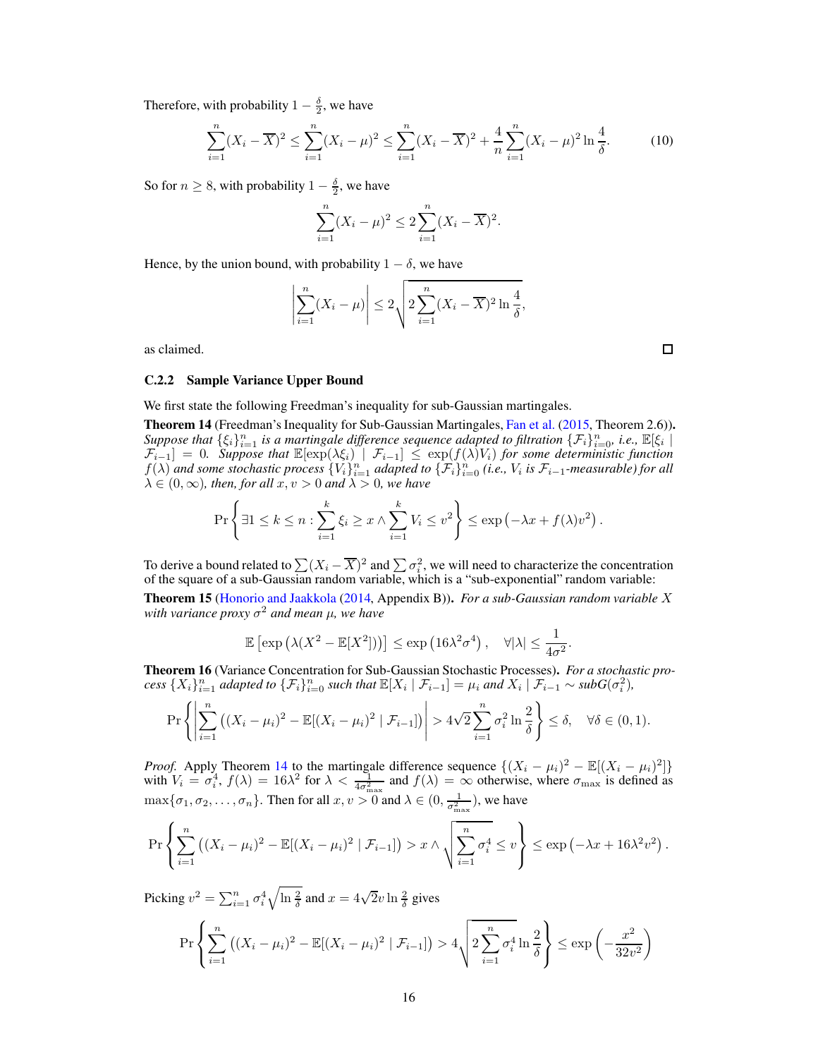Therefore, with probability $1 - \frac{\delta}{2}$, we have

$$\sum_{i=1}^{n}(X_i - \overline{X})^2 \leq \sum_{i=1}^{n}(X_i - \mu)^2 \leq \sum_{i=1}^{n}(X_i - \overline{X})^2 + \frac{4}{n}\sum_{i=1}^{n}(X_i - \mu)^2 \ln\frac{4}{\delta}. \tag{10}$$

So for $n \geq 8$, with probability $1 - \frac{\delta}{2}$, we have

$$\sum_{i=1}^{n}(X_i - \mu)^2 \leq 2\sum_{i=1}^{n}(X_i - \overline{X})^2.$$

Hence, by the union bound, with probability $1 - \delta$, we have

$$\left|\sum_{i=1}^{n}(X_i - \mu)\right| \leq 2\sqrt{2\sum_{i=1}^{n}(X_i - \overline{X})^2 \ln\frac{4}{\delta}},$$

as claimed. ◻

#### C.2.2 Sample Variance Upper Bound

We first state the following Freedman's inequality for sub-Gaussian martingales.

**Theorem 14** (Freedman's Inequality for Sub-Gaussian Martingales, Fan et al. (2015, Theorem 2.6))**.** *Suppose that $\{\xi_i\}_{i=1}^n$ is a martingale difference sequence adapted to filtration $\{\mathcal{F}_i\}_{i=0}^n$, i.e., $\mathbb{E}[\xi_i \mid \mathcal{F}_{i-1}] = 0$. Suppose that $\mathbb{E}[\exp(\lambda \xi_i) \mid \mathcal{F}_{i-1}] \leq \exp(f(\lambda)V_i)$ for some deterministic function $f(\lambda)$ and some stochastic process $\{V_i\}_{i=1}^n$ adapted to $\{\mathcal{F}_i\}_{i=0}^n$ (i.e., $V_i$ is $\mathcal{F}_{i-1}$-measurable) for all $\lambda \in (0, \infty)$, then, for all $x, v > 0$ and $\lambda > 0$, we have*

$$\Pr\left\{\exists 1 \leq k \leq n : \sum_{i=1}^{k}\xi_i \geq x \wedge \sum_{i=1}^{k} V_i \leq v^2\right\} \leq \exp\left(-\lambda x + f(\lambda)v^2\right).$$

To derive a bound related to $\sum(X_i - \overline{X})^2$ and $\sum \sigma_i^2$, we will need to characterize the concentration of the square of a sub-Gaussian random variable, which is a "sub-exponential" random variable:

**Theorem 15** (Honorio and Jaakkola (2014, Appendix B))**.** *For a sub-Gaussian random variable $X$ with variance proxy $\sigma^2$ and mean $\mu$, we have*

$$\mathbb{E}\left[\exp\left(\lambda(X^2 - \mathbb{E}[X^2])\right)\right] \leq \exp\left(16\lambda^2\sigma^4\right), \quad \forall |\lambda| \leq \frac{1}{4\sigma^2}.$$

**Theorem 16** (Variance Concentration for Sub-Gaussian Stochastic Processes)**.** *For a stochastic process $\{X_i\}_{i=1}^n$ adapted to $\{\mathcal{F}_i\}_{i=0}^n$ such that $\mathbb{E}[X_i \mid \mathcal{F}_{i-1}] = \mu_i$ and $X_i \mid \mathcal{F}_{i-1} \sim \text{subG}(\sigma_i^2)$,*

$$\Pr\left\{\left|\sum_{i=1}^{n}\left((X_i - \mu_i)^2 - \mathbb{E}[(X_i - \mu_i)^2 \mid \mathcal{F}_{i-1}]\right)\right| > 4\sqrt{2}\sum_{i=1}^{n}\sigma_i^2 \ln\frac{2}{\delta}\right\} \leq \delta, \quad \forall \delta \in (0, 1).$$

*Proof.* Apply Theorem 14 to the martingale difference sequence $\{(X_i - \mu_i)^2 - \mathbb{E}[(X_i - \mu_i)^2]\}$ with $V_i = \sigma_i^4$, $f(\lambda) = 16\lambda^2$ for $\lambda < \frac{1}{4\sigma_{\max}^2}$ and $f(\lambda) = \infty$ otherwise, where $\sigma_{\max}$ is defined as $\max\{\sigma_1, \sigma_2, \ldots, \sigma_n\}$. Then for all $x, v > 0$ and $\lambda \in (0, \frac{1}{\sigma_{\max}^2})$, we have

$$\Pr\left\{\sum_{i=1}^{n}\left((X_i - \mu_i)^2 - \mathbb{E}[(X_i - \mu_i)^2 \mid \mathcal{F}_{i-1}]\right) > x \wedge \sqrt{\sum_{i=1}^{n}\sigma_i^4} \leq v\right\} \leq \exp\left(-\lambda x + 16\lambda^2 v^2\right).$$

Picking $v^2 = \sum_{i=1}^n \sigma_i^4 \sqrt{\ln\frac{2}{\delta}}$ and $x = 4\sqrt{2}v \ln\frac{2}{\delta}$ gives

$$\Pr\left\{\sum_{i=1}^{n}\left((X_i - \mu_i)^2 - \mathbb{E}[(X_i - \mu_i)^2 \mid \mathcal{F}_{i-1}]\right) > 4\sqrt{2\sum_{i=1}^{n}\sigma_i^4 \ln\frac{2}{\delta}}\right\} \leq \exp\left(-\frac{x^2}{32v^2}\right)$$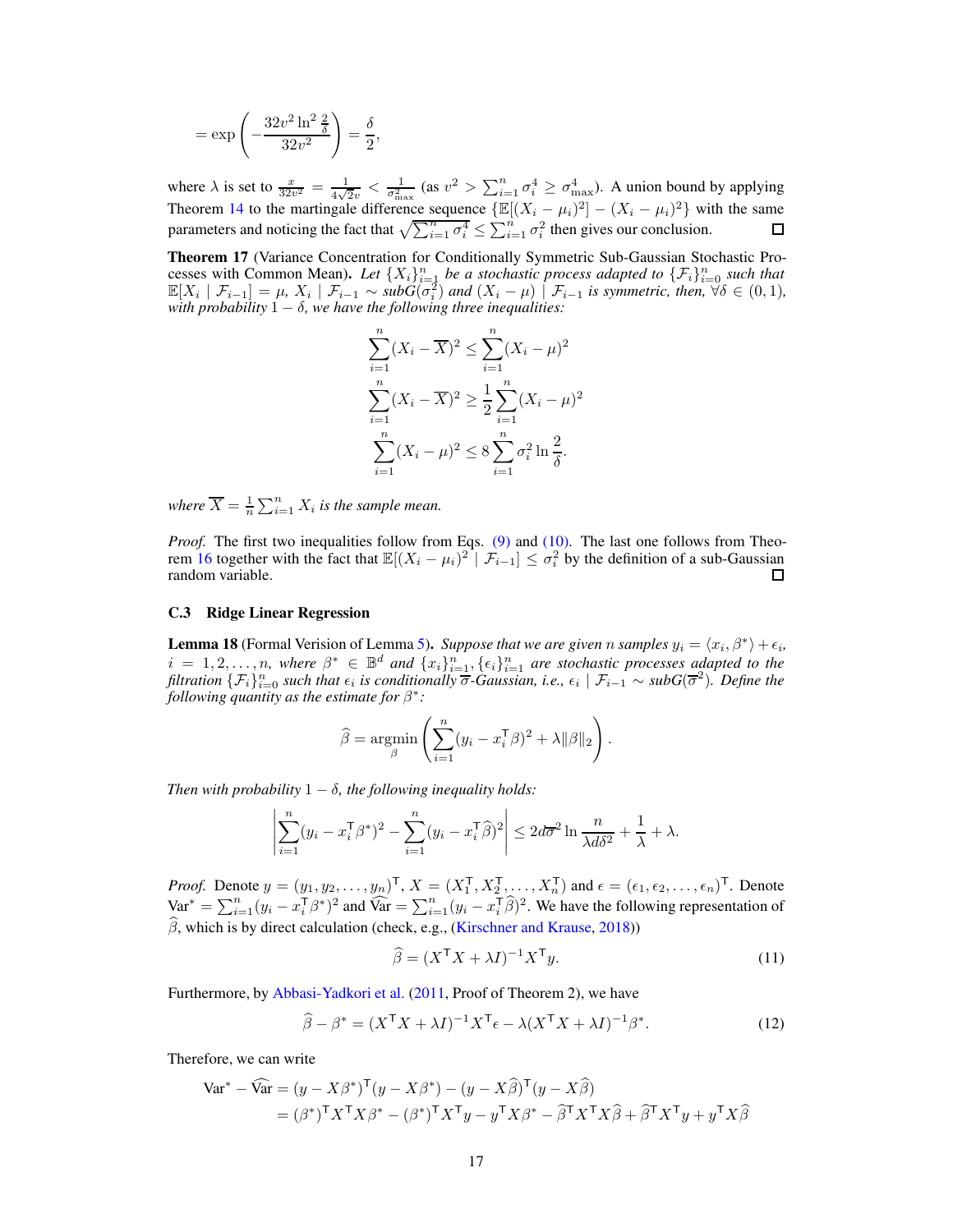$$= \exp\left(-\frac{32v^2 \ln^2 \frac{2}{\delta}}{32v^2}\right) = \frac{\delta}{2},$$

where $\lambda$ is set to $\frac{x}{32v^2} = \frac{1}{4\sqrt{2}v} < \frac{1}{\sigma_{\max}^2}$ (as $v^2 > \sum_{i=1}^n \sigma_i^4 \geq \sigma_{\max}^4$). A union bound by applying Theorem 14 to the martingale difference sequence $\{\mathbb{E}[(X_i - \mu_i)^2] - (X_i - \mu_i)^2\}$ with the same parameters and noticing the fact that $\sqrt{\sum_{i=1}^n \sigma_i^4} \leq \sum_{i=1}^n \sigma_i^2$ then gives our conclusion. □

**Theorem 17** (Variance Concentration for Conditionally Symmetric Sub-Gaussian Stochastic Processes with Common Mean)**.** *Let $\{X_i\}_{i=1}^n$ be a stochastic process adapted to $\{\mathcal{F}_i\}_{i=0}^n$ such that $\mathbb{E}[X_i \mid \mathcal{F}_{i-1}] = \mu$, $X_i \mid \mathcal{F}_{i-1} \sim subG(\sigma_i^2)$ and $(X_i - \mu) \mid \mathcal{F}_{i-1}$ is symmetric, then, $\forall \delta \in (0, 1)$, with probability $1 - \delta$, we have the following three inequalities:*

$$\sum_{i=1}^n (X_i - \overline{X})^2 \leq \sum_{i=1}^n (X_i - \mu)^2$$
$$\sum_{i=1}^n (X_i - \overline{X})^2 \geq \frac{1}{2} \sum_{i=1}^n (X_i - \mu)^2$$
$$\sum_{i=1}^n (X_i - \mu)^2 \leq 8 \sum_{i=1}^n \sigma_i^2 \ln \frac{2}{\delta}.$$

*where $\overline{X} = \frac{1}{n}\sum_{i=1}^n X_i$ is the sample mean.*

*Proof.* The first two inequalities follow from Eqs. (9) and (10). The last one follows from Theorem 16 together with the fact that $\mathbb{E}[(X_i - \mu_i)^2 \mid \mathcal{F}_{i-1}] \leq \sigma_i^2$ by the definition of a sub-Gaussian random variable. □

### C.3 Ridge Linear Regression

**Lemma 18** (Formal Verision of Lemma 5)**.** *Suppose that we are given $n$ samples $y_i = \langle x_i, \beta^* \rangle + \epsilon_i$, $i = 1, 2, \ldots, n$, where $\beta^* \in \mathbb{B}^d$ and $\{x_i\}_{i=1}^n, \{\epsilon_i\}_{i=1}^n$ are stochastic processes adapted to the filtration $\{\mathcal{F}_i\}_{i=0}^n$ such that $\epsilon_i$ is conditionally $\overline{\sigma}$-Gaussian, i.e., $\epsilon_i \mid \mathcal{F}_{i-1} \sim subG(\overline{\sigma}^2)$. Define the following quantity as the estimate for $\beta^*$:*

$$\widehat{\beta} = \operatorname*{argmin}_{\beta} \left( \sum_{i=1}^n (y_i - x_i^\mathsf{T} \beta)^2 + \lambda \|\beta\|_2 \right).$$

*Then with probability $1 - \delta$, the following inequality holds:*

$$\left| \sum_{i=1}^n (y_i - x_i^\mathsf{T} \beta^*)^2 - \sum_{i=1}^n (y_i - x_i^\mathsf{T} \widehat{\beta})^2 \right| \leq 2d\overline{\sigma}^2 \ln \frac{n}{\lambda d \delta^2} + \frac{1}{\lambda} + \lambda.$$

*Proof.* Denote $y = (y_1, y_2, \ldots, y_n)^\mathsf{T}$, $X = (X_1^\mathsf{T}, X_2^\mathsf{T}, \ldots, X_n^\mathsf{T})$ and $\epsilon = (\epsilon_1, \epsilon_2, \ldots, \epsilon_n)^\mathsf{T}$. Denote $\text{Var}^* = \sum_{i=1}^n (y_i - x_i^\mathsf{T} \beta^*)^2$ and $\widehat{\text{Var}} = \sum_{i=1}^n (y_i - x_i^\mathsf{T} \widehat{\beta})^2$. We have the following representation of $\widehat{\beta}$, which is by direct calculation (check, e.g., (Kirschner and Krause, 2018))

$$\widehat{\beta} = (X^\mathsf{T} X + \lambda I)^{-1} X^\mathsf{T} y. \tag{11}$$

Furthermore, by Abbasi-Yadkori et al. (2011, Proof of Theorem 2), we have

$$\widehat{\beta} - \beta^* = (X^\mathsf{T} X + \lambda I)^{-1} X^\mathsf{T} \epsilon - \lambda (X^\mathsf{T} X + \lambda I)^{-1} \beta^*. \tag{12}$$

Therefore, we can write

$$\begin{aligned}
\text{Var}^* - \widehat{\text{Var}} &= (y - X\beta^*)^\mathsf{T}(y - X\beta^*) - (y - X\widehat{\beta})^\mathsf{T}(y - X\widehat{\beta}) \\
&= (\beta^*)^\mathsf{T} X^\mathsf{T} X \beta^* - (\beta^*)^\mathsf{T} X^\mathsf{T} y - y^\mathsf{T} X \beta^* - \widehat{\beta}^\mathsf{T} X^\mathsf{T} X \widehat{\beta} + \widehat{\beta}^\mathsf{T} X^\mathsf{T} y + y^\mathsf{T} X \widehat{\beta}
\end{aligned}$$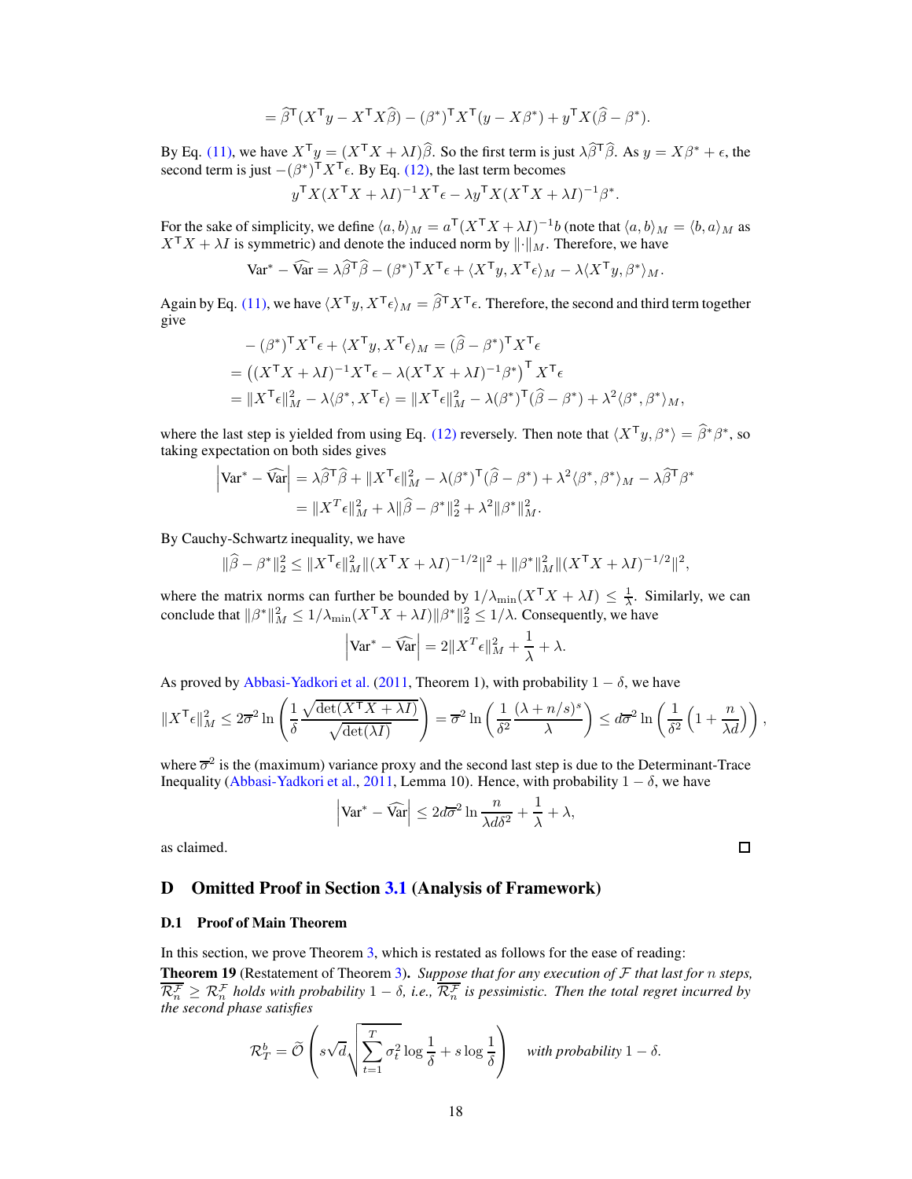$$= \widehat{\beta}^\mathsf{T}(X^\mathsf{T} y - X^\mathsf{T} X \widehat{\beta}) - (\beta^*)^\mathsf{T} X^\mathsf{T}(y - X\beta^*) + y^\mathsf{T} X(\widehat{\beta} - \beta^*).$$

By Eq. (11), we have $X^\mathsf{T} y = (X^\mathsf{T} X + \lambda I)\widehat{\beta}$. So the first term is just $\lambda \widehat{\beta}^\mathsf{T} \widehat{\beta}$. As $y = X\beta^* + \epsilon$, the second term is just $-(\beta^*)^\mathsf{T} X^\mathsf{T} \epsilon$. By Eq. (12), the last term becomes

$$y^\mathsf{T} X(X^\mathsf{T} X + \lambda I)^{-1} X^\mathsf{T} \epsilon - \lambda y^\mathsf{T} X(X^\mathsf{T} X + \lambda I)^{-1} \beta^*.$$

For the sake of simplicity, we define $\langle a, b \rangle_M = a^\mathsf{T}(X^\mathsf{T} X + \lambda I)^{-1} b$ (note that $\langle a, b \rangle_M = \langle b, a \rangle_M$ as $X^\mathsf{T} X + \lambda I$ is symmetric) and denote the induced norm by $\lVert \cdot \rVert_M$. Therefore, we have

$$\mathrm{Var}^* - \widehat{\mathrm{Var}} = \lambda \widehat{\beta}^\mathsf{T} \widehat{\beta} - (\beta^*)^\mathsf{T} X^\mathsf{T} \epsilon + \langle X^\mathsf{T} y, X^\mathsf{T} \epsilon \rangle_M - \lambda \langle X^\mathsf{T} y, \beta^* \rangle_M.$$

Again by Eq. (11), we have $\langle X^\mathsf{T} y, X^\mathsf{T} \epsilon \rangle_M = \widehat{\beta}^\mathsf{T} X^\mathsf{T} \epsilon$. Therefore, the second and third term together give

$$\begin{aligned}
&-(\beta^*)^\mathsf{T} X^\mathsf{T} \epsilon + \langle X^\mathsf{T} y, X^\mathsf{T} \epsilon \rangle_M = (\widehat{\beta} - \beta^*)^\mathsf{T} X^\mathsf{T} \epsilon \\
&= \left((X^\mathsf{T} X + \lambda I)^{-1} X^\mathsf{T} \epsilon - \lambda (X^\mathsf{T} X + \lambda I)^{-1} \beta^*\right)^\mathsf{T} X^\mathsf{T} \epsilon \\
&= \lVert X^\mathsf{T} \epsilon \rVert_M^2 - \lambda \langle \beta^*, X^\mathsf{T} \epsilon \rangle = \lVert X^\mathsf{T} \epsilon \rVert_M^2 - \lambda (\beta^*)^\mathsf{T}(\widehat{\beta} - \beta^*) + \lambda^2 \langle \beta^*, \beta^* \rangle_M,
\end{aligned}$$

where the last step is yielded from using Eq. (12) reversely. Then note that $\langle X^\mathsf{T} y, \beta^* \rangle = \widehat{\beta}^* \beta^*$, so taking expectation on both sides gives

$$\begin{aligned}
\left|\mathrm{Var}^* - \widehat{\mathrm{Var}}\right| &= \lambda \widehat{\beta}^\mathsf{T} \widehat{\beta} + \lVert X^\mathsf{T} \epsilon \rVert_M^2 - \lambda (\beta^*)^\mathsf{T}(\widehat{\beta} - \beta^*) + \lambda^2 \langle \beta^*, \beta^* \rangle_M - \lambda \widehat{\beta}^\mathsf{T} \beta^* \\
&= \lVert X^T \epsilon \rVert_M^2 + \lambda \lVert \widehat{\beta} - \beta^* \rVert_2^2 + \lambda^2 \lVert \beta^* \rVert_M^2.
\end{aligned}$$

By Cauchy-Schwartz inequality, we have

$$\lVert \widehat{\beta} - \beta^* \rVert_2^2 \le \lVert X^\mathsf{T} \epsilon \rVert_M^2 \lVert (X^\mathsf{T} X + \lambda I)^{-1/2} \rVert^2 + \lVert \beta^* \rVert_M^2 \lVert (X^\mathsf{T} X + \lambda I)^{-1/2} \rVert^2,$$

where the matrix norms can further be bounded by $1/\lambda_{\min}(X^\mathsf{T} X + \lambda I) \le \frac{1}{\lambda}$. Similarly, we can conclude that $\lVert \beta^* \rVert_M^2 \le 1/\lambda_{\min}(X^\mathsf{T} X + \lambda I) \lVert \beta^* \rVert_2^2 \le 1/\lambda$. Consequently, we have

$$\left|\mathrm{Var}^* - \widehat{\mathrm{Var}}\right| = 2 \lVert X^T \epsilon \rVert_M^2 + \frac{1}{\lambda} + \lambda.$$

As proved by Abbasi-Yadkori et al. (2011, Theorem 1), with probability $1 - \delta$, we have

$$\lVert X^\mathsf{T} \epsilon \rVert_M^2 \le 2\overline{\sigma}^2 \ln\left(\frac{1}{\delta} \frac{\sqrt{\det(X^\mathsf{T} X + \lambda I)}}{\sqrt{\det(\lambda I)}}\right) = \overline{\sigma}^2 \ln\left(\frac{1}{\delta^2} \frac{(\lambda + n/s)^s}{\lambda}\right) \le d\overline{\sigma}^2 \ln\left(\frac{1}{\delta^2}\left(1 + \frac{n}{\lambda d}\right)\right),$$

where $\overline{\sigma}^2$ is the (maximum) variance proxy and the second last step is due to the Determinant-Trace Inequality (Abbasi-Yadkori et al., 2011, Lemma 10). Hence, with probability $1 - \delta$, we have

$$\left|\mathrm{Var}^* - \widehat{\mathrm{Var}}\right| \le 2d\overline{\sigma}^2 \ln \frac{n}{\lambda d \delta^2} + \frac{1}{\lambda} + \lambda,$$

as claimed. ◻

# D Omitted Proof in Section 3.1 (Analysis of Framework)

## D.1 Proof of Main Theorem

In this section, we prove Theorem 3, which is restated as follows for the ease of reading:

**Theorem 19** (Restatement of Theorem 3)**.** *Suppose that for any execution of $\mathcal{F}$ that last for $n$ steps, $\overline{\mathcal{R}_n^\mathcal{F}} \ge \mathcal{R}_n^\mathcal{F}$ holds with probability $1 - \delta$, i.e., $\overline{\mathcal{R}_n^\mathcal{F}}$ is pessimistic. Then the total regret incurred by the second phase satisfies*

$$\mathcal{R}_T^b = \widetilde{\mathcal{O}}\left(s\sqrt{d}\sqrt{\sum_{t=1}^T \sigma_t^2 \log \frac{1}{\delta}} + s \log \frac{1}{\delta}\right) \quad \textit{with probability } 1 - \delta.$$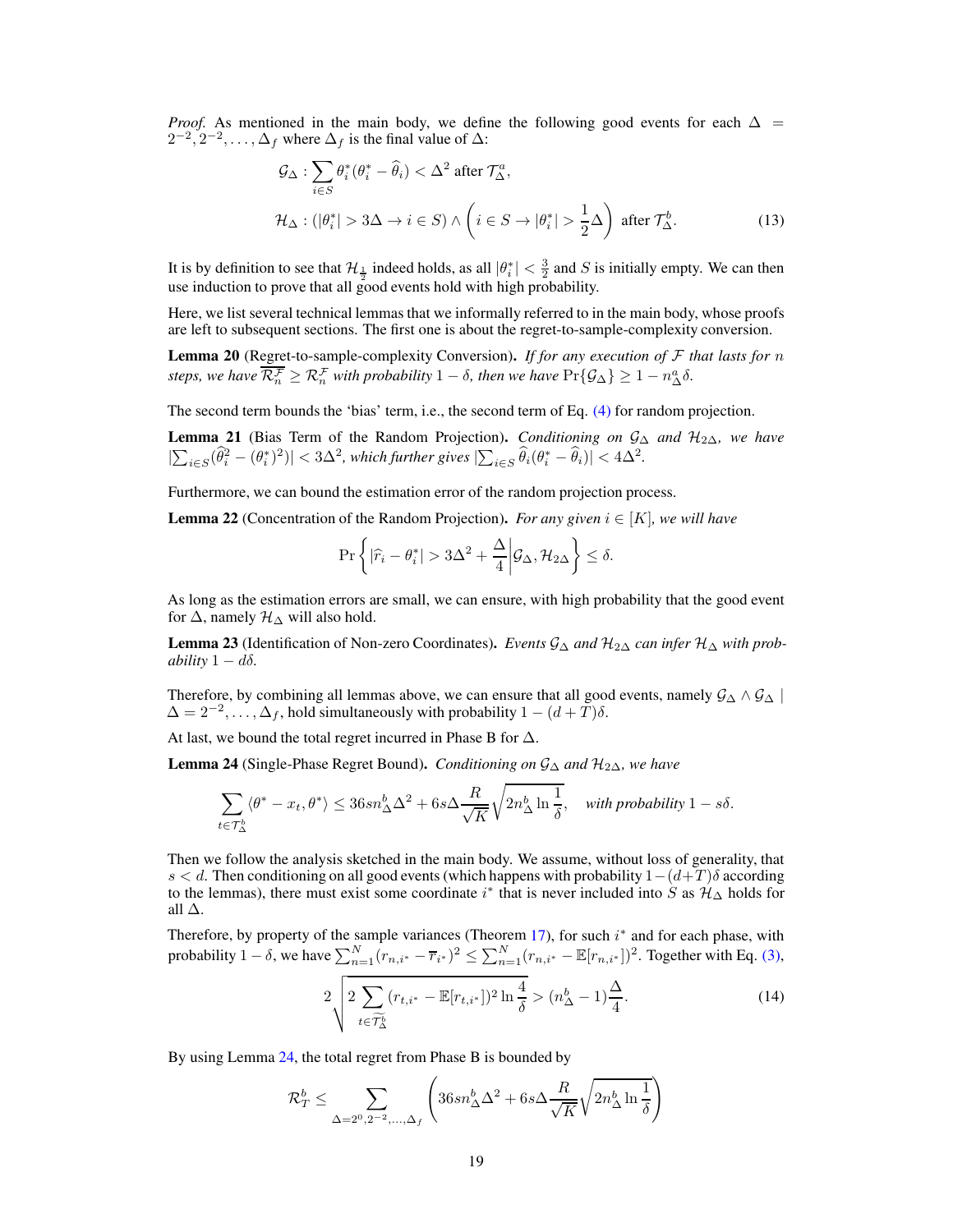*Proof.* As mentioned in the main body, we define the following good events for each $\Delta = 2^{-2}, 2^{-2}, \ldots, \Delta_f$ where $\Delta_f$ is the final value of $\Delta$:

$$
\begin{aligned}
&\mathcal{G}_\Delta : \sum_{i \in S} \theta_i^* (\theta_i^* - \widehat{\theta}_i) < \Delta^2 \text{ after } \mathcal{T}_\Delta^a, \\
&\mathcal{H}_\Delta : (|\theta_i^*| > 3\Delta \to i \in S) \wedge \left( i \in S \to |\theta_i^*| > \frac{1}{2}\Delta \right) \text{ after } \mathcal{T}_\Delta^b.
\end{aligned} \tag{13}
$$

It is by definition to see that $\mathcal{H}_{\frac{1}{2}}$ indeed holds, as all $|\theta_i^*| < \frac{3}{2}$ and $S$ is initially empty. We can then use induction to prove that all good events hold with high probability.

Here, we list several technical lemmas that we informally referred to in the main body, whose proofs are left to subsequent sections. The first one is about the regret-to-sample-complexity conversion.

**Lemma 20** (Regret-to-sample-complexity Conversion). *If for any execution of $\mathcal{F}$ that lasts for $n$ steps, we have $\overline{\mathcal{R}_n^{\mathcal{F}}} \ge \mathcal{R}_n^{\mathcal{F}}$ with probability $1-\delta$, then we have $\Pr\{\mathcal{G}_\Delta\} \ge 1 - n_\Delta^a \delta$.*

The second term bounds the 'bias' term, i.e., the second term of Eq. (4) for random projection.

**Lemma 21** (Bias Term of the Random Projection). *Conditioning on $\mathcal{G}_\Delta$ and $\mathcal{H}_{2\Delta}$, we have $|\sum_{i \in S} (\widehat{\theta}_i^2 - (\theta_i^*)^2)| < 3\Delta^2$, which further gives $|\sum_{i \in S} \widehat{\theta}_i (\theta_i^* - \widehat{\theta}_i)| < 4\Delta^2$.*

Furthermore, we can bound the estimation error of the random projection process.

**Lemma 22** (Concentration of the Random Projection). *For any given $i \in [K]$, we will have*

$$
\Pr\left\{ |\widehat{r}_i - \theta_i^*| > 3\Delta^2 + \frac{\Delta}{4} \middle| \mathcal{G}_\Delta, \mathcal{H}_{2\Delta} \right\} \le \delta.
$$

As long as the estimation errors are small, we can ensure, with high probability that the good event for $\Delta$, namely $\mathcal{H}_\Delta$ will also hold.

**Lemma 23** (Identification of Non-zero Coordinates). *Events $\mathcal{G}_\Delta$ and $\mathcal{H}_{2\Delta}$ can infer $\mathcal{H}_\Delta$ with probability $1 - d\delta$.*

Therefore, by combining all lemmas above, we can ensure that all good events, namely $\mathcal{G}_\Delta \wedge \mathcal{G}_\Delta \mid \Delta = 2^{-2}, \ldots, \Delta_f$, hold simultaneously with probability $1 - (d + T)\delta$.

At last, we bound the total regret incurred in Phase B for $\Delta$.

**Lemma 24** (Single-Phase Regret Bound). *Conditioning on $\mathcal{G}_\Delta$ and $\mathcal{H}_{2\Delta}$, we have*

$$
\sum_{t \in \mathcal{T}_\Delta^b} \langle \theta^* - x_t, \theta^* \rangle \le 36 s n_\Delta^b \Delta^2 + 6 s \Delta \frac{R}{\sqrt{K}} \sqrt{2 n_\Delta^b \ln \frac{1}{\delta}}, \quad \textit{with probability } 1 - s\delta.
$$

Then we follow the analysis sketched in the main body. We assume, without loss of generality, that $s < d$. Then conditioning on all good events (which happens with probability $1-(d+T)\delta$ according to the lemmas), there must exist some coordinate $i^*$ that is never included into $S$ as $\mathcal{H}_\Delta$ holds for all $\Delta$.

Therefore, by property of the sample variances (Theorem 17), for such $i^*$ and for each phase, with probability $1 - \delta$, we have $\sum_{n=1}^N (r_{n,i^*} - \overline{r}_{i^*})^2 \le \sum_{n=1}^N (r_{n,i^*} - \mathbb{E}[r_{n,i^*}])^2$. Together with Eq. (3),

$$
2 \sqrt{2 \sum_{t \in \widetilde{\mathcal{T}}_\Delta^b} (r_{t,i^*} - \mathbb{E}[r_{t,i^*}])^2 \ln \frac{4}{\delta}} > (n_\Delta^b - 1) \frac{\Delta}{4}. \tag{14}
$$

By using Lemma 24, the total regret from Phase B is bounded by

$$
\mathcal{R}_T^b \le \sum_{\Delta = 2^0, 2^{-2}, \ldots, \Delta_f} \left( 36 s n_\Delta^b \Delta^2 + 6 s \Delta \frac{R}{\sqrt{K}} \sqrt{2 n_\Delta^b \ln \frac{1}{\delta}} \right)
$$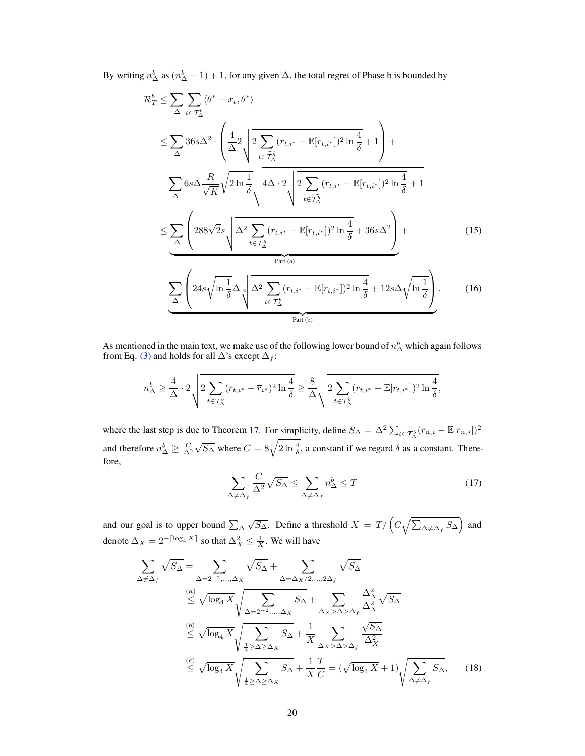By writing $n_\Delta^b$ as $(n_\Delta^b - 1) + 1$, for any given $\Delta$, the total regret of Phase b is bounded by

$$
\begin{aligned}
\mathcal{R}_T^b &\le \sum_\Delta \sum_{t \in \mathcal{T}_\Delta^b} \langle \theta^* - x_t, \theta^* \rangle \\
&\le \sum_\Delta 36 s \Delta^2 \cdot \left( \frac{4}{\Delta} 2 \sqrt{2 \sum_{t \in \widetilde{\mathcal{T}}_\Delta^b} (r_{t,i^*} - \mathbb{E}[r_{t,i^*}])^2 \ln \frac{4}{\delta}} + 1 \right) + \\
&\quad \sum_\Delta 6 s \Delta \frac{R}{\sqrt{K}} \sqrt{2 \ln \frac{1}{\delta}} \sqrt{4 \Delta \cdot 2 \sqrt{2 \sum_{t \in \widetilde{\mathcal{T}}_\Delta^b} (r_{t,i^*} - \mathbb{E}[r_{t,i^*}])^2 \ln \frac{4}{\delta}} + 1} \\
&\le \underbrace{\sum_\Delta \left( 288 \sqrt{2} s \sqrt{\Delta^2 \sum_{t \in \mathcal{T}_\Delta^b} (r_{t,i^*} - \mathbb{E}[r_{t,i^*}])^2 \ln \frac{4}{\delta}} + 36 s \Delta^2 \right)}_{\text{Part (a)}} + \qquad (15) \\
&\quad \underbrace{\sum_\Delta \left( 24 s \sqrt{\ln \frac{1}{\delta}} \Delta \sqrt[4]{\Delta^2 \sum_{t \in \mathcal{T}_\Delta^b} (r_{t,i^*} - \mathbb{E}[r_{t,i^*}])^2 \ln \frac{4}{\delta}} + 12 s \Delta \sqrt{\ln \frac{1}{\delta}} \right)}_{\text{Part (b)}}. \qquad (16)
\end{aligned}
$$

As mentioned in the main text, we make use of the following lower bound of $n_\Delta^b$ which again follows from Eq. (3) and holds for all $\Delta$'s except $\Delta_f$:

$$
n_\Delta^b \ge \frac{4}{\Delta} \cdot 2 \sqrt{2 \sum_{t \in \mathcal{T}_\Delta^b} (r_{t,i^*} - \overline{r}_{i^*})^2 \ln \frac{4}{\delta}} \ge \frac{8}{\Delta} \sqrt{2 \sum_{t \in \mathcal{T}_\Delta^b} (r_{t,i^*} - \mathbb{E}[r_{t,i^*}])^2 \ln \frac{4}{\delta}},
$$

where the last step is due to Theorem 17. For simplicity, define $S_\Delta = \Delta^2 \sum_{t \in \mathcal{T}_\Delta^b} (r_{n,i} - \mathbb{E}[r_{n,i}])^2$ and therefore $n_\Delta^b \ge \frac{C}{\Delta^2} \sqrt{S_\Delta}$ where $C = 8 \sqrt{2 \ln \frac{4}{\delta}}$, a constant if we regard $\delta$ as a constant. Therefore,

$$
\sum_{\Delta \ne \Delta_f} \frac{C}{\Delta^2} \sqrt{S_\Delta} \le \sum_{\Delta \ne \Delta_f} n_\Delta^b \le T \qquad (17)
$$

and our goal is to upper bound $\sum_\Delta \sqrt{S_\Delta}$. Define a threshold $X = T / \left( C \sqrt{\sum_{\Delta \ne \Delta_f} S_\Delta} \right)$ and denote $\Delta_X = 2^{-\lceil \log_4 X \rceil}$ so that $\Delta_X^2 \le \frac{1}{X}$. We will have

$$
\begin{aligned}
\sum_{\Delta \ne \Delta_f} \sqrt{S_\Delta} &= \sum_{\Delta = 2^{-2}, \ldots, \Delta_X} \sqrt{S_\Delta} + \sum_{\Delta = \Delta_X/2, \ldots, 2\Delta_f} \sqrt{S_\Delta} \\
&\overset{(a)}{\le} \sqrt{\log_4 X} \sqrt{\sum_{\Delta = 2^{-2}, \ldots, \Delta_X} S_\Delta} + \sum_{\Delta_X > \Delta > \Delta_f} \frac{\Delta_X^2}{\Delta_X^2} \sqrt{S_\Delta} \\
&\overset{(b)}{\le} \sqrt{\log_4 X} \sqrt{\sum_{\frac{1}{4} \ge \Delta \ge \Delta_X} S_\Delta} + \frac{1}{X} \sum_{\Delta_X > \Delta > \Delta_f} \frac{\sqrt{S_\Delta}}{\Delta_X^2} \\
&\overset{(c)}{\le} \sqrt{\log_4 X} \sqrt{\sum_{\frac{1}{4} \ge \Delta \ge \Delta_X} S_\Delta} + \frac{1}{X} \frac{T}{C} = (\sqrt{\log_4 X} + 1) \sqrt{\sum_{\Delta \ne \Delta_f} S_\Delta}, \qquad (18)
\end{aligned}
$$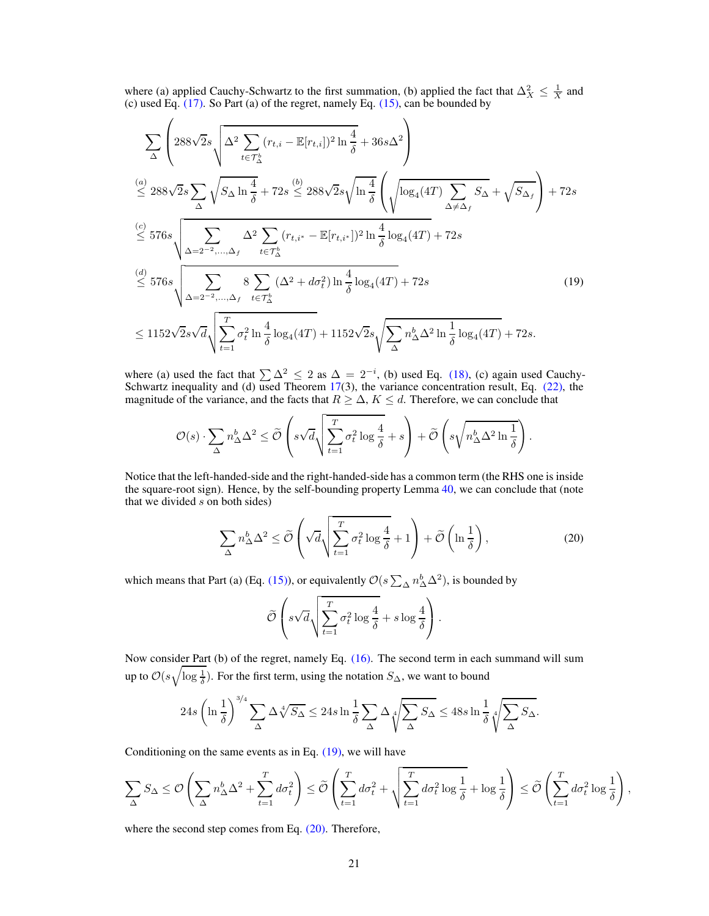where (a) applied Cauchy-Schwartz to the first summation, (b) applied the fact that $\Delta_X^2 \le \frac{1}{X}$ and (c) used Eq. (17). So Part (a) of the regret, namely Eq. (15), can be bounded by

$$
\begin{aligned}
&\sum_\Delta \left( 288\sqrt{2}s\sqrt{\Delta^2 \sum_{t\in\mathcal{T}_\Delta^b} (r_{t,i}-\mathbb{E}[r_{t,i}])^2 \ln\frac{4}{\delta}} + 36s\Delta^2 \right) \\
&\overset{(a)}{\le} 288\sqrt{2}s\sum_\Delta \sqrt{S_\Delta \ln\frac{4}{\delta}} + 72s \overset{(b)}{\le} 288\sqrt{2}s\sqrt{\ln\frac{4}{\delta}}\left(\sqrt{\log_4(4T)\sum_{\Delta\ne\Delta_f} S_\Delta} + \sqrt{S_{\Delta_f}}\right) + 72s \\
&\overset{(c)}{\le} 576s\sqrt{\sum_{\Delta=2^{-2},\ldots,\Delta_f} \Delta^2 \sum_{t\in\mathcal{T}_\Delta^b} (r_{t,i^*}-\mathbb{E}[r_{t,i^*}])^2 \ln\frac{4}{\delta}\log_4(4T)} + 72s \\
&\overset{(d)}{\le} 576s\sqrt{\sum_{\Delta=2^{-2},\ldots,\Delta_f} 8\sum_{t\in\mathcal{T}_\Delta^b} (\Delta^2 + d\sigma_t^2)\ln\frac{4}{\delta}\log_4(4T)} + 72s \qquad (19) \\
&\le 1152\sqrt{2}s\sqrt{d}\sqrt{\sum_{t=1}^T \sigma_t^2 \ln\frac{4}{\delta}\log_4(4T)} + 1152\sqrt{2}s\sqrt{\sum_\Delta n_\Delta^b \Delta^2 \ln\frac{1}{\delta}\log_4(4T)} + 72s.
\end{aligned}
$$

where (a) used the fact that $\sum \Delta^2 \le 2$ as $\Delta = 2^{-i}$, (b) used Eq. (18), (c) again used Cauchy-Schwartz inequality and (d) used Theorem 17(3), the variance concentration result, Eq. (22), the magnitude of the variance, and the facts that $R \ge \Delta$, $K \le d$. Therefore, we can conclude that

$$
\mathcal{O}(s)\cdot \sum_\Delta n_\Delta^b \Delta^2 \le \widetilde{\mathcal{O}}\left(s\sqrt{d}\sqrt{\sum_{t=1}^T \sigma_t^2 \log\frac{4}{\delta}} + s\right) + \widetilde{\mathcal{O}}\left(s\sqrt{n_\Delta^b \Delta^2 \ln\frac{1}{\delta}}\right).
$$

Notice that the left-handed-side and the right-handed-side has a common term (the RHS one is inside the square-root sign). Hence, by the self-bounding property Lemma 40, we can conclude that (note that we divided $s$ on both sides)

$$
\sum_\Delta n_\Delta^b \Delta^2 \le \widetilde{\mathcal{O}}\left(\sqrt{d}\sqrt{\sum_{t=1}^T \sigma_t^2 \log\frac{4}{\delta}} + 1\right) + \widetilde{\mathcal{O}}\left(\ln\frac{1}{\delta}\right), \qquad (20)
$$

which means that Part (a) (Eq. (15)), or equivalently $\mathcal{O}(s\sum_\Delta n_\Delta^b \Delta^2)$, is bounded by

$$
\widetilde{\mathcal{O}}\left(s\sqrt{d}\sqrt{\sum_{t=1}^T \sigma_t^2 \log\frac{4}{\delta}} + s\log\frac{4}{\delta}\right).
$$

Now consider Part (b) of the regret, namely Eq. (16). The second term in each summand will sum up to $\mathcal{O}(s\sqrt{\log\frac{1}{\delta}})$. For the first term, using the notation $S_\Delta$, we want to bound

$$
24s\left(\ln\frac{1}{\delta}\right)^{3/4}\sum_\Delta \Delta\sqrt[4]{S_\Delta} \le 24s\ln\frac{1}{\delta}\sum_\Delta \Delta\sqrt[4]{\sum_\Delta S_\Delta} \le 48s\ln\frac{1}{\delta}\sqrt[4]{\sum_\Delta S_\Delta}.
$$

Conditioning on the same events as in Eq. (19), we will have

$$
\sum_\Delta S_\Delta \le \mathcal{O}\left(\sum_\Delta n_\Delta^b \Delta^2 + \sum_{t=1}^T d\sigma_t^2\right) \le \widetilde{\mathcal{O}}\left(\sum_{t=1}^T d\sigma_t^2 + \sqrt{\sum_{t=1}^T d\sigma_t^2 \log\frac{1}{\delta}} + \log\frac{1}{\delta}\right) \le \widetilde{\mathcal{O}}\left(\sum_{t=1}^T d\sigma_t^2 \log\frac{1}{\delta}\right),
$$

where the second step comes from Eq. (20). Therefore,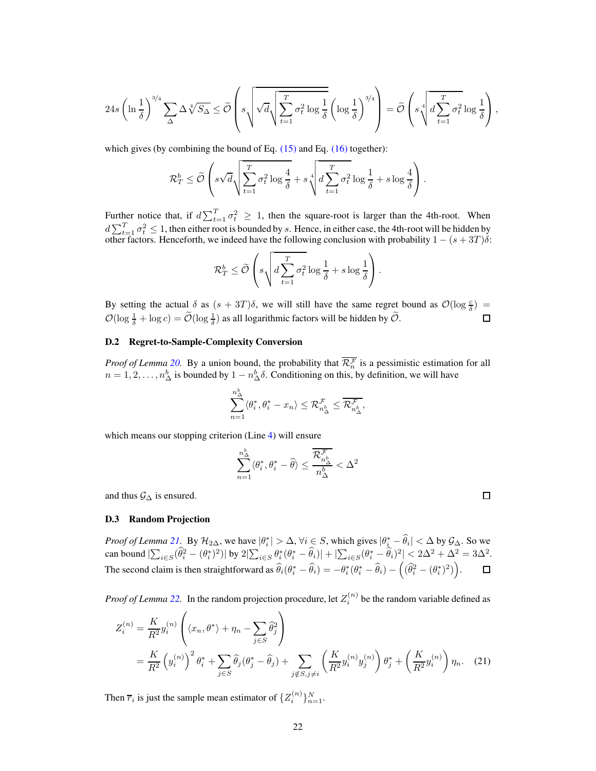$$24s\left(\ln\frac{1}{\delta}\right)^{3/4}\sum_{\Delta}\Delta\sqrt[4]{S_\Delta}\le\widetilde{\mathcal{O}}\left(s\sqrt{\sqrt{d}\sqrt{\sum_{t=1}^T\sigma_t^2\log\frac{1}{\delta}}\left(\log\frac{1}{\delta}\right)^{3/4}}\right)=\widetilde{\mathcal{O}}\left(s\sqrt[4]{d\sum_{t=1}^T\sigma_t^2}\log\frac{1}{\delta}\right),$$

which gives (by combining the bound of Eq. (15) and Eq. (16) together):

$$\mathcal{R}_T^b\le\widetilde{\mathcal{O}}\left(s\sqrt{d}\sqrt{\sum_{t=1}^T\sigma_t^2\log\frac{4}{\delta}}+s\sqrt[4]{d\sum_{t=1}^T\sigma_t^2}\log\frac{1}{\delta}+s\log\frac{4}{\delta}\right).$$

Further notice that, if $d\sum_{t=1}^T\sigma_t^2\ge 1$, then the square-root is larger than the 4th-root. When $d\sum_{t=1}^T\sigma_t^2\le 1$, then either root is bounded by $s$. Hence, in either case, the 4th-root will be hidden by other factors. Henceforth, we indeed have the following conclusion with probability $1-(s+3T)\delta$:

$$\mathcal{R}_T^b\le\widetilde{\mathcal{O}}\left(s\sqrt{d\sum_{t=1}^T\sigma_t^2\log\frac{1}{\delta}}+s\log\frac{1}{\delta}\right).$$

By setting the actual $\delta$ as $(s+3T)\delta$, we will still have the same regret bound as $\mathcal{O}(\log\frac{c}{\delta})=\mathcal{O}(\log\frac{1}{\delta}+\log c)=\widetilde{\mathcal{O}}(\log\frac{1}{\delta})$ as all logarithmic factors will be hidden by $\widetilde{\mathcal{O}}$. □

### D.2 Regret-to-Sample-Complexity Conversion

*Proof of Lemma 20.* By a union bound, the probability that $\overline{\mathcal{R}_n^{\mathcal{F}}}$ is a pessimistic estimation for all $n=1,2,\ldots,n_\Delta^b$ is bounded by $1-n_\Delta^b\delta$. Conditioning on this, by definition, we will have

$$\sum_{n=1}^{n_\Delta^b}\langle\theta_i^*,\theta_i^*-x_n\rangle\le\mathcal{R}_{n_\Delta^b}^{\mathcal{F}}\le\overline{\mathcal{R}_{n_\Delta^b}^{\mathcal{F}}},$$

which means our stopping criterion (Line 4) will ensure

$$\sum_{n=1}^{n_\Delta^b}\langle\theta_i^*,\theta_i^*-\widehat{\theta}\rangle\le\frac{\overline{\mathcal{R}_{n_\Delta^b}^{\mathcal{F}}}}{n_\Delta^b}<\Delta^2$$

and thus $\mathcal{G}_\Delta$ is ensured. □

### D.3 Random Projection

*Proof of Lemma 21.* By $\mathcal{H}_{2\Delta}$, we have $|\theta_i^*|>\Delta,\forall i\in S$, which gives $|\theta_i^*-\widehat{\theta}_i|<\Delta$ by $\mathcal{G}_\Delta$. So we can bound $|\sum_{i\in S}(\widehat{\theta}_i^2-(\theta_i^*)^2)|$ by $2|\sum_{i\in S}\theta_i^*(\theta_i^*-\widehat{\theta}_i)|+|\sum_{i\in S}(\theta_i^*-\widehat{\theta}_i)^2|<2\Delta^2+\Delta^2=3\Delta^2$. The second claim is then straightforward as $\widehat{\theta}_i(\theta_i^*-\widehat{\theta}_i)=-\theta_i^*(\theta_i^*-\widehat{\theta}_i)-\left((\widehat{\theta}_i^2-(\theta_i^*)^2)\right)$. □

*Proof of Lemma 22.* In the random projection procedure, let $Z_i^{(n)}$ be the random variable defined as

$$\begin{aligned}Z_i^{(n)}&=\frac{K}{R^2}y_i^{(n)}\left(\langle x_n,\theta^*\rangle+\eta_n-\sum_{j\in S}\widehat{\theta}_j^2\right)\\&=\frac{K}{R^2}\left(y_i^{(n)}\right)^2\theta_i^*+\sum_{j\in S}\widehat{\theta}_j(\theta_j^*-\widehat{\theta}_j)+\sum_{j\notin S,j\neq i}\left(\frac{K}{R^2}y_i^{(n)}y_j^{(n)}\right)\theta_j^*+\left(\frac{K}{R^2}y_i^{(n)}\right)\eta_n.\quad(21)\end{aligned}$$

Then $\overline{r}_i$ is just the sample mean estimator of $\{Z_i^{(n)}\}_{n=1}^N$.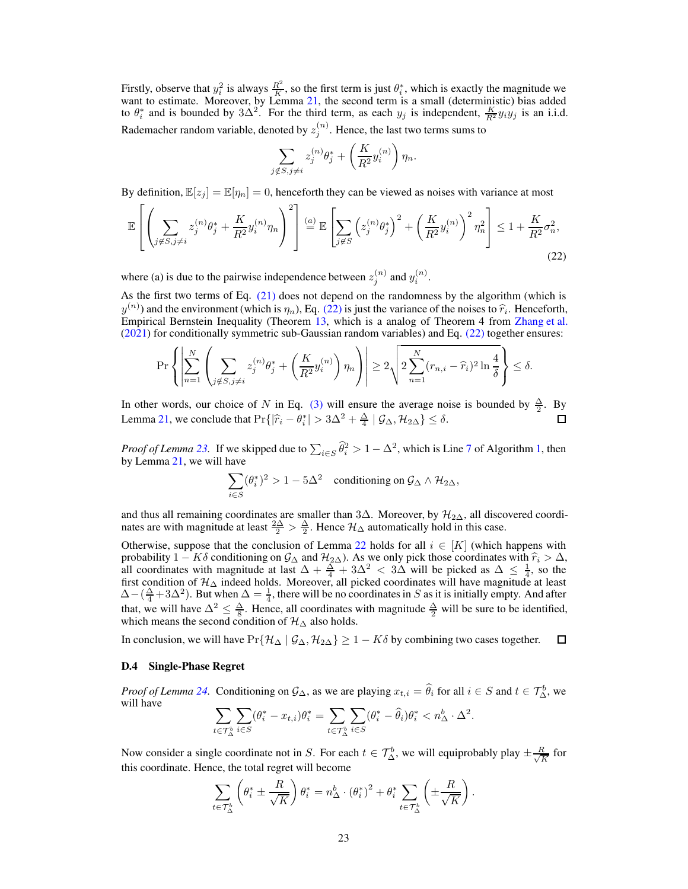Firstly, observe that $y_i^2$ is always $\frac{R^2}{K}$, so the first term is just $\theta_i^*$, which is exactly the magnitude we want to estimate. Moreover, by Lemma 21, the second term is a small (deterministic) bias added to $\theta_i^*$ and is bounded by $3\Delta^2$. For the third term, as each $y_j$ is independent, $\frac{K}{R^2} y_i y_j$ is an i.i.d. Rademacher random variable, denoted by $z_j^{(n)}$. Hence, the last two terms sums to

$$\sum_{j \notin S, j \neq i} z_j^{(n)} \theta_j^* + \left(\frac{K}{R^2} y_i^{(n)}\right) \eta_n.$$

By definition, $\mathbb{E}[z_j] = \mathbb{E}[\eta_n] = 0$, henceforth they can be viewed as noises with variance at most

$$\mathbb{E}\left[\left(\sum_{j \notin S, j \neq i} z_j^{(n)} \theta_j^* + \frac{K}{R^2} y_i^{(n)} \eta_n\right)^2\right] \overset{(a)}{=} \mathbb{E}\left[\sum_{j \notin S} \left(z_j^{(n)} \theta_j^*\right)^2 + \left(\frac{K}{R^2} y_i^{(n)}\right)^2 \eta_n^2\right] \le 1 + \frac{K}{R^2} \sigma_n^2, \tag{22}$$

where (a) is due to the pairwise independence between $z_j^{(n)}$ and $y_i^{(n)}$.

As the first two terms of Eq. (21) does not depend on the randomness by the algorithm (which is $y^{(n)}$) and the environment (which is $\eta_n$), Eq. (22) is just the variance of the noises to $\widehat{r}_i$. Henceforth, Empirical Bernstein Inequality (Theorem 13, which is a analog of Theorem 4 from Zhang et al. (2021) for conditionally symmetric sub-Gaussian random variables) and Eq. (22) together ensures:

$$\Pr\left\{\left|\sum_{n=1}^N \left(\sum_{j \notin S, j \neq i} z_j^{(n)} \theta_j^* + \left(\frac{K}{R^2} y_i^{(n)}\right) \eta_n\right)\right| \ge 2\sqrt{2 \sum_{n=1}^N (r_{n,i} - \widehat{r}_i)^2 \ln \frac{4}{\delta}}\right\} \le \delta.$$

In other words, our choice of $N$ in Eq. (3) will ensure the average noise is bounded by $\frac{\Delta}{2}$. By Lemma 21, we conclude that $\Pr\{|\widehat{r}_i - \theta_i^*| > 3\Delta^2 + \frac{\Delta}{4} \mid \mathcal{G}_\Delta, \mathcal{H}_{2\Delta}\} \le \delta$. ◻

*Proof of Lemma 23.* If we skipped due to $\sum_{i \in S} \widehat{\theta}_i^2 > 1 - \Delta^2$, which is Line 7 of Algorithm 1, then by Lemma 21, we will have

$$\sum_{i \in S} (\theta_i^*)^2 > 1 - 5\Delta^2 \quad \text{conditioning on } \mathcal{G}_\Delta \wedge \mathcal{H}_{2\Delta},$$

and thus all remaining coordinates are smaller than $3\Delta$. Moreover, by $\mathcal{H}_{2\Delta}$, all discovered coordinates are with magnitude at least $\frac{2\Delta}{2} > \frac{\Delta}{2}$. Hence $\mathcal{H}_\Delta$ automatically hold in this case.

Otherwise, suppose that the conclusion of Lemma 22 holds for all $i \in [K]$ (which happens with probability $1 - K\delta$ conditioning on $\mathcal{G}_\Delta$ and $\mathcal{H}_{2\Delta}$). As we only pick those coordinates with $\widehat{r}_i > \Delta$, all coordinates with magnitude at last $\Delta + \frac{\Delta}{4} + 3\Delta^2 < 3\Delta$ will be picked as $\Delta \le \frac{1}{4}$, so the first condition of $\mathcal{H}_\Delta$ indeed holds. Moreover, all picked coordinates will have magnitude at least $\Delta - (\frac{\Delta}{4} + 3\Delta^2)$. But when $\Delta = \frac{1}{4}$, there will be no coordinates in $S$ as it is initially empty. And after that, we will have $\Delta^2 \le \frac{\Delta}{8}$. Hence, all coordinates with magnitude $\frac{\Delta}{2}$ will be sure to be identified, which means the second condition of $\mathcal{H}_\Delta$ also holds.

In conclusion, we will have $\Pr\{\mathcal{H}_\Delta \mid \mathcal{G}_\Delta, \mathcal{H}_{2\Delta}\} \ge 1 - K\delta$ by combining two cases together. ◻

### D.4 Single-Phase Regret

*Proof of Lemma 24.* Conditioning on $\mathcal{G}_\Delta$, as we are playing $x_{t,i} = \widehat{\theta}_i$ for all $i \in S$ and $t \in \mathcal{T}_\Delta^b$, we will have

$$\sum_{t \in \mathcal{T}_\Delta^b} \sum_{i \in S} (\theta_i^* - x_{t,i}) \theta_i^* = \sum_{t \in \mathcal{T}_\Delta^b} \sum_{i \in S} (\theta_i^* - \widehat{\theta}_i) \theta_i^* < n_\Delta^b \cdot \Delta^2.$$

Now consider a single coordinate not in $S$. For each $t \in \mathcal{T}_\Delta^b$, we will equiprobably play $\pm \frac{R}{\sqrt{K}}$ for this coordinate. Hence, the total regret will become

$$\sum_{t \in \mathcal{T}_\Delta^b} \left(\theta_i^* \pm \frac{R}{\sqrt{K}}\right) \theta_i^* = n_\Delta^b \cdot (\theta_i^*)^2 + \theta_i^* \sum_{t \in \mathcal{T}_\Delta^b} \left(\pm \frac{R}{\sqrt{K}}\right).$$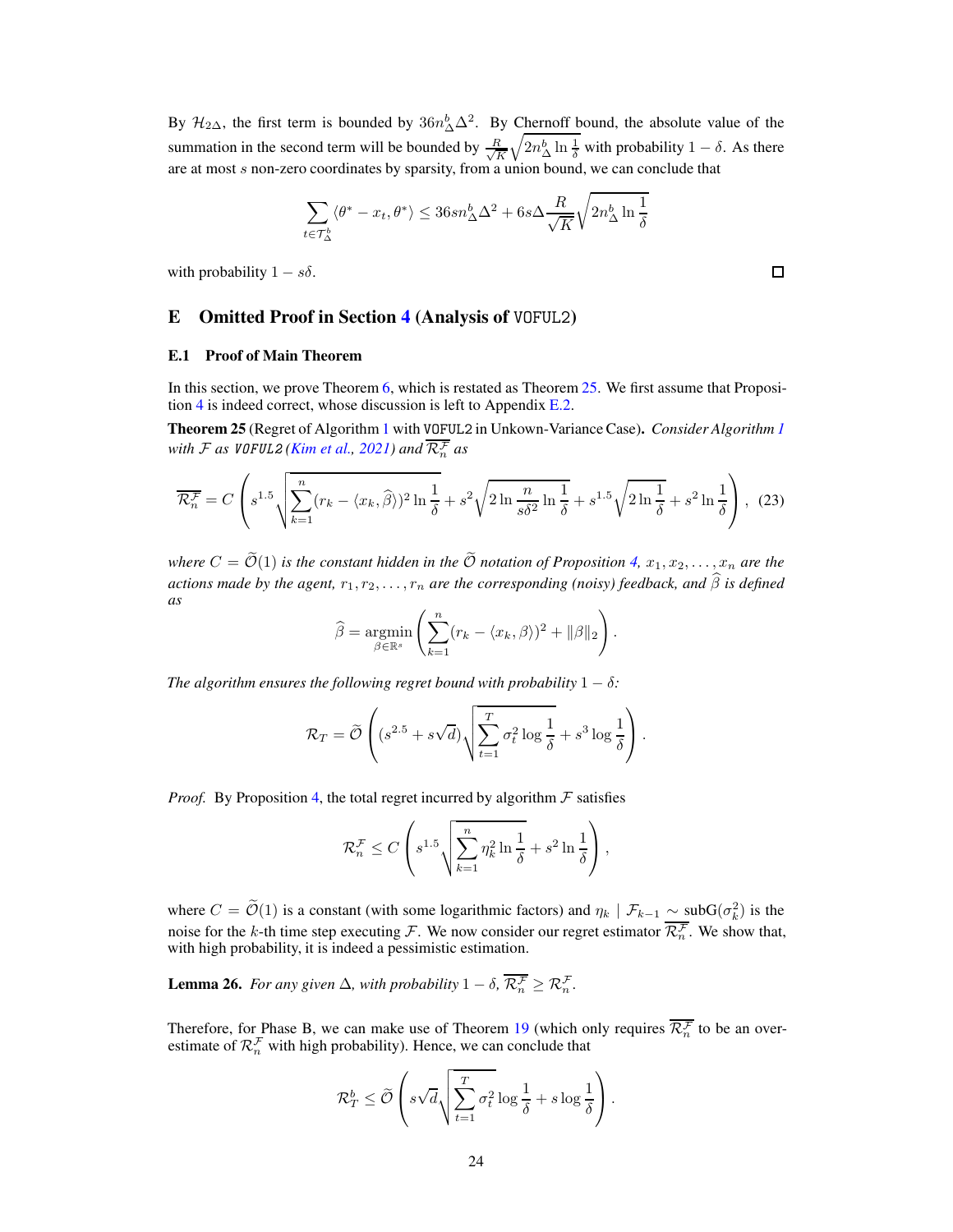By $\mathcal{H}_{2\Delta}$, the first term is bounded by $36n_\Delta^b\Delta^2$. By Chernoff bound, the absolute value of the summation in the second term will be bounded by $\frac{R}{\sqrt{K}}\sqrt{2n_\Delta^b \ln\frac{1}{\delta}}$ with probability $1-\delta$. As there are at most $s$ non-zero coordinates by sparsity, from a union bound, we can conclude that

$$\sum_{t\in\mathcal{T}_\Delta^b} \langle \theta^* - x_t, \theta^*\rangle \le 36sn_\Delta^b\Delta^2 + 6s\Delta\frac{R}{\sqrt{K}}\sqrt{2n_\Delta^b \ln\frac{1}{\delta}}$$

with probability $1-s\delta$. □

## E Omitted Proof in Section 4 (Analysis of VOFUL2)

### E.1 Proof of Main Theorem

In this section, we prove Theorem 6, which is restated as Theorem 25. We first assume that Proposition 4 is indeed correct, whose discussion is left to Appendix E.2.

**Theorem 25** (Regret of Algorithm 1 with VOFUL2 in Unkown-Variance Case)**.** *Consider Algorithm 1 with $\mathcal{F}$ as VOFUL2 (Kim et al., 2021) and $\overline{\mathcal{R}_n^{\mathcal{F}}}$ as*

$$\overline{\mathcal{R}_n^{\mathcal{F}}} = C\left(s^{1.5}\sqrt{\sum_{k=1}^n (r_k - \langle x_k, \widehat{\beta}\rangle)^2 \ln\frac{1}{\delta}} + s^2\sqrt{2\ln\frac{n}{s\delta^2}\ln\frac{1}{\delta}} + s^{1.5}\sqrt{2\ln\frac{1}{\delta}} + s^2\ln\frac{1}{\delta}\right), \quad (23)$$

*where $C = \widetilde{\mathcal{O}}(1)$ is the constant hidden in the $\widetilde{\mathcal{O}}$ notation of Proposition 4, $x_1, x_2, \ldots, x_n$ are the actions made by the agent, $r_1, r_2, \ldots, r_n$ are the corresponding (noisy) feedback, and $\widehat{\beta}$ is defined as*

$$\widehat{\beta} = \operatorname*{argmin}_{\beta\in\mathbb{R}^s}\left(\sum_{k=1}^n (r_k - \langle x_k, \beta\rangle)^2 + \|\beta\|_2\right).$$

*The algorithm ensures the following regret bound with probability $1-\delta$:*

$$\mathcal{R}_T = \widetilde{\mathcal{O}}\left((s^{2.5} + s\sqrt{d})\sqrt{\sum_{t=1}^T \sigma_t^2 \log\frac{1}{\delta}} + s^3\log\frac{1}{\delta}\right).$$

*Proof.* By Proposition 4, the total regret incurred by algorithm $\mathcal{F}$ satisfies

$$\mathcal{R}_n^{\mathcal{F}} \le C\left(s^{1.5}\sqrt{\sum_{k=1}^n \eta_k^2 \ln\frac{1}{\delta}} + s^2\ln\frac{1}{\delta}\right),$$

where $C = \widetilde{\mathcal{O}}(1)$ is a constant (with some logarithmic factors) and $\eta_k \mid \mathcal{F}_{k-1} \sim \text{subG}(\sigma_k^2)$ is the noise for the $k$-th time step executing $\mathcal{F}$. We now consider our regret estimator $\overline{\mathcal{R}_n^{\mathcal{F}}}$. We show that, with high probability, it is indeed a pessimistic estimation.

**Lemma 26.** *For any given $\Delta$, with probability $1-\delta$, $\overline{\mathcal{R}_n^{\mathcal{F}}} \ge \mathcal{R}_n^{\mathcal{F}}$.*

Therefore, for Phase B, we can make use of Theorem 19 (which only requires $\overline{\mathcal{R}_n^{\mathcal{F}}}$ to be an over-estimate of $\mathcal{R}_n^{\mathcal{F}}$ with high probability). Hence, we can conclude that

$$\mathcal{R}_T^b \le \widetilde{\mathcal{O}}\left(s\sqrt{d}\sqrt{\sum_{t=1}^T \sigma_t^2 \log\frac{1}{\delta}} + s\log\frac{1}{\delta}\right).$$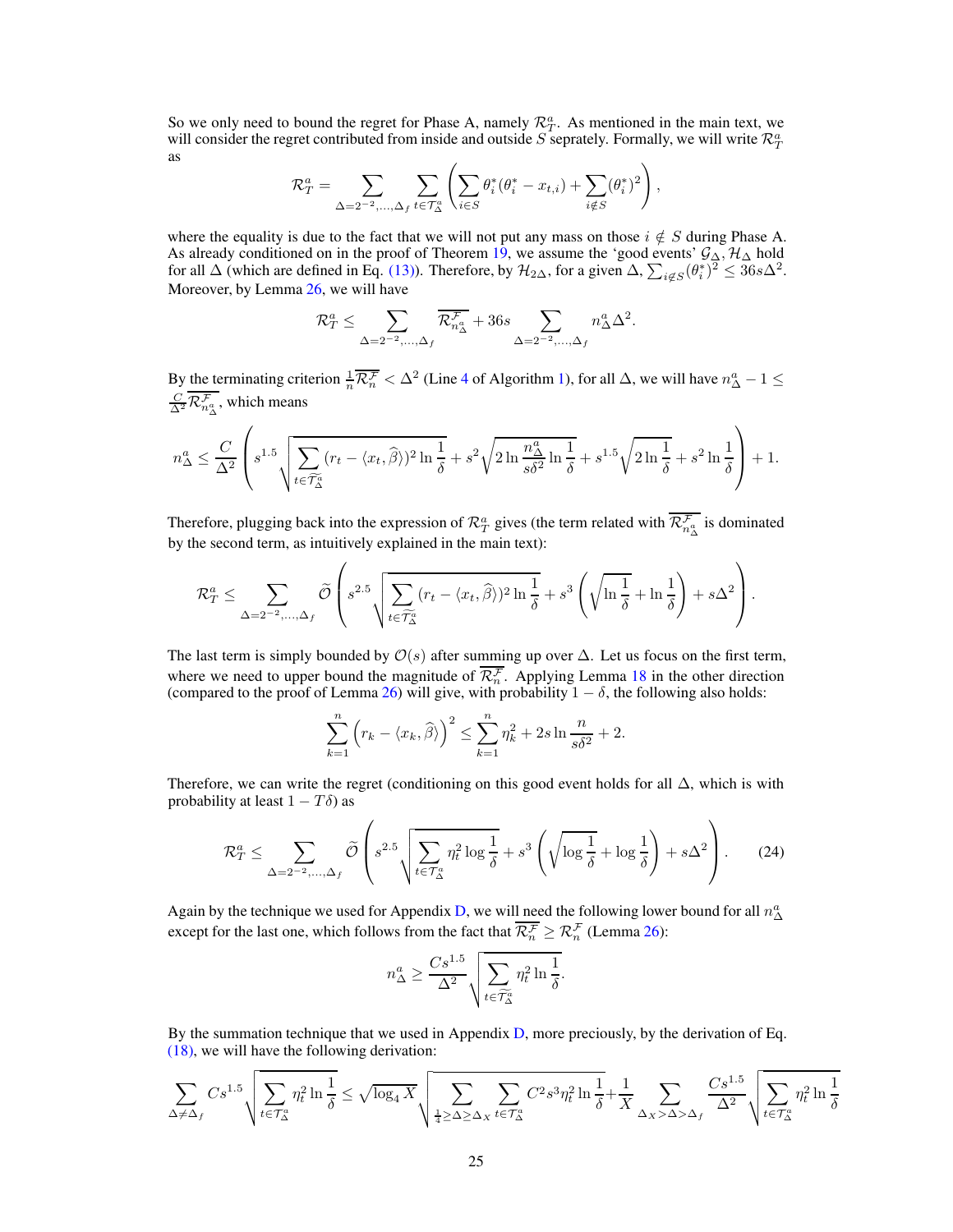So we only need to bound the regret for Phase A, namely $\mathcal{R}_T^a$. As mentioned in the main text, we will consider the regret contributed from inside and outside $S$ seprately. Formally, we will write $\mathcal{R}_T^a$ as

$$\mathcal{R}_T^a = \sum_{\Delta=2^{-2},\ldots,\Delta_f} \sum_{t\in\mathcal{T}_\Delta^a} \left(\sum_{i\in S} \theta_i^*(\theta_i^* - x_{t,i}) + \sum_{i\notin S} (\theta_i^*)^2\right),$$

where the equality is due to the fact that we will not put any mass on those $i \notin S$ during Phase A. As already conditioned on in the proof of Theorem 19, we assume the 'good events' $\mathcal{G}_\Delta, \mathcal{H}_\Delta$ hold for all $\Delta$ (which are defined in Eq. (13)). Therefore, by $\mathcal{H}_{2\Delta}$, for a given $\Delta$, $\sum_{i\notin S}(\theta_i^*)^2 \le 36s\Delta^2$. Moreover, by Lemma 26, we will have

$$\mathcal{R}_T^a \le \sum_{\Delta=2^{-2},\ldots,\Delta_f} \overline{\mathcal{R}_{n_\Delta^a}^{\mathcal{F}}} + 36s \sum_{\Delta=2^{-2},\ldots,\Delta_f} n_\Delta^a \Delta^2.$$

By the terminating criterion $\frac{1}{n}\overline{\mathcal{R}_n^{\mathcal{F}}} < \Delta^2$ (Line 4 of Algorithm 1), for all $\Delta$, we will have $n_\Delta^a - 1 \le \frac{C}{\Delta^2}\overline{\mathcal{R}_{n_\Delta^a}^{\mathcal{F}}}$, which means

$$n_\Delta^a \le \frac{C}{\Delta^2}\left(s^{1.5}\sqrt{\sum_{t\in\widetilde{\mathcal{T}}_\Delta^a}(r_t - \langle x_t, \widehat{\beta}\rangle)^2 \ln\frac{1}{\delta}} + s^2\sqrt{2\ln\frac{n_\Delta^a}{s\delta^2}\ln\frac{1}{\delta}} + s^{1.5}\sqrt{2\ln\frac{1}{\delta}} + s^2\ln\frac{1}{\delta}\right) + 1.$$

Therefore, plugging back into the expression of $\mathcal{R}_T^a$ gives (the term related with $\overline{\mathcal{R}_{n_\Delta^a}^{\mathcal{F}}}$ is dominated by the second term, as intuitively explained in the main text):

$$\mathcal{R}_T^a \le \sum_{\Delta=2^{-2},\ldots,\Delta_f} \widetilde{\mathcal{O}}\left(s^{2.5}\sqrt{\sum_{t\in\widetilde{\mathcal{T}}_\Delta^a}(r_t - \langle x_t, \widehat{\beta}\rangle)^2 \ln\frac{1}{\delta}} + s^3\left(\sqrt{\ln\frac{1}{\delta}} + \ln\frac{1}{\delta}\right) + s\Delta^2\right).$$

The last term is simply bounded by $\mathcal{O}(s)$ after summing up over $\Delta$. Let us focus on the first term, where we need to upper bound the magnitude of $\overline{\mathcal{R}_n^{\mathcal{F}}}$. Applying Lemma 18 in the other direction (compared to the proof of Lemma 26) will give, with probability $1-\delta$, the following also holds:

$$\sum_{k=1}^n \left(r_k - \langle x_k, \widehat{\beta}\rangle\right)^2 \le \sum_{k=1}^n \eta_k^2 + 2s\ln\frac{n}{s\delta^2} + 2.$$

Therefore, we can write the regret (conditioning on this good event holds for all $\Delta$, which is with probability at least $1 - T\delta$) as

$$\mathcal{R}_T^a \le \sum_{\Delta=2^{-2},\ldots,\Delta_f} \widetilde{\mathcal{O}}\left(s^{2.5}\sqrt{\sum_{t\in\mathcal{T}_\Delta^a}\eta_t^2 \log\frac{1}{\delta}} + s^3\left(\sqrt{\log\frac{1}{\delta}} + \log\frac{1}{\delta}\right) + s\Delta^2\right). \tag{24}$$

Again by the technique we used for Appendix D, we will need the following lower bound for all $n_\Delta^a$ except for the last one, which follows from the fact that $\overline{\mathcal{R}_n^{\mathcal{F}}} \ge \mathcal{R}_n^{\mathcal{F}}$ (Lemma 26):

$$n_\Delta^a \ge \frac{Cs^{1.5}}{\Delta^2}\sqrt{\sum_{t\in\widetilde{\mathcal{T}}_\Delta^a}\eta_t^2 \ln\frac{1}{\delta}}.$$

By the summation technique that we used in Appendix D, more preciously, by the derivation of Eq. (18), we will have the following derivation:

$$\sum_{\Delta\ne\Delta_f} Cs^{1.5}\sqrt{\sum_{t\in\mathcal{T}_\Delta^a}\eta_t^2\ln\frac{1}{\delta}} \le \sqrt{\log_4 X}\sqrt{\sum_{\frac{1}{4}\ge\Delta\ge\Delta_X}\sum_{t\in\mathcal{T}_\Delta^a} C^2 s^3 \eta_t^2 \ln\frac{1}{\delta}} + \frac{1}{X}\sum_{\Delta_X>\Delta>\Delta_f}\frac{Cs^{1.5}}{\Delta^2}\sqrt{\sum_{t\in\mathcal{T}_\Delta^a}\eta_t^2\ln\frac{1}{\delta}}$$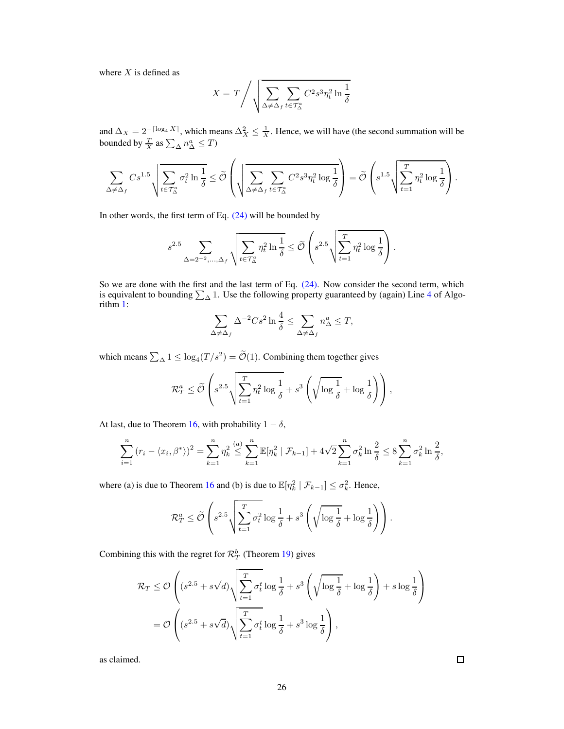where $X$ is defined as

$$X = T \Bigg/ \sqrt{\sum_{\Delta \neq \Delta_f} \sum_{t \in \mathcal{T}_\Delta^a} C^2 s^3 \eta_t^2 \ln \frac{1}{\delta}}$$

and $\Delta_X = 2^{-\lceil \log_4 X \rceil}$, which means $\Delta_X^2 \leq \frac{1}{X}$. Hence, we will have (the second summation will be bounded by $\frac{T}{X}$ as $\sum_\Delta n_\Delta^a \leq T$)

$$\sum_{\Delta \neq \Delta_f} C s^{1.5} \sqrt{\sum_{t \in \mathcal{T}_\Delta^a} \sigma_t^2 \ln \frac{1}{\delta}} \leq \widetilde{\mathcal{O}}\left(\sqrt{\sum_{\Delta \neq \Delta_f} \sum_{t \in \mathcal{T}_\Delta^a} C^2 s^3 \eta_t^2 \log \frac{1}{\delta}}\right) = \widetilde{\mathcal{O}}\left(s^{1.5} \sqrt{\sum_{t=1}^T \eta_t^2 \log \frac{1}{\delta}}\right).$$

In other words, the first term of Eq. (24) will be bounded by

$$s^{2.5} \sum_{\Delta = 2^{-2}, \ldots, \Delta_f} \sqrt{\sum_{t \in \mathcal{T}_\Delta^a} \eta_t^2 \ln \frac{1}{\delta}} \leq \widetilde{\mathcal{O}}\left(s^{2.5} \sqrt{\sum_{t=1}^T \eta_t^2 \log \frac{1}{\delta}}\right).$$

So we are done with the first and the last term of Eq. (24). Now consider the second term, which is equivalent to bounding $\sum_\Delta 1$. Use the following property guaranteed by (again) Line 4 of Algorithm 1:

$$\sum_{\Delta \neq \Delta_f} \Delta^{-2} C s^2 \ln \frac{4}{\delta} \leq \sum_{\Delta \neq \Delta_f} n_\Delta^a \leq T,$$

which means $\sum_\Delta 1 \leq \log_4(T/s^2) = \widetilde{\mathcal{O}}(1)$. Combining them together gives

$$\mathcal{R}_T^a \leq \widetilde{\mathcal{O}}\left(s^{2.5} \sqrt{\sum_{t=1}^T \eta_t^2 \log \frac{1}{\delta}} + s^3 \left(\sqrt{\log \frac{1}{\delta}} + \log \frac{1}{\delta}\right)\right),$$

At last, due to Theorem 16, with probability $1 - \delta$,

$$\sum_{i=1}^n (r_i - \langle x_i, \beta^* \rangle)^2 = \sum_{k=1}^n \eta_k^2 \overset{(a)}{\leq} \sum_{k=1}^n \mathbb{E}[\eta_k^2 \mid \mathcal{F}_{k-1}] + 4\sqrt{2} \sum_{k=1}^n \sigma_k^2 \ln \frac{2}{\delta} \leq 8 \sum_{k=1}^n \sigma_k^2 \ln \frac{2}{\delta},$$

where (a) is due to Theorem 16 and (b) is due to $\mathbb{E}[\eta_k^2 \mid \mathcal{F}_{k-1}] \leq \sigma_k^2$. Hence,

$$\mathcal{R}_T^a \leq \widetilde{\mathcal{O}}\left(s^{2.5} \sqrt{\sum_{t=1}^T \sigma_t^2 \log \frac{1}{\delta}} + s^3 \left(\sqrt{\log \frac{1}{\delta}} + \log \frac{1}{\delta}\right)\right).$$

Combining this with the regret for $\mathcal{R}_T^b$ (Theorem 19) gives

$$\begin{aligned}
\mathcal{R}_T &\leq \mathcal{O}\left((s^{2.5} + s\sqrt{d}) \sqrt{\sum_{t=1}^T \sigma_t^t \log \frac{1}{\delta}} + s^3 \left(\sqrt{\log \frac{1}{\delta}} + \log \frac{1}{\delta}\right) + s \log \frac{1}{\delta}\right) \\
&= \mathcal{O}\left((s^{2.5} + s\sqrt{d}) \sqrt{\sum_{t=1}^T \sigma_t^t \log \frac{1}{\delta}} + s^3 \log \frac{1}{\delta}\right),
\end{aligned}$$

as claimed. $\square$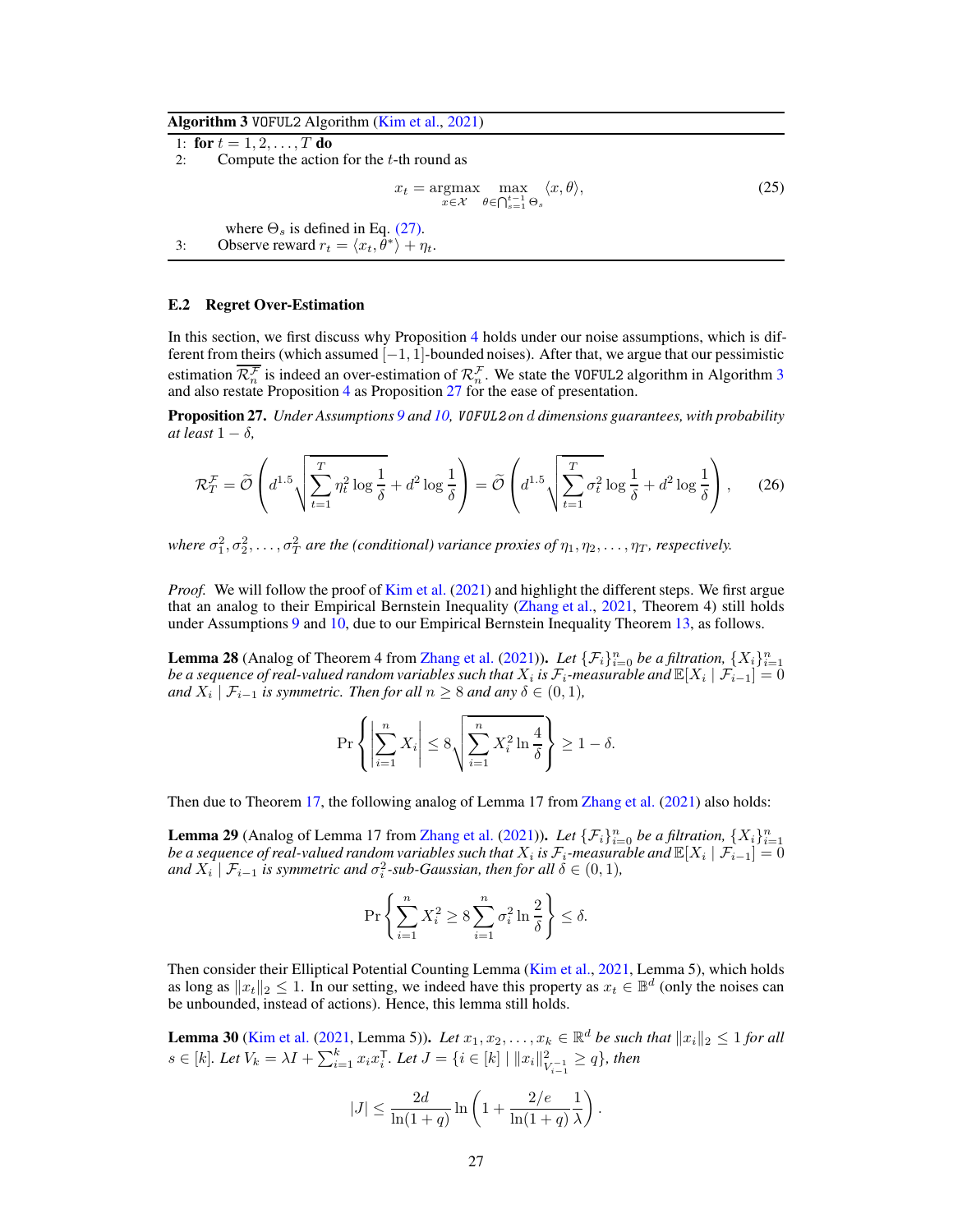**Algorithm 3** VOFUL2 Algorithm (Kim et al., 2021)

1: **for** $t = 1, 2, \ldots, T$ **do**

2: Compute the action for the $t$-th round as

$$x_t = \operatorname*{argmax}_{x \in \mathcal{X}} \max_{\theta \in \bigcap_{s=1}^{t-1} \Theta_s} \langle x, \theta \rangle, \tag{25}$$

where $\Theta_s$ is defined in Eq. (27).

3: Observe reward $r_t = \langle x_t, \theta^* \rangle + \eta_t$.

### E.2 Regret Over-Estimation

In this section, we first discuss why Proposition 4 holds under our noise assumptions, which is different from theirs (which assumed $[-1, 1]$-bounded noises). After that, we argue that our pessimistic estimation $\overline{\mathcal{R}_n^{\mathcal{F}}}$ is indeed an over-estimation of $\mathcal{R}_n^{\mathcal{F}}$. We state the VOFUL2 algorithm in Algorithm 3 and also restate Proposition 4 as Proposition 27 for the ease of presentation.

**Proposition 27.** *Under Assumptions 9 and 10, VOFUL2 on $d$ dimensions guarantees, with probability at least $1 - \delta$,*

$$\mathcal{R}_T^{\mathcal{F}} = \widetilde{\mathcal{O}}\left( d^{1.5} \sqrt{\sum_{t=1}^T \eta_t^2 \log \frac{1}{\delta}} + d^2 \log \frac{1}{\delta} \right) = \widetilde{\mathcal{O}}\left( d^{1.5} \sqrt{\sum_{t=1}^T \sigma_t^2 \log \frac{1}{\delta}} + d^2 \log \frac{1}{\delta} \right), \tag{26}$$

*where $\sigma_1^2, \sigma_2^2, \ldots, \sigma_T^2$ are the (conditional) variance proxies of $\eta_1, \eta_2, \ldots, \eta_T$, respectively.*

*Proof.* We will follow the proof of Kim et al. (2021) and highlight the different steps. We first argue that an analog to their Empirical Bernstein Inequality (Zhang et al., 2021, Theorem 4) still holds under Assumptions 9 and 10, due to our Empirical Bernstein Inequality Theorem 13, as follows.

**Lemma 28** (Analog of Theorem 4 from Zhang et al. (2021))**.** *Let $\{\mathcal{F}_i\}_{i=0}^n$ be a filtration, $\{X_i\}_{i=1}^n$ be a sequence of real-valued random variables such that $X_i$ is $\mathcal{F}_i$-measurable and $\mathbb{E}[X_i \mid \mathcal{F}_{i-1}] = 0$ and $X_i \mid \mathcal{F}_{i-1}$ is symmetric. Then for all $n \geq 8$ and any $\delta \in (0, 1)$,*

$$\Pr\left\{ \left| \sum_{i=1}^n X_i \right| \leq 8 \sqrt{\sum_{i=1}^n X_i^2 \ln \frac{4}{\delta}} \right\} \geq 1 - \delta.$$

Then due to Theorem 17, the following analog of Lemma 17 from Zhang et al. (2021) also holds:

**Lemma 29** (Analog of Lemma 17 from Zhang et al. (2021))**.** *Let $\{\mathcal{F}_i\}_{i=0}^n$ be a filtration, $\{X_i\}_{i=1}^n$ be a sequence of real-valued random variables such that $X_i$ is $\mathcal{F}_i$-measurable and $\mathbb{E}[X_i \mid \mathcal{F}_{i-1}] = 0$ and $X_i \mid \mathcal{F}_{i-1}$ is symmetric and $\sigma_i^2$-sub-Gaussian, then for all $\delta \in (0, 1)$,*

$$\Pr\left\{ \sum_{i=1}^n X_i^2 \geq 8 \sum_{i=1}^n \sigma_i^2 \ln \frac{2}{\delta} \right\} \leq \delta.$$

Then consider their Elliptical Potential Counting Lemma (Kim et al., 2021, Lemma 5), which holds as long as $\|x_t\|_2 \leq 1$. In our setting, we indeed have this property as $x_t \in \mathbb{B}^d$ (only the noises can be unbounded, instead of actions). Hence, this lemma still holds.

**Lemma 30** (Kim et al. (2021, Lemma 5))**.** *Let $x_1, x_2, \ldots, x_k \in \mathbb{R}^d$ be such that $\|x_i\|_2 \leq 1$ for all $s \in [k]$. Let $V_k = \lambda I + \sum_{i=1}^k x_i x_i^\mathsf{T}$. Let $J = \{i \in [k] \mid \|x_i\|_{V_{i-1}^{-1}}^2 \geq q\}$, then*

$$|J| \leq \frac{2d}{\ln(1+q)} \ln\left(1 + \frac{2/e}{\ln(1+q)} \frac{1}{\lambda}\right).$$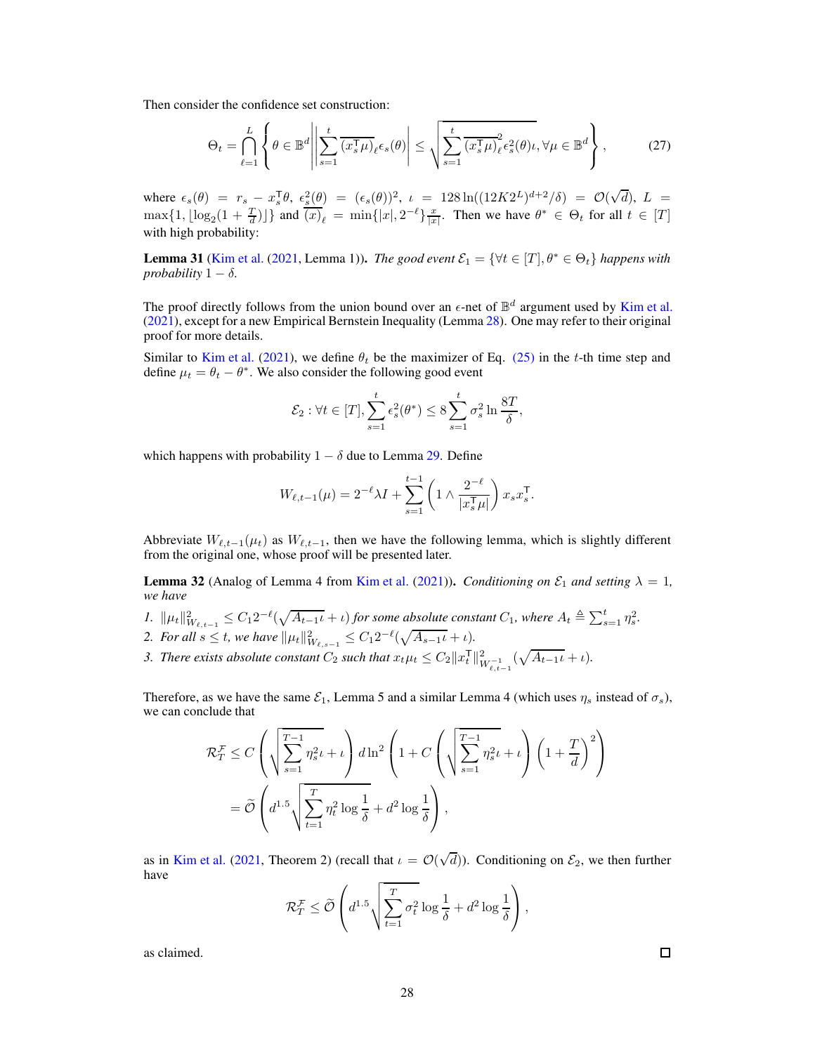Then consider the confidence set construction:

$$\Theta_t = \bigcap_{\ell=1}^{L} \left\{ \theta \in \mathbb{B}^d \middle| \left| \sum_{s=1}^{t} \overline{(x_s^\mathsf{T}\mu)}_\ell \epsilon_s(\theta) \right| \le \sqrt{\sum_{s=1}^{t} \overline{(x_s^\mathsf{T}\mu)}_\ell^2 \epsilon_s^2(\theta) \iota}, \forall \mu \in \mathbb{B}^d \right\}, \tag{27}$$

where $\epsilon_s(\theta) = r_s - x_s^\mathsf{T}\theta$, $\epsilon_s^2(\theta) = (\epsilon_s(\theta))^2$, $\iota = 128 \ln((12K2^L)^{d+2}/\delta) = \mathcal{O}(\sqrt{d})$, $L = \max\{1, \lfloor \log_2(1 + \frac{T}{d}) \rfloor\}$ and $\overline{(x)}_\ell = \min\{|x|, 2^{-\ell}\}\frac{x}{|x|}$. Then we have $\theta^* \in \Theta_t$ for all $t \in [T]$ with high probability:

**Lemma 31** (Kim et al. (2021, Lemma 1)). *The good event $\mathcal{E}_1 = \{\forall t \in [T], \theta^* \in \Theta_t\}$ happens with probability $1 - \delta$.*

The proof directly follows from the union bound over an $\epsilon$-net of $\mathbb{B}^d$ argument used by Kim et al. (2021), except for a new Empirical Bernstein Inequality (Lemma 28). One may refer to their original proof for more details.

Similar to Kim et al. (2021), we define $\theta_t$ be the maximizer of Eq. (25) in the $t$-th time step and define $\mu_t = \theta_t - \theta^*$. We also consider the following good event

$$\mathcal{E}_2 : \forall t \in [T], \sum_{s=1}^{t} \epsilon_s^2(\theta^*) \le 8 \sum_{s=1}^{t} \sigma_s^2 \ln \frac{8T}{\delta},$$

which happens with probability $1 - \delta$ due to Lemma 29. Define

$$W_{\ell,t-1}(\mu) = 2^{-\ell}\lambda I + \sum_{s=1}^{t-1} \left(1 \wedge \frac{2^{-\ell}}{|x_s^\mathsf{T}\mu|}\right) x_s x_s^\mathsf{T}.$$

Abbreviate $W_{\ell,t-1}(\mu_t)$ as $W_{\ell,t-1}$, then we have the following lemma, which is slightly different from the original one, whose proof will be presented later.

**Lemma 32** (Analog of Lemma 4 from Kim et al. (2021)). *Conditioning on $\mathcal{E}_1$ and setting $\lambda = 1$, we have*

1. *$\|\mu_t\|_{W_{\ell,t-1}}^2 \le C_1 2^{-\ell}(\sqrt{A_{t-1}\iota} + \iota)$ for some absolute constant $C_1$, where $A_t \triangleq \sum_{s=1}^{t} \eta_s^2$.*
2. *For all $s \le t$, we have $\|\mu_t\|_{W_{\ell,s-1}}^2 \le C_1 2^{-\ell}(\sqrt{A_{s-1}\iota} + \iota)$.*
3. *There exists absolute constant $C_2$ such that $x_t \mu_t \le C_2 \|x_t^\mathsf{T}\|_{W_{\ell,t-1}^{-1}}^2 (\sqrt{A_{t-1}\iota} + \iota)$.*

Therefore, as we have the same $\mathcal{E}_1$, Lemma 5 and a similar Lemma 4 (which uses $\eta_s$ instead of $\sigma_s$), we can conclude that

$$\begin{aligned}
\mathcal{R}_T^{\mathcal{F}} &\le C\left(\sqrt{\sum_{s=1}^{T-1} \eta_s^2 \iota} + \iota\right) d \ln^2\left(1 + C\left(\sqrt{\sum_{s=1}^{T-1} \eta_s^2 \iota} + \iota\right)\left(1 + \frac{T}{d}\right)^2\right) \\
&= \widetilde{\mathcal{O}}\left(d^{1.5}\sqrt{\sum_{t=1}^{T} \eta_t^2 \log \frac{1}{\delta}} + d^2 \log \frac{1}{\delta}\right),
\end{aligned}$$

as in Kim et al. (2021, Theorem 2) (recall that $\iota = \mathcal{O}(\sqrt{d})$). Conditioning on $\mathcal{E}_2$, we then further have

$$\mathcal{R}_T^{\mathcal{F}} \le \widetilde{\mathcal{O}}\left(d^{1.5}\sqrt{\sum_{t=1}^{T} \sigma_t^2 \log \frac{1}{\delta}} + d^2 \log \frac{1}{\delta}\right),$$

as claimed. $\square$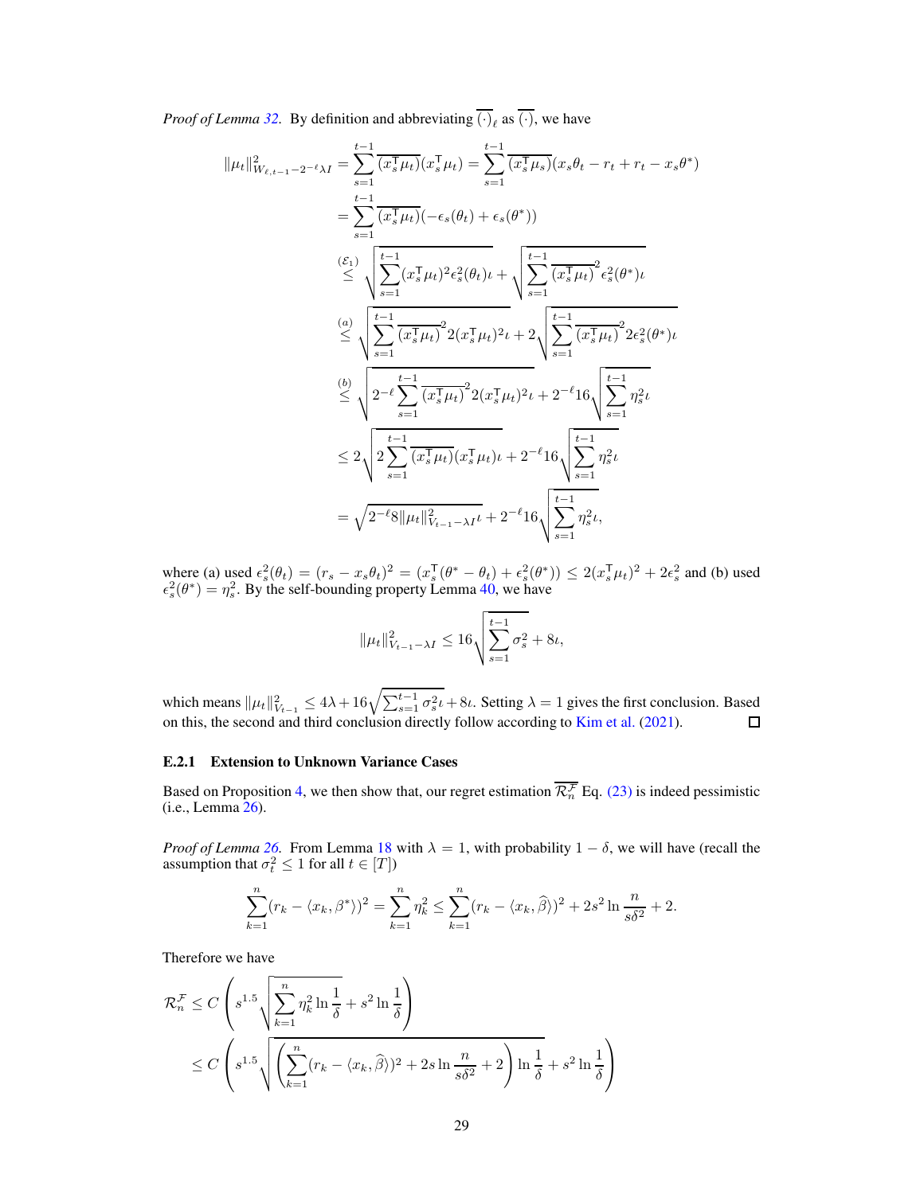*Proof of Lemma 32.* By definition and abbreviating $\overline{(\cdot)}_\ell$ as $\overline{(\cdot)}$, we have

$$
\begin{aligned}
\|\mu_t\|^2_{W_{\ell,t-1}-2^{-\ell}\lambda I} &= \sum_{s=1}^{t-1} \overline{(x_s^\mathsf{T}\mu_t)}(x_s^\mathsf{T}\mu_t) = \sum_{s=1}^{t-1} \overline{(x_s^\mathsf{T}\mu_s)}(x_s\theta_t - r_t + r_t - x_s\theta^*) \\
&= \sum_{s=1}^{t-1} \overline{(x_s^\mathsf{T}\mu_t)}(-\epsilon_s(\theta_t) + \epsilon_s(\theta^*)) \\
&\overset{(\mathcal{E}_1)}{\leq} \sqrt{\sum_{s=1}^{t-1} (x_s^\mathsf{T}\mu_t)^2 \epsilon_s^2(\theta_t)\iota} + \sqrt{\sum_{s=1}^{t-1} \overline{(x_s^\mathsf{T}\mu_t)}^2 \epsilon_s^2(\theta^*)\iota} \\
&\overset{(a)}{\leq} \sqrt{\sum_{s=1}^{t-1} \overline{(x_s^\mathsf{T}\mu_t)}^2 2(x_s^\mathsf{T}\mu_t)^2\iota} + 2\sqrt{\sum_{s=1}^{t-1} \overline{(x_s^\mathsf{T}\mu_t)}^2 2\epsilon_s^2(\theta^*)\iota} \\
&\overset{(b)}{\leq} \sqrt{2^{-\ell}\sum_{s=1}^{t-1} \overline{(x_s^\mathsf{T}\mu_t)}^2 2(x_s^\mathsf{T}\mu_t)^2\iota} + 2^{-\ell}16\sqrt{\sum_{s=1}^{t-1} \eta_s^2\iota} \\
&\leq 2\sqrt{2\sum_{s=1}^{t-1} \overline{(x_s^\mathsf{T}\mu_t)}(x_s^\mathsf{T}\mu_t)\iota} + 2^{-\ell}16\sqrt{\sum_{s=1}^{t-1} \eta_s^2\iota} \\
&= \sqrt{2^{-\ell}8\|\mu_t\|^2_{V_{t-1}-\lambda I}\iota} + 2^{-\ell}16\sqrt{\sum_{s=1}^{t-1} \eta_s^2\iota},
\end{aligned}
$$

where (a) used $\epsilon_s^2(\theta_t) = (r_s - x_s\theta_t)^2 = (x_s^\mathsf{T}(\theta^* - \theta_t) + \epsilon_s^2(\theta^*)) \leq 2(x_s^\mathsf{T}\mu_t)^2 + 2\epsilon_s^2$ and (b) used $\epsilon_s^2(\theta^*) = \eta_s^2$. By the self-bounding property Lemma 40, we have

$$
\|\mu_t\|^2_{V_{t-1}-\lambda I} \leq 16\sqrt{\sum_{s=1}^{t-1} \sigma_s^2} + 8\iota,
$$

which means $\|\mu_t\|^2_{V_{t-1}} \leq 4\lambda + 16\sqrt{\sum_{s=1}^{t-1}\sigma_s^2\iota} + 8\iota$. Setting $\lambda = 1$ gives the first conclusion. Based on this, the second and third conclusion directly follow according to Kim et al. (2021). □

### E.2.1 Extension to Unknown Variance Cases

Based on Proposition 4, we then show that, our regret estimation $\overline{\mathcal{R}_n^{\mathcal{F}}}$ Eq. (23) is indeed pessimistic (i.e., Lemma 26).

*Proof of Lemma 26.* From Lemma 18 with $\lambda = 1$, with probability $1 - \delta$, we will have (recall the assumption that $\sigma_t^2 \leq 1$ for all $t \in [T]$)

$$
\sum_{k=1}^{n} (r_k - \langle x_k, \beta^* \rangle)^2 = \sum_{k=1}^{n} \eta_k^2 \leq \sum_{k=1}^{n} (r_k - \langle x_k, \widehat{\beta} \rangle)^2 + 2s^2 \ln \frac{n}{s\delta^2} + 2.
$$

Therefore we have

$$
\begin{aligned}
\mathcal{R}_n^{\mathcal{F}} &\leq C\left( s^{1.5}\sqrt{\sum_{k=1}^{n} \eta_k^2 \ln\frac{1}{\delta}} + s^2 \ln\frac{1}{\delta} \right) \\
&\leq C\left( s^{1.5}\sqrt{\left(\sum_{k=1}^{n} (r_k - \langle x_k, \widehat{\beta}\rangle)^2 + 2s\ln\frac{n}{s\delta^2} + 2\right)\ln\frac{1}{\delta}} + s^2 \ln\frac{1}{\delta} \right)
\end{aligned}
$$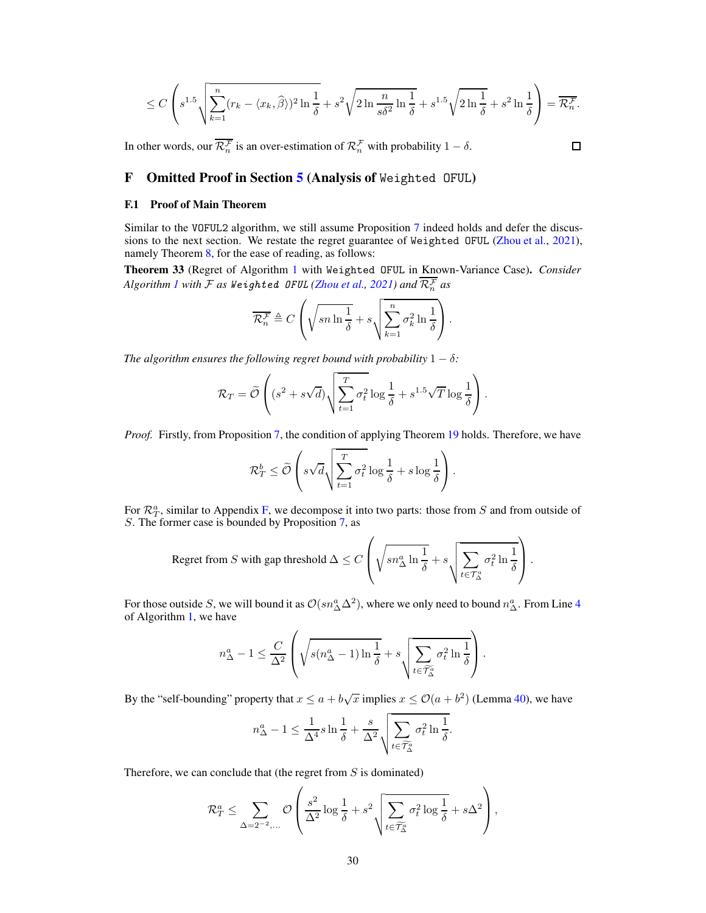$$\leq C\left(s^{1.5}\sqrt{\sum_{k=1}^{n}(r_k-\langle x_k,\widehat{\beta}\rangle)^2\ln\frac{1}{\delta}}+s^2\sqrt{2\ln\frac{n}{s\delta^2}\ln\frac{1}{\delta}}+s^{1.5}\sqrt{2\ln\frac{1}{\delta}}+s^2\ln\frac{1}{\delta}\right)=\overline{\mathcal{R}_n^{\mathcal{F}}}.$$

In other words, our $\overline{\mathcal{R}_n^{\mathcal{F}}}$ is an over-estimation of $\mathcal{R}_n^{\mathcal{F}}$ with probability $1-\delta$. □

# F Omitted Proof in Section 5 (Analysis of `Weighted OFUL`)

## F.1 Proof of Main Theorem

Similar to the `VOFUL2` algorithm, we still assume Proposition 7 indeed holds and defer the discussions to the next section. We restate the regret guarantee of `Weighted OFUL` (Zhou et al., 2021), namely Theorem 8, for the ease of reading, as follows:

**Theorem 33** (Regret of Algorithm 1 with `Weighted OFUL` in Known-Variance Case)**.** *Consider Algorithm 1 with $\mathcal{F}$ as `Weighted OFUL` (Zhou et al., 2021) and $\overline{\mathcal{R}_n^{\mathcal{F}}}$ as*

$$\overline{\mathcal{R}_n^{\mathcal{F}}}\triangleq C\left(\sqrt{sn\ln\frac{1}{\delta}}+s\sqrt{\sum_{k=1}^{n}\sigma_k^2\ln\frac{1}{\delta}}\right).$$

*The algorithm ensures the following regret bound with probability $1-\delta$:*

$$\mathcal{R}_T=\widetilde{\mathcal{O}}\left((s^2+s\sqrt{d})\sqrt{\sum_{t=1}^{T}\sigma_t^2\log\frac{1}{\delta}}+s^{1.5}\sqrt{T}\log\frac{1}{\delta}\right).$$

*Proof.* Firstly, from Proposition 7, the condition of applying Theorem 19 holds. Therefore, we have

$$\mathcal{R}_T^b\leq\widetilde{\mathcal{O}}\left(s\sqrt{d}\sqrt{\sum_{t=1}^{T}\sigma_t^2\log\frac{1}{\delta}}+s\log\frac{1}{\delta}\right).$$

For $\mathcal{R}_T^a$, similar to Appendix F, we decompose it into two parts: those from $S$ and from outside of $S$. The former case is bounded by Proposition 7, as

$$\text{Regret from } S \text{ with gap threshold } \Delta\leq C\left(\sqrt{sn_\Delta^a\ln\frac{1}{\delta}}+s\sqrt{\sum_{t\in\mathcal{T}_\Delta^a}\sigma_t^2\ln\frac{1}{\delta}}\right).$$

For those outside $S$, we will bound it as $\mathcal{O}(sn_\Delta^a\Delta^2)$, where we only need to bound $n_\Delta^a$. From Line 4 of Algorithm 1, we have

$$n_\Delta^a-1\leq\frac{C}{\Delta^2}\left(\sqrt{s(n_\Delta^a-1)\ln\frac{1}{\delta}}+s\sqrt{\sum_{t\in\widetilde{\mathcal{T}}_\Delta^a}\sigma_t^2\ln\frac{1}{\delta}}\right).$$

By the "self-bounding" property that $x\leq a+b\sqrt{x}$ implies $x\leq\mathcal{O}(a+b^2)$ (Lemma 40), we have

$$n_\Delta^a-1\leq\frac{1}{\Delta^4}s\ln\frac{1}{\delta}+\frac{s}{\Delta^2}\sqrt{\sum_{t\in\widetilde{\mathcal{T}}_\Delta^a}\sigma_t^2\ln\frac{1}{\delta}}.$$

Therefore, we can conclude that (the regret from $S$ is dominated)

$$\mathcal{R}_T^a\leq\sum_{\Delta=2^{-2},\ldots}\mathcal{O}\left(\frac{s^2}{\Delta^2}\log\frac{1}{\delta}+s^2\sqrt{\sum_{t\in\widetilde{\mathcal{T}}_\Delta^a}\sigma_t^2\log\frac{1}{\delta}}+s\Delta^2\right),$$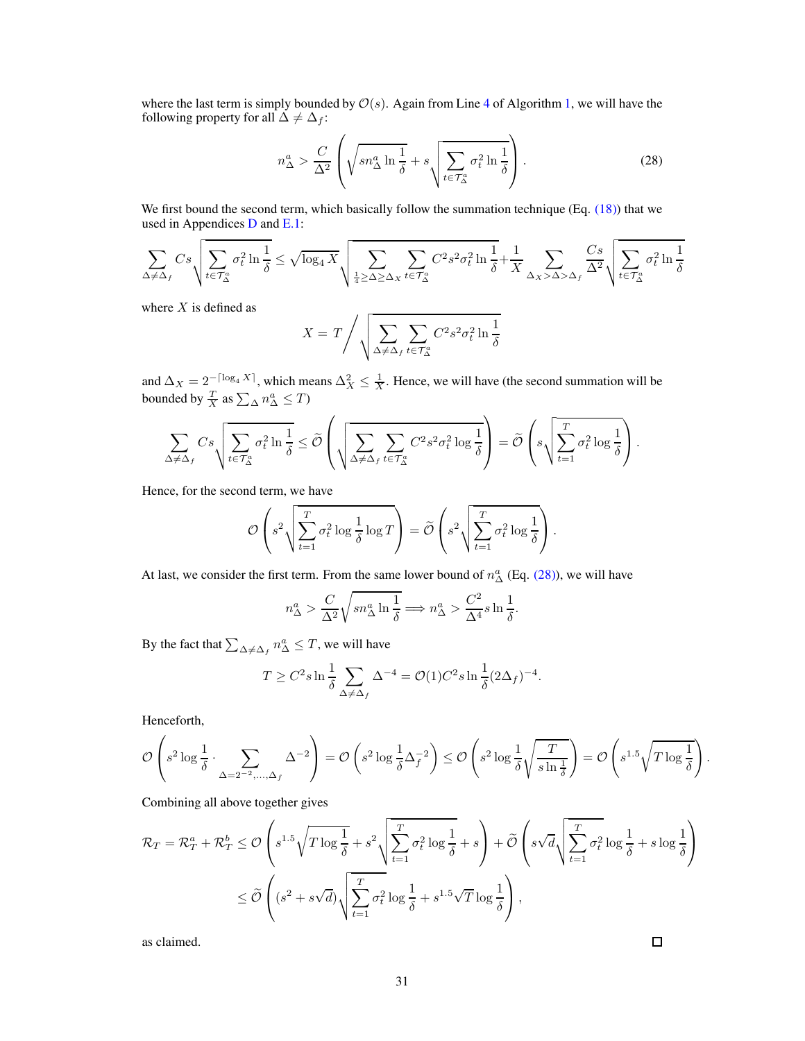where the last term is simply bounded by $\mathcal{O}(s)$. Again from Line 4 of Algorithm 1, we will have the following property for all $\Delta \neq \Delta_f$:

$$
n_\Delta^a > \frac{C}{\Delta^2}\left(\sqrt{s n_\Delta^a \ln\frac{1}{\delta}} + s\sqrt{\sum_{t\in\mathcal{T}_\Delta^a}\sigma_t^2 \ln\frac{1}{\delta}}\right). \tag{28}
$$

We first bound the second term, which basically follow the summation technique (Eq. (18)) that we used in Appendices D and E.1:

$$
\sum_{\Delta\neq\Delta_f} Cs\sqrt{\sum_{t\in\mathcal{T}_\Delta^a}\sigma_t^2\ln\frac{1}{\delta}} \le \sqrt{\log_4 X}\sqrt{\sum_{\frac{1}{4}\ge\Delta\ge\Delta_X}\sum_{t\in\mathcal{T}_\Delta^a} C^2 s^2\sigma_t^2\ln\frac{1}{\delta}} + \frac{1}{X}\sum_{\Delta_X>\Delta>\Delta_f}\frac{Cs}{\Delta^2}\sqrt{\sum_{t\in\mathcal{T}_\Delta^a}\sigma_t^2\ln\frac{1}{\delta}}
$$

where $X$ is defined as

$$
X = T\Bigg/\sqrt{\sum_{\Delta\neq\Delta_f}\sum_{t\in\mathcal{T}_\Delta^a} C^2 s^2\sigma_t^2\ln\frac{1}{\delta}}
$$

and $\Delta_X = 2^{-\lceil \log_4 X\rceil}$, which means $\Delta_X^2 \le \frac{1}{X}$. Hence, we will have (the second summation will be bounded by $\frac{T}{X}$ as $\sum_\Delta n_\Delta^a \le T$)

$$
\sum_{\Delta\neq\Delta_f} Cs\sqrt{\sum_{t\in\mathcal{T}_\Delta^a}\sigma_t^2\ln\frac{1}{\delta}} \le \widetilde{\mathcal{O}}\left(\sqrt{\sum_{\Delta\neq\Delta_f}\sum_{t\in\mathcal{T}_\Delta^a} C^2 s^2\sigma_t^2\log\frac{1}{\delta}}\right) = \widetilde{\mathcal{O}}\left(s\sqrt{\sum_{t=1}^T\sigma_t^2\log\frac{1}{\delta}}\right).
$$

Hence, for the second term, we have

$$
\mathcal{O}\left(s^2\sqrt{\sum_{t=1}^T\sigma_t^2\log\frac{1}{\delta}\log T}\right) = \widetilde{\mathcal{O}}\left(s^2\sqrt{\sum_{t=1}^T\sigma_t^2\log\frac{1}{\delta}}\right).
$$

At last, we consider the first term. From the same lower bound of $n_\Delta^a$ (Eq. (28)), we will have

$$
n_\Delta^a > \frac{C}{\Delta^2}\sqrt{s n_\Delta^a \ln\frac{1}{\delta}} \Longrightarrow n_\Delta^a > \frac{C^2}{\Delta^4}s\ln\frac{1}{\delta}.
$$

By the fact that $\sum_{\Delta\neq\Delta_f} n_\Delta^a \le T$, we will have

$$
T \ge C^2 s\ln\frac{1}{\delta}\sum_{\Delta\neq\Delta_f}\Delta^{-4} = \mathcal{O}(1)C^2 s\ln\frac{1}{\delta}(2\Delta_f)^{-4}.
$$

Henceforth,

$$
\mathcal{O}\left(s^2\log\frac{1}{\delta}\cdot\sum_{\Delta=2^{-2},\ldots,\Delta_f}\Delta^{-2}\right) = \mathcal{O}\left(s^2\log\frac{1}{\delta}\Delta_f^{-2}\right) \le \mathcal{O}\left(s^2\log\frac{1}{\delta}\sqrt{\frac{T}{s\ln\frac{1}{\delta}}}\right) = \mathcal{O}\left(s^{1.5}\sqrt{T\log\frac{1}{\delta}}\right).
$$

Combining all above together gives

$$
\begin{aligned}
\mathcal{R}_T = \mathcal{R}_T^a + \mathcal{R}_T^b &\le \mathcal{O}\left(s^{1.5}\sqrt{T\log\frac{1}{\delta}} + s^2\sqrt{\sum_{t=1}^T\sigma_t^2\log\frac{1}{\delta}} + s\right) + \widetilde{\mathcal{O}}\left(s\sqrt{d}\sqrt{\sum_{t=1}^T\sigma_t^2}\log\frac{1}{\delta} + s\log\frac{1}{\delta}\right) \\
&\le \widetilde{\mathcal{O}}\left((s^2+s\sqrt{d})\sqrt{\sum_{t=1}^T\sigma_t^2}\log\frac{1}{\delta} + s^{1.5}\sqrt{T}\log\frac{1}{\delta}\right),
\end{aligned}
$$

as claimed. $\square$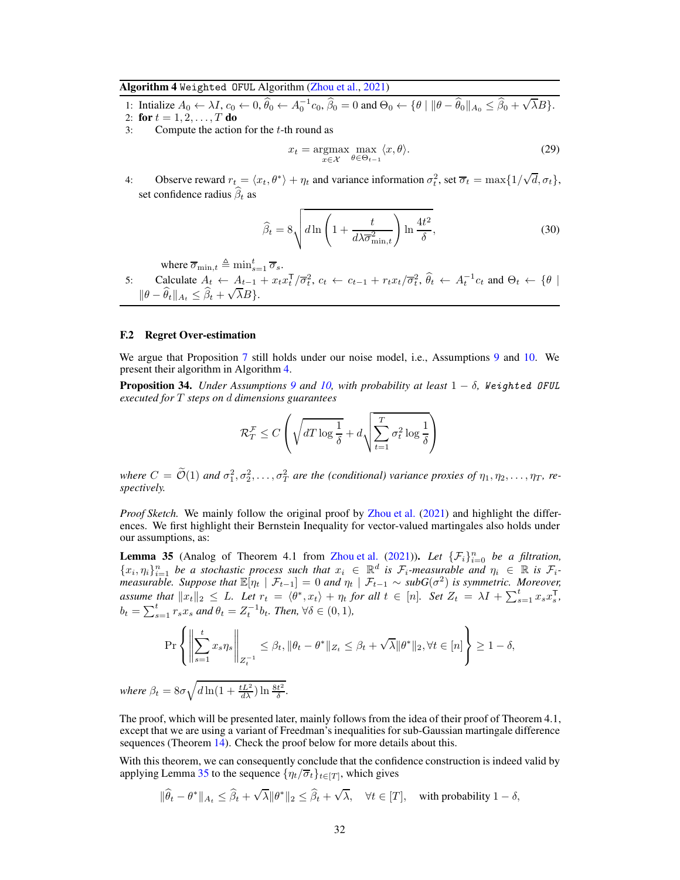**Algorithm 4** `Weighted OFUL` Algorithm (Zhou et al., 2021)

1: Intialize $A_0 \leftarrow \lambda I$, $c_0 \leftarrow 0$, $\widehat{\theta}_0 \leftarrow A_0^{-1} c_0$, $\widehat{\beta}_0 = 0$ and $\Theta_0 \leftarrow \{\theta \mid \|\theta - \widehat{\theta}_0\|_{A_0} \le \widehat{\beta}_0 + \sqrt{\lambda} B\}$.

2: **for** $t = 1, 2, \ldots, T$ **do**

3: Compute the action for the $t$-th round as

$$x_t = \operatorname*{argmax}_{x \in \mathcal{X}} \max_{\theta \in \Theta_{t-1}} \langle x, \theta \rangle. \tag{29}$$

4: Observe reward $r_t = \langle x_t, \theta^* \rangle + \eta_t$ and variance information $\sigma_t^2$, set $\overline{\sigma}_t = \max\{1/\sqrt{d}, \sigma_t\}$, set confidence radius $\widehat{\beta}_t$ as

$$\widehat{\beta}_t = 8 \sqrt{d \ln \left(1 + \frac{t}{d \lambda \overline{\sigma}_{\min,t}^2}\right) \ln \frac{4t^2}{\delta}}, \tag{30}$$

where $\overline{\sigma}_{\min,t} \triangleq \min_{s=1}^t \overline{\sigma}_s$.

5: Calculate $A_t \leftarrow A_{t-1} + x_t x_t^\mathsf{T} / \overline{\sigma}_t^2$, $c_t \leftarrow c_{t-1} + r_t x_t / \overline{\sigma}_t^2$, $\widehat{\theta}_t \leftarrow A_t^{-1} c_t$ and $\Theta_t \leftarrow \{\theta \mid \|\theta - \widehat{\theta}_t\|_{A_t} \le \widehat{\beta}_t + \sqrt{\lambda} B\}$.

### F.2 Regret Over-estimation

We argue that Proposition 7 still holds under our noise model, i.e., Assumptions 9 and 10. We present their algorithm in Algorithm 4.

**Proposition 34.** *Under Assumptions 9 and 10, with probability at least $1 - \delta$,* `Weighted OFUL` *executed for $T$ steps on $d$ dimensions guarantees*

$$\mathcal{R}_T^{\mathcal{F}} \le C \left( \sqrt{dT \log \frac{1}{\delta}} + d \sqrt{\sum_{t=1}^T \sigma_t^2 \log \frac{1}{\delta}} \right)$$

*where $C = \widetilde{\mathcal{O}}(1)$ and $\sigma_1^2, \sigma_2^2, \ldots, \sigma_T^2$ are the (conditional) variance proxies of $\eta_1, \eta_2, \ldots, \eta_T$, respectively.*

*Proof Sketch.* We mainly follow the original proof by Zhou et al. (2021) and highlight the differences. We first highlight their Bernstein Inequality for vector-valued martingales also holds under our assumptions, as:

**Lemma 35** (Analog of Theorem 4.1 from Zhou et al. (2021))**.** *Let $\{\mathcal{F}_i\}_{i=0}^n$ be a filtration, $\{x_i, \eta_i\}_{i=1}^n$ be a stochastic process such that $x_i \in \mathbb{R}^d$ is $\mathcal{F}_i$-measurable and $\eta_i \in \mathbb{R}$ is $\mathcal{F}_i$-measurable. Suppose that $\mathbb{E}[\eta_t \mid \mathcal{F}_{t-1}] = 0$ and $\eta_t \mid \mathcal{F}_{t-1} \sim \text{subG}(\sigma^2)$ is symmetric. Moreover, assume that $\|x_t\|_2 \le L$. Let $r_t = \langle \theta^*, x_t \rangle + \eta_t$ for all $t \in [n]$. Set $Z_t = \lambda I + \sum_{s=1}^t x_s x_s^\mathsf{T}$, $b_t = \sum_{s=1}^t r_s x_s$ and $\theta_t = Z_t^{-1} b_t$. Then, $\forall \delta \in (0,1)$,*

$$\Pr\left\{ \left\| \sum_{s=1}^t x_s \eta_s \right\|_{Z_t^{-1}} \le \beta_t, \|\theta_t - \theta^*\|_{Z_t} \le \beta_t + \sqrt{\lambda} \|\theta^*\|_2, \forall t \in [n] \right\} \ge 1 - \delta,$$

*where $\beta_t = 8\sigma \sqrt{d \ln(1 + \frac{tL^2}{d\lambda}) \ln \frac{8t^2}{\delta}}$.*

The proof, which will be presented later, mainly follows from the idea of their proof of Theorem 4.1, except that we are using a variant of Freedman's inequalities for sub-Gaussian martingale difference sequences (Theorem 14). Check the proof below for more details about this.

With this theorem, we can consequently conclude that the confidence construction is indeed valid by applying Lemma 35 to the sequence $\{\eta_t / \overline{\sigma}_t\}_{t \in [T]}$, which gives

$$\|\widehat{\theta}_t - \theta^*\|_{A_t} \le \widehat{\beta}_t + \sqrt{\lambda} \|\theta^*\|_2 \le \widehat{\beta}_t + \sqrt{\lambda}, \quad \forall t \in [T], \quad \text{with probability } 1 - \delta,$$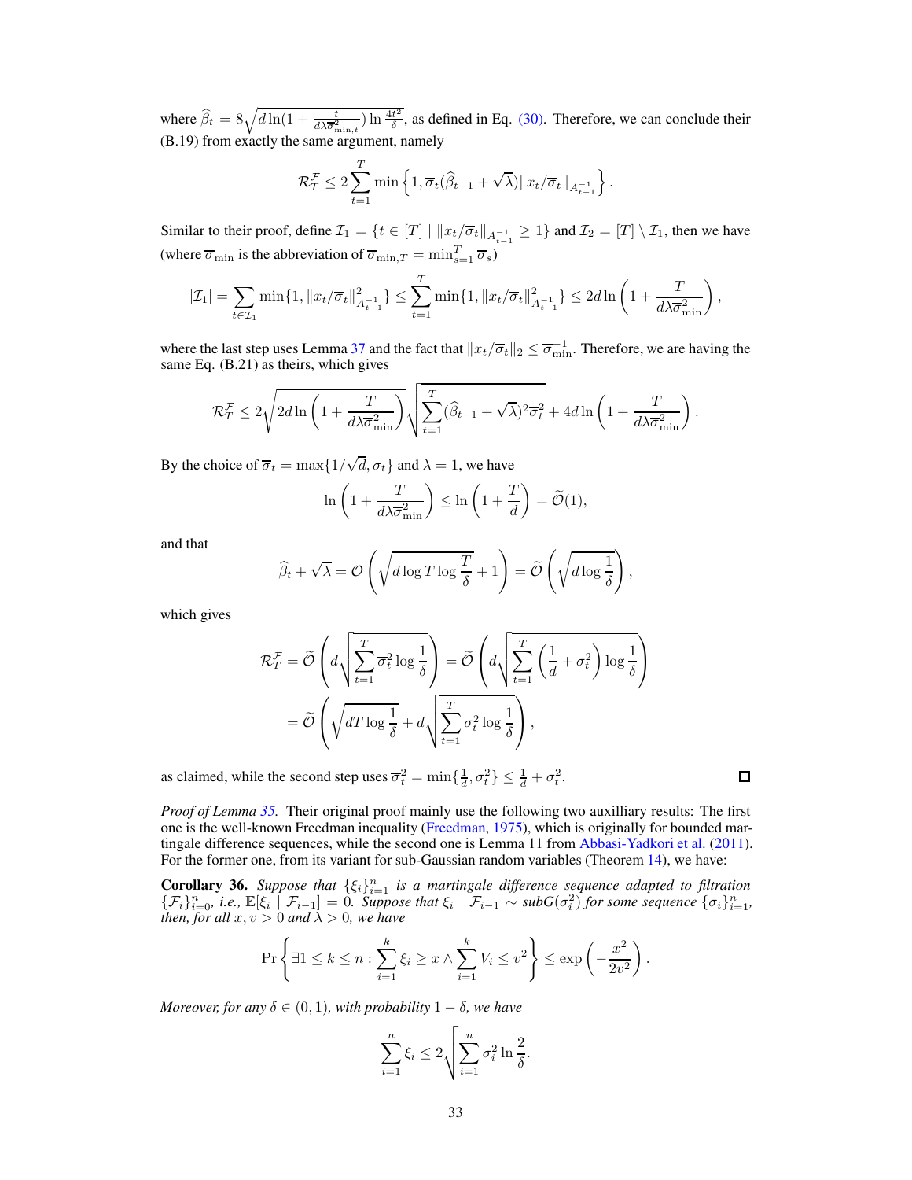where $\widehat{\beta}_t = 8\sqrt{d \ln(1 + \frac{t}{d\lambda \overline{\sigma}_{\min,t}^2}) \ln \frac{4t^2}{\delta}}$, as defined in Eq. (30). Therefore, we can conclude their (B.19) from exactly the same argument, namely

$$\mathcal{R}_T^{\mathcal{F}} \le 2\sum_{t=1}^T \min\left\{1, \overline{\sigma}_t(\widehat{\beta}_{t-1} + \sqrt{\lambda})\|x_t/\overline{\sigma}_t\|_{A_{t-1}^{-1}}\right\}.$$

Similar to their proof, define $\mathcal{I}_1 = \{t \in [T] \mid \|x_t/\overline{\sigma}_t\|_{A_{t-1}^{-1}} \ge 1\}$ and $\mathcal{I}_2 = [T] \setminus \mathcal{I}_1$, then we have (where $\overline{\sigma}_{\min}$ is the abbreviation of $\overline{\sigma}_{\min,T} = \min_{s=1}^T \overline{\sigma}_s$)

$$|\mathcal{I}_1| = \sum_{t\in\mathcal{I}_1} \min\{1, \|x_t/\overline{\sigma}_t\|_{A_{t-1}^{-1}}^2\} \le \sum_{t=1}^T \min\{1, \|x_t/\overline{\sigma}_t\|_{A_{t-1}^{-1}}^2\} \le 2d\ln\left(1 + \frac{T}{d\lambda\overline{\sigma}_{\min}^2}\right),$$

where the last step uses Lemma 37 and the fact that $\|x_t/\overline{\sigma}_t\|_2 \le \overline{\sigma}_{\min}^{-1}$. Therefore, we are having the same Eq. (B.21) as theirs, which gives

$$\mathcal{R}_T^{\mathcal{F}} \le 2\sqrt{2d\ln\left(1 + \frac{T}{d\lambda\overline{\sigma}_{\min}^2}\right)}\sqrt{\sum_{t=1}^T (\widehat{\beta}_{t-1} + \sqrt{\lambda})^2\overline{\sigma}_t^2} + 4d\ln\left(1 + \frac{T}{d\lambda\overline{\sigma}_{\min}^2}\right).$$

By the choice of $\overline{\sigma}_t = \max\{1/\sqrt{d}, \sigma_t\}$ and $\lambda = 1$, we have

$$\ln\left(1 + \frac{T}{d\lambda\overline{\sigma}_{\min}^2}\right) \le \ln\left(1 + \frac{T}{d}\right) = \widetilde{\mathcal{O}}(1),$$

and that

$$\widehat{\beta}_t + \sqrt{\lambda} = \mathcal{O}\left(\sqrt{d\log T \log\frac{T}{\delta}} + 1\right) = \widetilde{\mathcal{O}}\left(\sqrt{d\log\frac{1}{\delta}}\right),$$

which gives

$$\begin{aligned}
\mathcal{R}_T^{\mathcal{F}} &= \widetilde{\mathcal{O}}\left(d\sqrt{\sum_{t=1}^T \overline{\sigma}_t^2 \log\frac{1}{\delta}}\right) = \widetilde{\mathcal{O}}\left(d\sqrt{\sum_{t=1}^T \left(\frac{1}{d} + \sigma_t^2\right)\log\frac{1}{\delta}}\right) \\
&= \widetilde{\mathcal{O}}\left(\sqrt{dT\log\frac{1}{\delta}} + d\sqrt{\sum_{t=1}^T \sigma_t^2 \log\frac{1}{\delta}}\right),
\end{aligned}$$

as claimed, while the second step uses $\overline{\sigma}_t^2 = \min\{\frac{1}{d}, \sigma_t^2\} \le \frac{1}{d} + \sigma_t^2$. $\square$

*Proof of Lemma 35.* Their original proof mainly use the following two auxilliary results: The first one is the well-known Freedman inequality (Freedman, 1975), which is originally for bounded martingale difference sequences, while the second one is Lemma 11 from Abbasi-Yadkori et al. (2011). For the former one, from its variant for sub-Gaussian random variables (Theorem 14), we have:

**Corollary 36.** *Suppose that $\{\xi_i\}_{i=1}^n$ is a martingale difference sequence adapted to filtration $\{\mathcal{F}_i\}_{i=0}^n$, i.e., $\mathbb{E}[\xi_i \mid \mathcal{F}_{i-1}] = 0$. Suppose that $\xi_i \mid \mathcal{F}_{i-1} \sim \text{subG}(\sigma_i^2)$ for some sequence $\{\sigma_i\}_{i=1}^n$, then, for all $x, v > 0$ and $\lambda > 0$, we have*

$$\Pr\left\{\exists 1 \le k \le n : \sum_{i=1}^k \xi_i \ge x \wedge \sum_{i=1}^k V_i \le v^2\right\} \le \exp\left(-\frac{x^2}{2v^2}\right).$$

*Moreover, for any $\delta \in (0,1)$, with probability $1 - \delta$, we have*

$$\sum_{i=1}^n \xi_i \le 2\sqrt{\sum_{i=1}^n \sigma_i^2 \ln\frac{2}{\delta}}.$$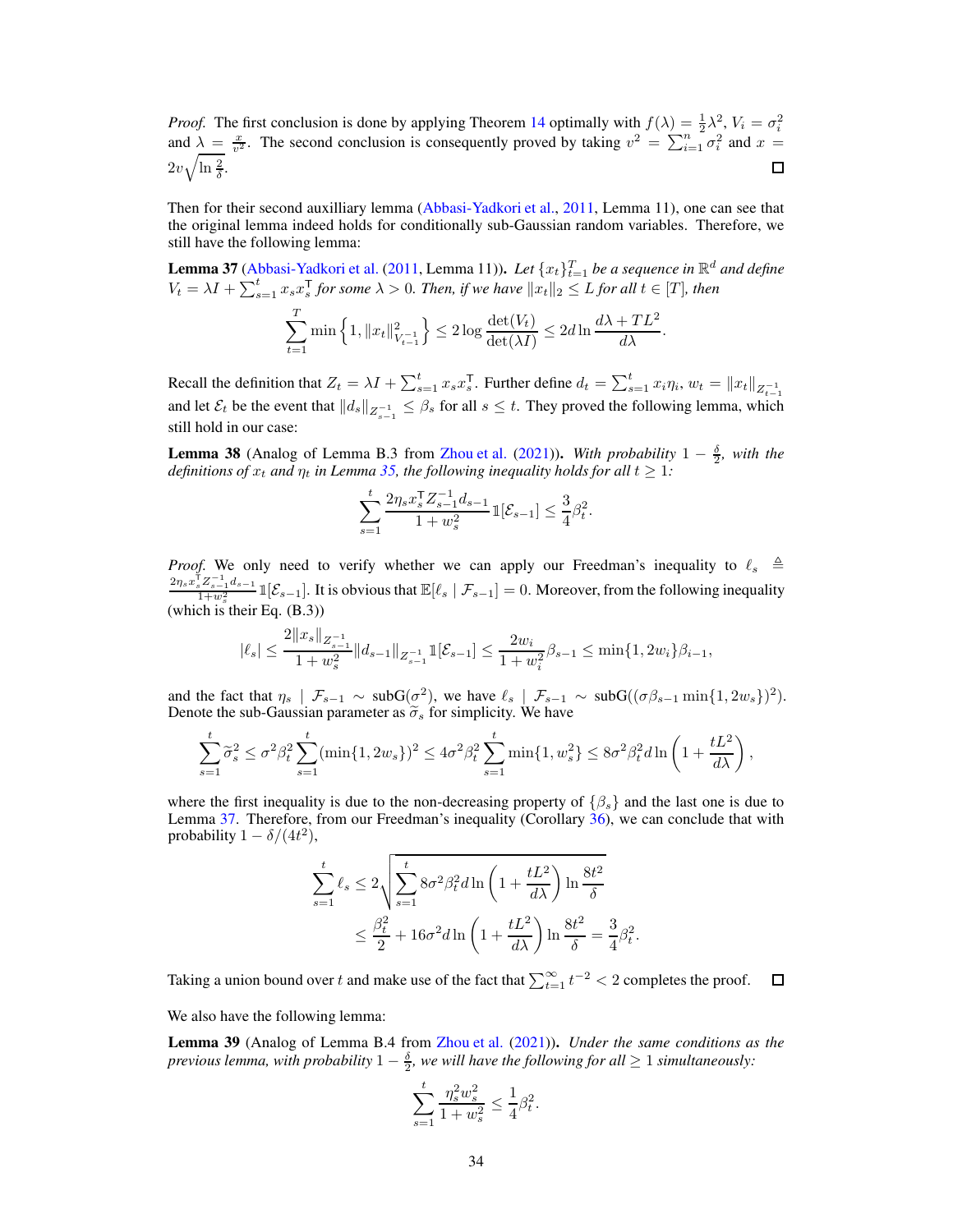*Proof.* The first conclusion is done by applying Theorem 14 optimally with $f(\lambda) = \frac{1}{2}\lambda^2$, $V_i = \sigma_i^2$ and $\lambda = \frac{x}{v^2}$. The second conclusion is consequently proved by taking $v^2 = \sum_{i=1}^n \sigma_i^2$ and $x = 2v\sqrt{\ln \frac{2}{\delta}}$. □

Then for their second auxiliary lemma (Abbasi-Yadkori et al., 2011, Lemma 11), one can see that the original lemma indeed holds for conditionally sub-Gaussian random variables. Therefore, we still have the following lemma:

**Lemma 37** (Abbasi-Yadkori et al. (2011, Lemma 11)). *Let $\{x_t\}_{t=1}^T$ be a sequence in $\mathbb{R}^d$ and define $V_t = \lambda I + \sum_{s=1}^t x_s x_s^\mathsf{T}$ for some $\lambda > 0$. Then, if we have $\|x_t\|_2 \le L$ for all $t \in [T]$, then*

$$\sum_{t=1}^T \min\left\{1, \|x_t\|_{V_{t-1}^{-1}}^2\right\} \le 2\log\frac{\det(V_t)}{\det(\lambda I)} \le 2d\ln\frac{d\lambda + TL^2}{d\lambda}.$$

Recall the definition that $Z_t = \lambda I + \sum_{s=1}^t x_s x_s^\mathsf{T}$. Further define $d_t = \sum_{i=1}^t x_i \eta_i$, $w_t = \|x_t\|_{Z_{t-1}^{-1}}$ and let $\mathcal{E}_t$ be the event that $\|d_s\|_{Z_{s-1}^{-1}} \le \beta_s$ for all $s \le t$. They proved the following lemma, which still hold in our case:

**Lemma 38** (Analog of Lemma B.3 from Zhou et al. (2021)). *With probability $1 - \frac{\delta}{2}$, with the definitions of $x_t$ and $\eta_t$ in Lemma 35, the following inequality holds for all $t \ge 1$:*

$$\sum_{s=1}^t \frac{2\eta_s x_s^\mathsf{T} Z_{s-1}^{-1} d_{s-1}}{1 + w_s^2} \mathbb{1}[\mathcal{E}_{s-1}] \le \frac{3}{4}\beta_t^2.$$

*Proof.* We only need to verify whether we can apply our Freedman's inequality to $\ell_s \triangleq \frac{2\eta_s x_s^\mathsf{T} Z_{s-1}^{-1} d_{s-1}}{1+w_s^2}\mathbb{1}[\mathcal{E}_{s-1}]$. It is obvious that $\mathbb{E}[\ell_s \mid \mathcal{F}_{s-1}] = 0$. Moreover, from the following inequality (which is their Eq. (B.3))

$$|\ell_s| \le \frac{2\|x_s\|_{Z_{s-1}^{-1}}}{1 + w_s^2}\|d_{s-1}\|_{Z_{s-1}^{-1}} \mathbb{1}[\mathcal{E}_{s-1}] \le \frac{2w_i}{1 + w_i^2}\beta_{s-1} \le \min\{1, 2w_i\}\beta_{i-1},$$

and the fact that $\eta_s \mid \mathcal{F}_{s-1} \sim \text{subG}(\sigma^2)$, we have $\ell_s \mid \mathcal{F}_{s-1} \sim \text{subG}((\sigma\beta_{s-1}\min\{1, 2w_s\})^2)$. Denote the sub-Gaussian parameter as $\widetilde{\sigma}_s$ for simplicity. We have

$$\sum_{s=1}^t \widetilde{\sigma}_s^2 \le \sigma^2\beta_t^2 \sum_{s=1}^t (\min\{1, 2w_s\})^2 \le 4\sigma^2\beta_t^2 \sum_{s=1}^t \min\{1, w_s^2\} \le 8\sigma^2\beta_t^2 d\ln\left(1 + \frac{tL^2}{d\lambda}\right),$$

where the first inequality is due to the non-decreasing property of $\{\beta_s\}$ and the last one is due to Lemma 37. Therefore, from our Freedman's inequality (Corollary 36), we can conclude that with probability $1 - \delta/(4t^2)$,

$$\begin{aligned}
\sum_{s=1}^t \ell_s &\le 2\sqrt{\sum_{s=1}^t 8\sigma^2\beta_t^2 d\ln\left(1 + \frac{tL^2}{d\lambda}\right)\ln\frac{8t^2}{\delta}} \\
&\le \frac{\beta_t^2}{2} + 16\sigma^2 d\ln\left(1 + \frac{tL^2}{d\lambda}\right)\ln\frac{8t^2}{\delta} = \frac{3}{4}\beta_t^2.
\end{aligned}$$

Taking a union bound over $t$ and make use of the fact that $\sum_{t=1}^\infty t^{-2} < 2$ completes the proof. □

We also have the following lemma:

**Lemma 39** (Analog of Lemma B.4 from Zhou et al. (2021)). *Under the same conditions as the previous lemma, with probability $1 - \frac{\delta}{2}$, we will have the following for all $\ge 1$ simultaneously:*

$$\sum_{s=1}^t \frac{\eta_s^2 w_s^2}{1 + w_s^2} \le \frac{1}{4}\beta_t^2.$$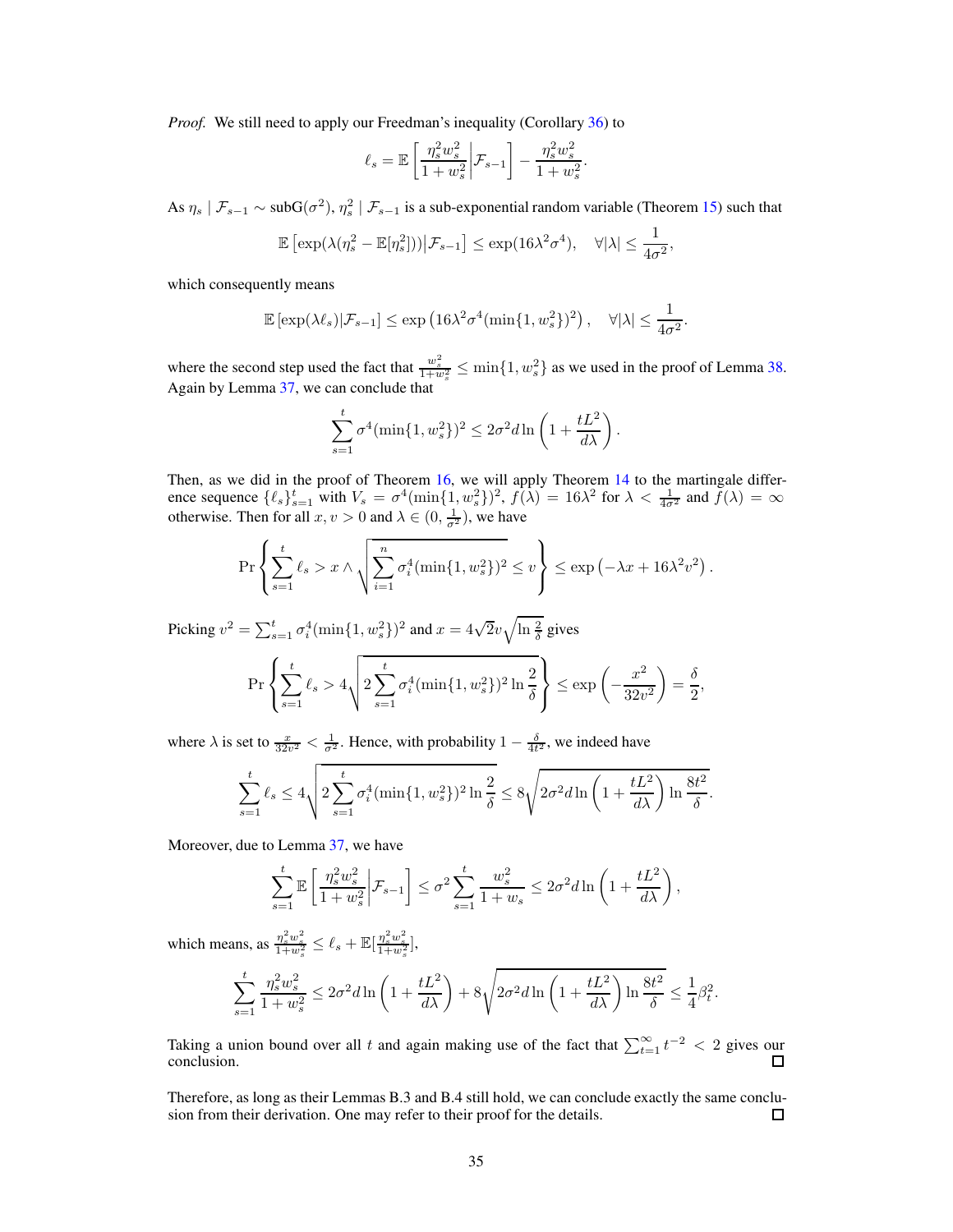*Proof.* We still need to apply our Freedman's inequality (Corollary 36) to

$$\ell_s = \mathbb{E}\left[\frac{\eta_s^2 w_s^2}{1+w_s^2}\middle|\mathcal{F}_{s-1}\right] - \frac{\eta_s^2 w_s^2}{1+w_s^2}.$$

As $\eta_s \mid \mathcal{F}_{s-1} \sim \text{subG}(\sigma^2)$, $\eta_s^2 \mid \mathcal{F}_{s-1}$ is a sub-exponential random variable (Theorem 15) such that

$$\mathbb{E}\left[\exp(\lambda(\eta_s^2 - \mathbb{E}[\eta_s^2]))\middle|\mathcal{F}_{s-1}\right] \le \exp(16\lambda^2\sigma^4), \quad \forall |\lambda| \le \frac{1}{4\sigma^2},$$

which consequently means

$$\mathbb{E}\left[\exp(\lambda \ell_s)|\mathcal{F}_{s-1}\right] \le \exp\left(16\lambda^2\sigma^4(\min\{1, w_s^2\})^2\right), \quad \forall |\lambda| \le \frac{1}{4\sigma^2}.$$

where the second step used the fact that $\frac{w_s^2}{1+w_s^2} \le \min\{1, w_s^2\}$ as we used in the proof of Lemma 38. Again by Lemma 37, we can conclude that

$$\sum_{s=1}^t \sigma^4(\min\{1, w_s^2\})^2 \le 2\sigma^2 d \ln\left(1 + \frac{tL^2}{d\lambda}\right).$$

Then, as we did in the proof of Theorem 16, we will apply Theorem 14 to the martingale difference sequence $\{\ell_s\}_{s=1}^t$ with $V_s = \sigma^4(\min\{1, w_s^2\})^2$, $f(\lambda) = 16\lambda^2$ for $\lambda < \frac{1}{4\sigma^2}$ and $f(\lambda) = \infty$ otherwise. Then for all $x, v > 0$ and $\lambda \in (0, \frac{1}{\sigma^2})$, we have

$$\Pr\left\{\sum_{s=1}^t \ell_s > x \wedge \sqrt{\sum_{i=1}^n \sigma_i^4(\min\{1, w_s^2\})^2} \le v\right\} \le \exp\left(-\lambda x + 16\lambda^2 v^2\right).$$

Picking $v^2 = \sum_{s=1}^t \sigma_i^4(\min\{1, w_s^2\})^2$ and $x = 4\sqrt{2}v\sqrt{\ln\frac{2}{\delta}}$ gives

$$\Pr\left\{\sum_{s=1}^t \ell_s > 4\sqrt{2\sum_{s=1}^t \sigma_i^4(\min\{1, w_s^2\})^2 \ln\frac{2}{\delta}}\right\} \le \exp\left(-\frac{x^2}{32v^2}\right) = \frac{\delta}{2},$$

where $\lambda$ is set to $\frac{x}{32v^2} < \frac{1}{\sigma^2}$. Hence, with probability $1 - \frac{\delta}{4t^2}$, we indeed have

$$\sum_{s=1}^t \ell_s \le 4\sqrt{2\sum_{s=1}^t \sigma_i^4(\min\{1, w_s^2\})^2 \ln\frac{2}{\delta}} \le 8\sqrt{2\sigma^2 d \ln\left(1 + \frac{tL^2}{d\lambda}\right) \ln\frac{8t^2}{\delta}}.$$

Moreover, due to Lemma 37, we have

$$\sum_{s=1}^t \mathbb{E}\left[\frac{\eta_s^2 w_s^2}{1+w_s^2}\middle|\mathcal{F}_{s-1}\right] \le \sigma^2 \sum_{s=1}^t \frac{w_s^2}{1+w_s} \le 2\sigma^2 d \ln\left(1 + \frac{tL^2}{d\lambda}\right),$$

which means, as $\frac{\eta_s^2 w_s^2}{1+w_s^2} \le \ell_s + \mathbb{E}[\frac{\eta_s^2 w_s^2}{1+w_s^2}]$,

$$\sum_{s=1}^t \frac{\eta_s^2 w_s^2}{1+w_s^2} \le 2\sigma^2 d \ln\left(1 + \frac{tL^2}{d\lambda}\right) + 8\sqrt{2\sigma^2 d \ln\left(1 + \frac{tL^2}{d\lambda}\right) \ln\frac{8t^2}{\delta}} \le \frac{1}{4}\beta_t^2.$$

Taking a union bound over all $t$ and again making use of the fact that $\sum_{t=1}^\infty t^{-2} < 2$ gives our conclusion. □

Therefore, as long as their Lemmas B.3 and B.4 still hold, we can conclude exactly the same conclusion from their derivation. One may refer to their proof for the details. □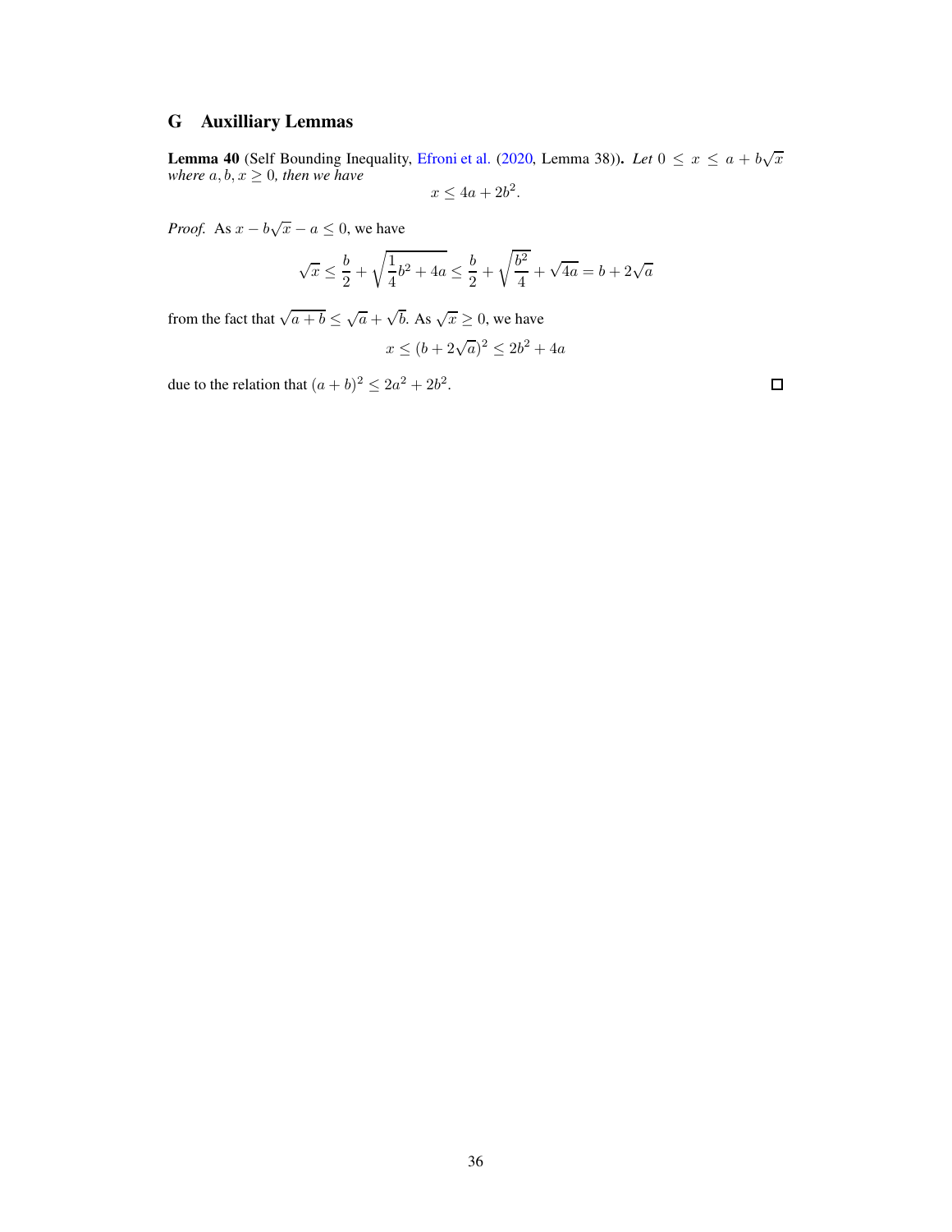## G Auxilliary Lemmas

**Lemma 40** (Self Bounding Inequality, Efroni et al. (2020, Lemma 38)). *Let $0 \le x \le a + b\sqrt{x}$ where $a, b, x \ge 0$, then we have*

$$x \le 4a + 2b^2.$$

*Proof.* As $x - b\sqrt{x} - a \le 0$, we have

$$\sqrt{x} \le \frac{b}{2} + \sqrt{\frac{1}{4}b^2 + 4a} \le \frac{b}{2} + \sqrt{\frac{b^2}{4}} + \sqrt{4a} = b + 2\sqrt{a}$$

from the fact that $\sqrt{a+b} \le \sqrt{a} + \sqrt{b}$. As $\sqrt{x} \ge 0$, we have

$$x \le (b + 2\sqrt{a})^2 \le 2b^2 + 4a$$

due to the relation that $(a+b)^2 \le 2a^2 + 2b^2$. □